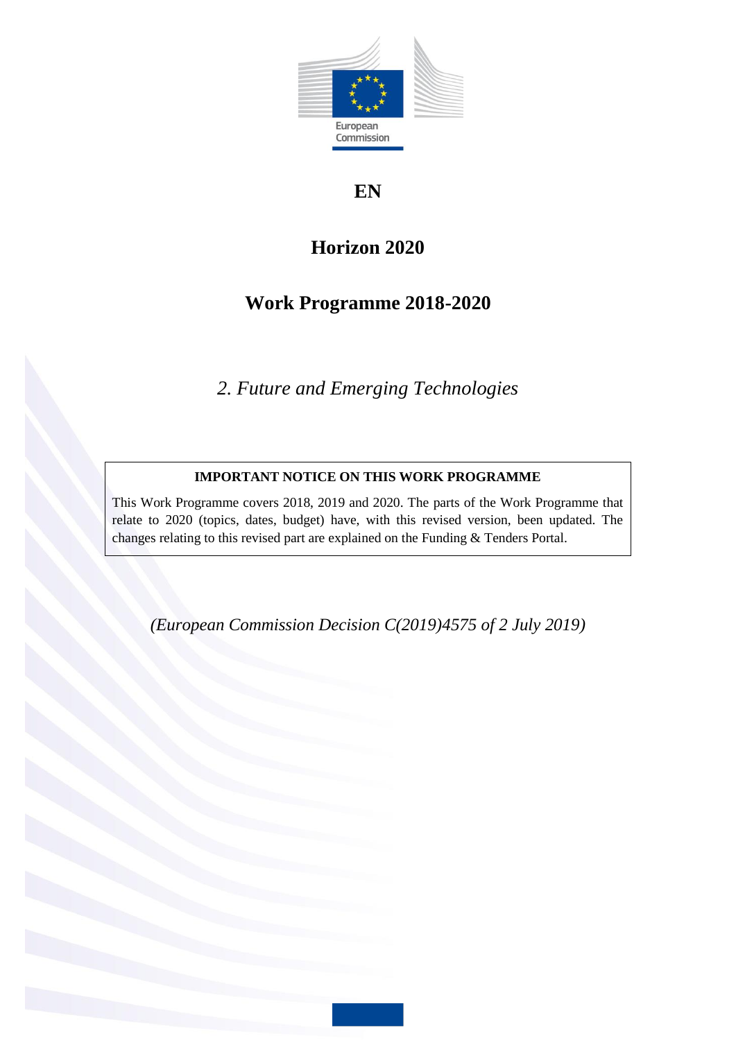European Commission

**EN**

# Horizon 2020

# Work Programme 2018-2020

*2. Future and Emerging Technologies*

**IMPORTANT NOTICE ON THIS WORK PROGRAMME**

This Work Programme covers 2018, 2019 and 2020. The parts of the Work Programme that relate to 2020 (topics, dates, budget) have, with this revised version, been updated. The changes relating to this revised part are explained on the Funding & Tenders Portal.

*(European Commission Decision C(2019)4575 of 2 July 2019)*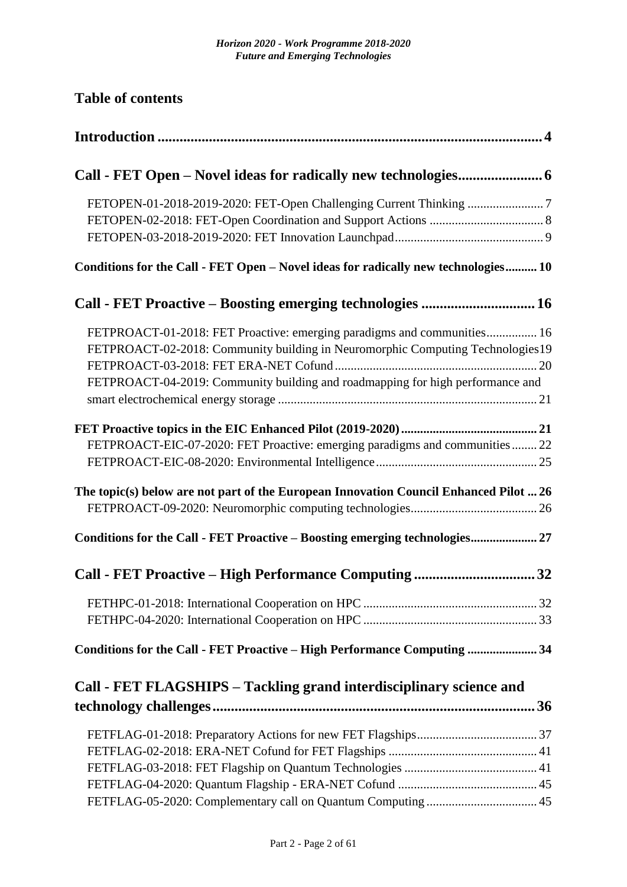## Table of contents

**Introduction** ........................................................................................................ 4

**Call - FET Open – Novel ideas for radically new technologies** ...................... 6

FETOPEN-01-2018-2019-2020: FET-Open Challenging Current Thinking ........................ 7
FETOPEN-02-2018: FET-Open Coordination and Support Actions .................................... 8
FETOPEN-03-2018-2019-2020: FET Innovation Launchpad .............................................. 9

**Conditions for the Call - FET Open – Novel ideas for radically new technologies** .......... 10

**Call - FET Proactive – Boosting emerging technologies** .............................. 16

FETPROACT-01-2018: FET Proactive: emerging paradigms and communities ................ 16
FETPROACT-02-2018: Community building in Neuromorphic Computing Technologies 19
FETPROACT-03-2018: FET ERA-NET Cofund ................................................................ 20
FETPROACT-04-2019: Community building and roadmapping for high performance and smart electrochemical energy storage .................................................................................. 21

**FET Proactive topics in the EIC Enhanced Pilot (2019-2020)** .......................................... 21
FETPROACT-EIC-07-2020: FET Proactive: emerging paradigms and communities ........ 22
FETPROACT-EIC-08-2020: Environmental Intelligence .................................................. 25

**The topic(s) below are not part of the European Innovation Council Enhanced Pilot** ... 26
FETPROACT-09-2020: Neuromorphic computing technologies ........................................ 26

**Conditions for the Call - FET Proactive – Boosting emerging technologies** .................... 27

**Call - FET Proactive – High Performance Computing** ................................ 32

FETHPC-01-2018: International Cooperation on HPC ...................................................... 32
FETHPC-04-2020: International Cooperation on HPC ...................................................... 33

**Conditions for the Call - FET Proactive – High Performance Computing** ...................... 34

**Call - FET FLAGSHIPS – Tackling grand interdisciplinary science and technology challenges** ...................................................................................... 36

FETFLAG-01-2018: Preparatory Actions for new FET Flagships ...................................... 37
FETFLAG-02-2018: ERA-NET Cofund for FET Flagships .............................................. 41
FETFLAG-03-2018: FET Flagship on Quantum Technologies .......................................... 41
FETFLAG-04-2020: Quantum Flagship - ERA-NET Cofund ............................................ 45
FETFLAG-05-2020: Complementary call on Quantum Computing .................................. 45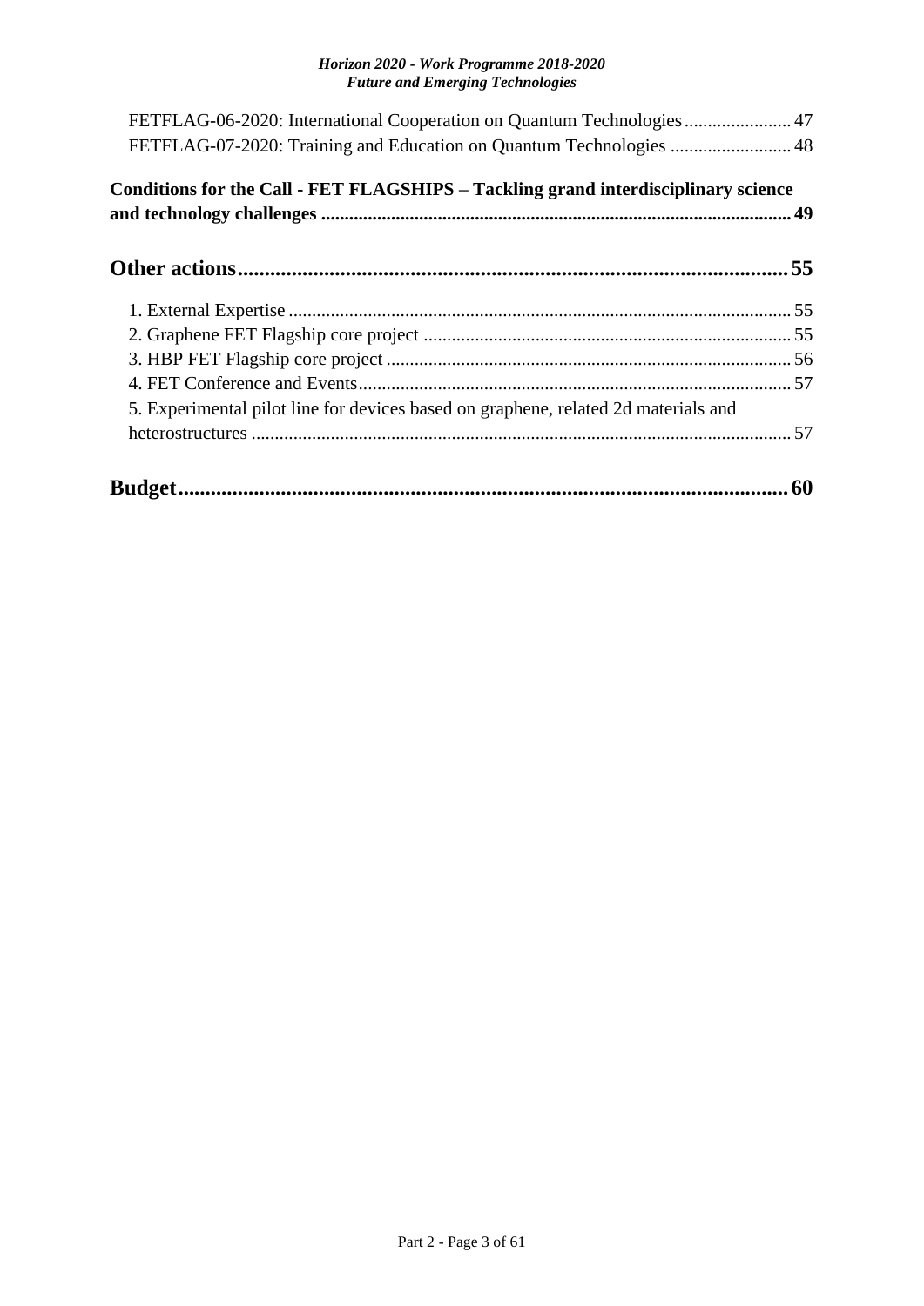FETFLAG-06-2020: International Cooperation on Quantum Technologies ....................... 47
FETFLAG-07-2020: Training and Education on Quantum Technologies .......................... 48

**Conditions for the Call - FET FLAGSHIPS – Tackling grand interdisciplinary science and technology challenges .................................................................................................... 49**

**Other actions ..................................................................................................... 55**

1. External Expertise ............................................................................................ 55
2. Graphene FET Flagship core project ............................................................... 55
3. HBP FET Flagship core project ....................................................................... 56
4. FET Conference and Events ............................................................................. 57
5. Experimental pilot line for devices based on graphene, related 2d materials and heterostructures .................................................................................................... 57

**Budget ................................................................................................................ 60**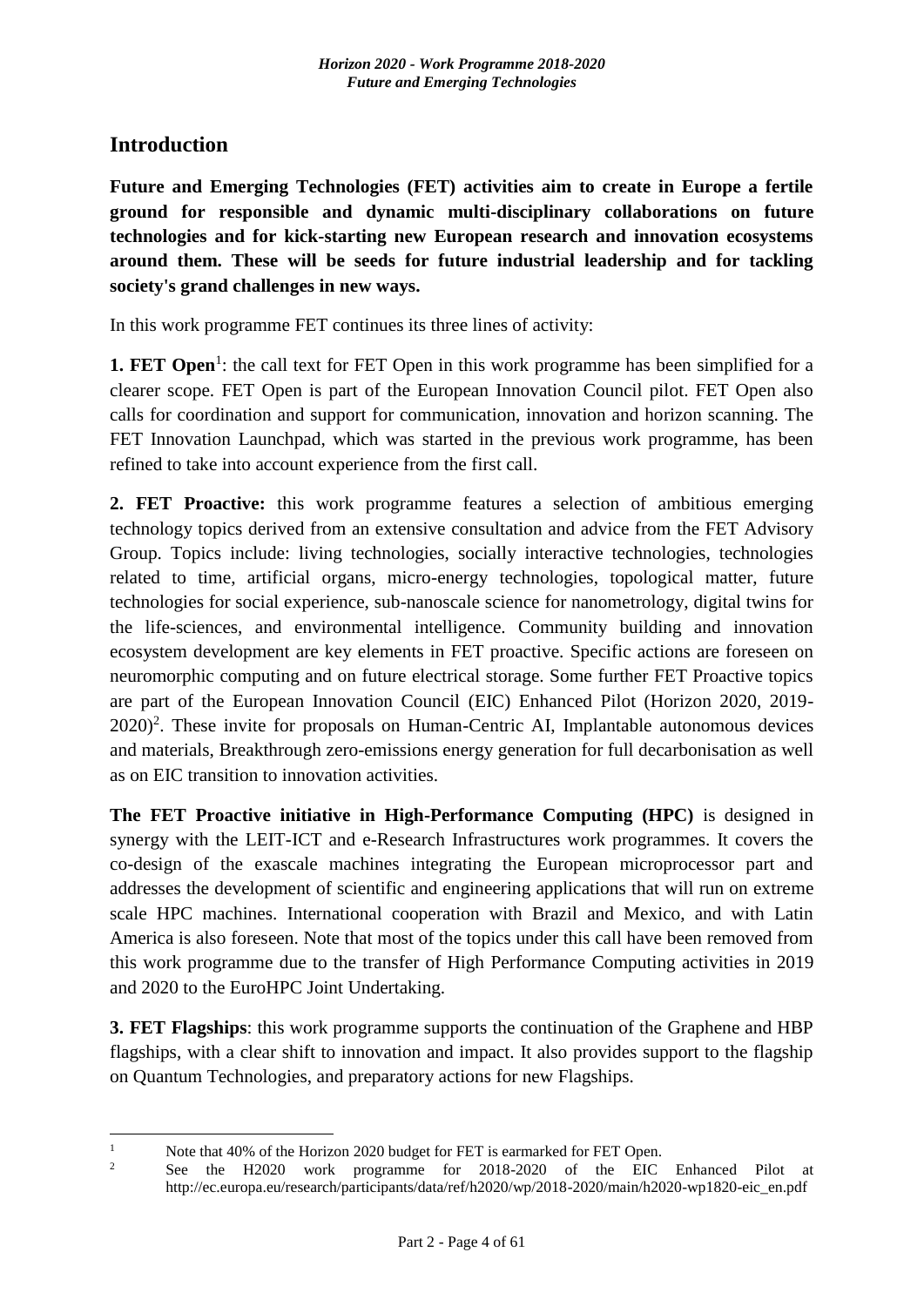## Introduction

**Future and Emerging Technologies (FET) activities aim to create in Europe a fertile ground for responsible and dynamic multi-disciplinary collaborations on future technologies and for kick-starting new European research and innovation ecosystems around them. These will be seeds for future industrial leadership and for tackling society's grand challenges in new ways.**

In this work programme FET continues its three lines of activity:

**1. FET Open**[1]: the call text for FET Open in this work programme has been simplified for a clearer scope. FET Open is part of the European Innovation Council pilot. FET Open also calls for coordination and support for communication, innovation and horizon scanning. The FET Innovation Launchpad, which was started in the previous work programme, has been refined to take into account experience from the first call.

**2. FET Proactive:** this work programme features a selection of ambitious emerging technology topics derived from an extensive consultation and advice from the FET Advisory Group. Topics include: living technologies, socially interactive technologies, technologies related to time, artificial organs, micro-energy technologies, topological matter, future technologies for social experience, sub-nanoscale science for nanometrology, digital twins for the life-sciences, and environmental intelligence. Community building and innovation ecosystem development are key elements in FET proactive. Specific actions are foreseen on neuromorphic computing and on future electrical storage. Some further FET Proactive topics are part of the European Innovation Council (EIC) Enhanced Pilot (Horizon 2020, 2019-2020)[2]. These invite for proposals on Human-Centric AI, Implantable autonomous devices and materials, Breakthrough zero-emissions energy generation for full decarbonisation as well as on EIC transition to innovation activities.

**The FET Proactive initiative in High-Performance Computing (HPC)** is designed in synergy with the LEIT-ICT and e-Research Infrastructures work programmes. It covers the co-design of the exascale machines integrating the European microprocessor part and addresses the development of scientific and engineering applications that will run on extreme scale HPC machines. International cooperation with Brazil and Mexico, and with Latin America is also foreseen. Note that most of the topics under this call have been removed from this work programme due to the transfer of High Performance Computing activities in 2019 and 2020 to the EuroHPC Joint Undertaking.

**3. FET Flagships**: this work programme supports the continuation of the Graphene and HBP flagships, with a clear shift to innovation and impact. It also provides support to the flagship on Quantum Technologies, and preparatory actions for new Flagships.

---

[1] Note that 40% of the Horizon 2020 budget for FET is earmarked for FET Open.

[2] See the H2020 work programme for 2018-2020 of the EIC Enhanced Pilot at http://ec.europa.eu/research/participants/data/ref/h2020/wp/2018-2020/main/h2020-wp1820-eic_en.pdf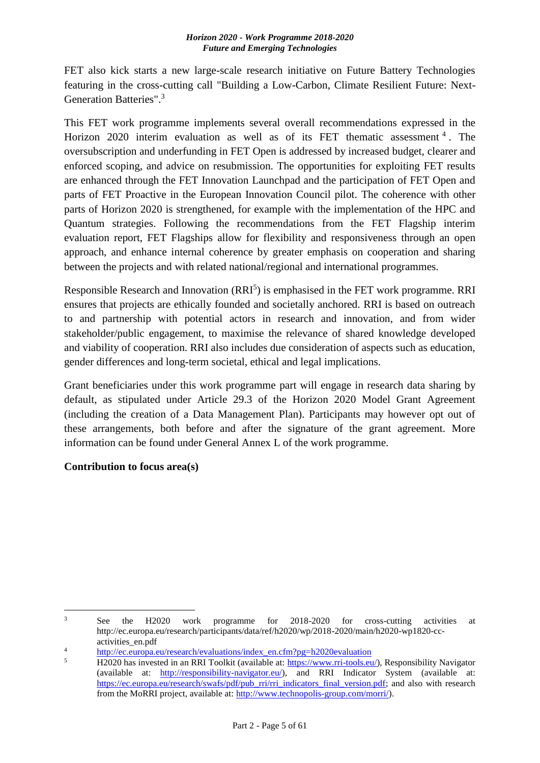FET also kick starts a new large-scale research initiative on Future Battery Technologies featuring in the cross-cutting call "Building a Low-Carbon, Climate Resilient Future: Next-Generation Batteries".[3]

This FET work programme implements several overall recommendations expressed in the Horizon 2020 interim evaluation as well as of its FET thematic assessment[4]. The oversubscription and underfunding in FET Open is addressed by increased budget, clearer and enforced scoping, and advice on resubmission. The opportunities for exploiting FET results are enhanced through the FET Innovation Launchpad and the participation of FET Open and parts of FET Proactive in the European Innovation Council pilot. The coherence with other parts of Horizon 2020 is strengthened, for example with the implementation of the HPC and Quantum strategies. Following the recommendations from the FET Flagship interim evaluation report, FET Flagships allow for flexibility and responsiveness through an open approach, and enhance internal coherence by greater emphasis on cooperation and sharing between the projects and with related national/regional and international programmes.

Responsible Research and Innovation (RRI[5]) is emphasised in the FET work programme. RRI ensures that projects are ethically founded and societally anchored. RRI is based on outreach to and partnership with potential actors in research and innovation, and from wider stakeholder/public engagement, to maximise the relevance of shared knowledge developed and viability of cooperation. RRI also includes due consideration of aspects such as education, gender differences and long-term societal, ethical and legal implications.

Grant beneficiaries under this work programme part will engage in research data sharing by default, as stipulated under Article 29.3 of the Horizon 2020 Model Grant Agreement (including the creation of a Data Management Plan). Participants may however opt out of these arrangements, both before and after the signature of the grant agreement. More information can be found under General Annex L of the work programme.

**Contribution to focus area(s)**

---

[3] See the H2020 work programme for 2018-2020 for cross-cutting activities at http://ec.europa.eu/research/participants/data/ref/h2020/wp/2018-2020/main/h2020-wp1820-cc-activities_en.pdf

[4] http://ec.europa.eu/research/evaluations/index_en.cfm?pg=h2020evaluation

[5] H2020 has invested in an RRI Toolkit (available at: https://www.rri-tools.eu/), Responsibility Navigator (available at: http://responsibility-navigator.eu/), and RRI Indicator System (available at: https://ec.europa.eu/research/swafs/pdf/pub_rri/rri_indicators_final_version.pdf; and also with research from the MoRRI project, available at: http://www.technopolis-group.com/morri/).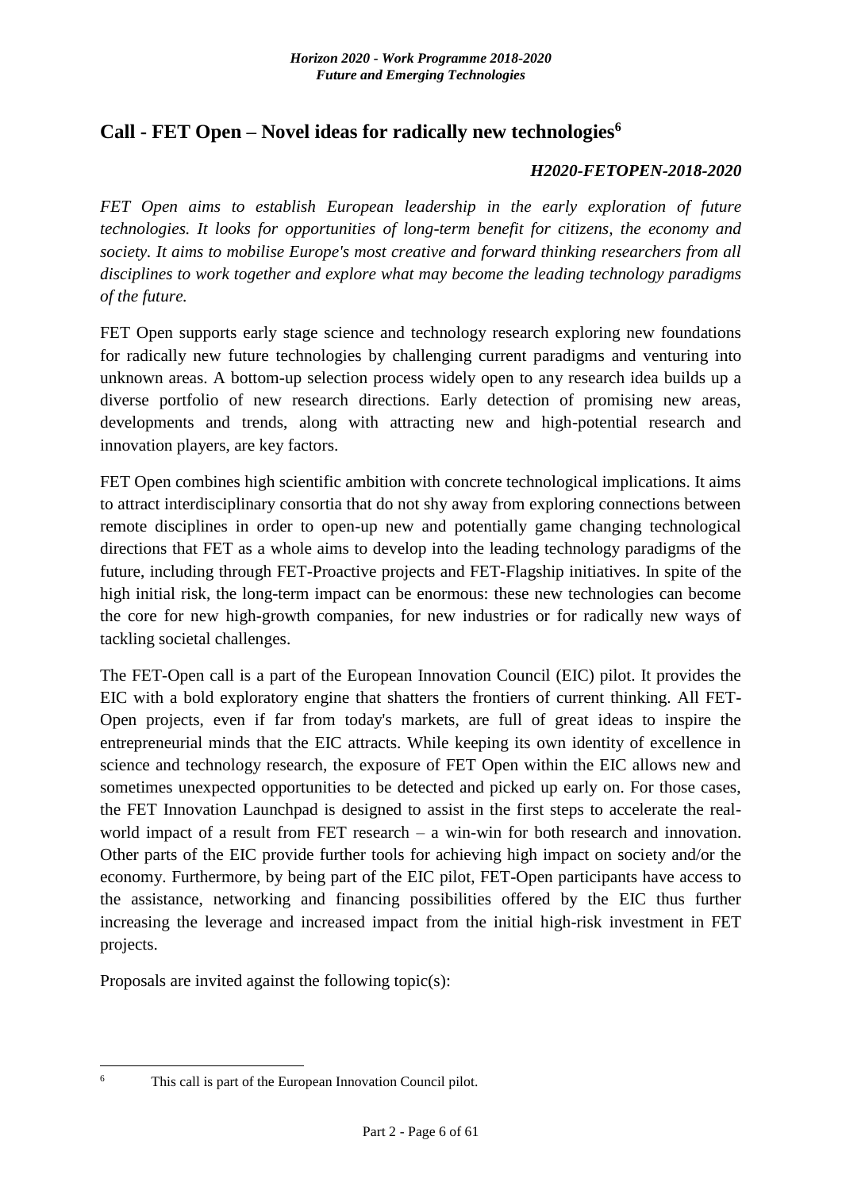## Call - FET Open – Novel ideas for radically new technologies[6]

***H2020-FETOPEN-2018-2020***

*FET Open aims to establish European leadership in the early exploration of future technologies. It looks for opportunities of long-term benefit for citizens, the economy and society. It aims to mobilise Europe's most creative and forward thinking researchers from all disciplines to work together and explore what may become the leading technology paradigms of the future.*

FET Open supports early stage science and technology research exploring new foundations for radically new future technologies by challenging current paradigms and venturing into unknown areas. A bottom-up selection process widely open to any research idea builds up a diverse portfolio of new research directions. Early detection of promising new areas, developments and trends, along with attracting new and high-potential research and innovation players, are key factors.

FET Open combines high scientific ambition with concrete technological implications. It aims to attract interdisciplinary consortia that do not shy away from exploring connections between remote disciplines in order to open-up new and potentially game changing technological directions that FET as a whole aims to develop into the leading technology paradigms of the future, including through FET-Proactive projects and FET-Flagship initiatives. In spite of the high initial risk, the long-term impact can be enormous: these new technologies can become the core for new high-growth companies, for new industries or for radically new ways of tackling societal challenges.

The FET-Open call is a part of the European Innovation Council (EIC) pilot. It provides the EIC with a bold exploratory engine that shatters the frontiers of current thinking. All FET-Open projects, even if far from today's markets, are full of great ideas to inspire the entrepreneurial minds that the EIC attracts. While keeping its own identity of excellence in science and technology research, the exposure of FET Open within the EIC allows new and sometimes unexpected opportunities to be detected and picked up early on. For those cases, the FET Innovation Launchpad is designed to assist in the first steps to accelerate the real-world impact of a result from FET research – a win-win for both research and innovation. Other parts of the EIC provide further tools for achieving high impact on society and/or the economy. Furthermore, by being part of the EIC pilot, FET-Open participants have access to the assistance, networking and financing possibilities offered by the EIC thus further increasing the leverage and increased impact from the initial high-risk investment in FET projects.

Proposals are invited against the following topic(s):

---

[6] This call is part of the European Innovation Council pilot.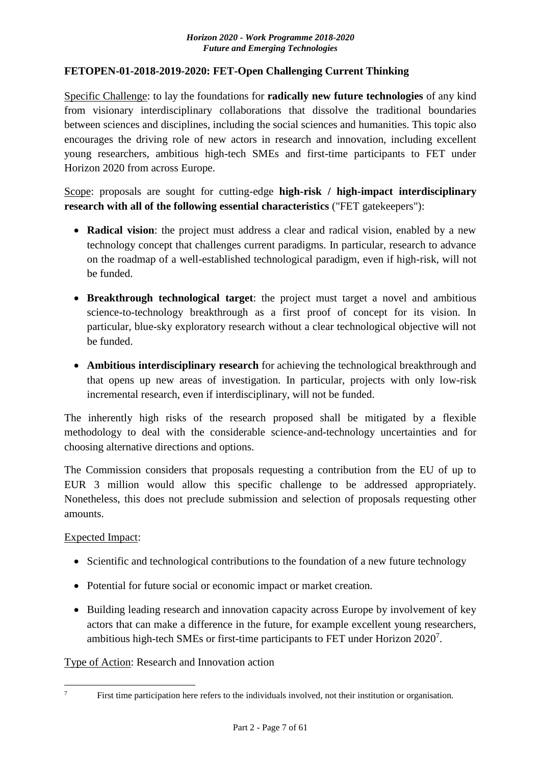### FETOPEN-01-2018-2019-2020: FET-Open Challenging Current Thinking

Specific Challenge: to lay the foundations for **radically new future technologies** of any kind from visionary interdisciplinary collaborations that dissolve the traditional boundaries between sciences and disciplines, including the social sciences and humanities. This topic also encourages the driving role of new actors in research and innovation, including excellent young researchers, ambitious high-tech SMEs and first-time participants to FET under Horizon 2020 from across Europe.

Scope: proposals are sought for cutting-edge **high-risk / high-impact interdisciplinary research with all of the following essential characteristics** ("FET gatekeepers"):

- **Radical vision**: the project must address a clear and radical vision, enabled by a new technology concept that challenges current paradigms. In particular, research to advance on the roadmap of a well-established technological paradigm, even if high-risk, will not be funded.
- **Breakthrough technological target**: the project must target a novel and ambitious science-to-technology breakthrough as a first proof of concept for its vision. In particular, blue-sky exploratory research without a clear technological objective will not be funded.
- **Ambitious interdisciplinary research** for achieving the technological breakthrough and that opens up new areas of investigation. In particular, projects with only low-risk incremental research, even if interdisciplinary, will not be funded.

The inherently high risks of the research proposed shall be mitigated by a flexible methodology to deal with the considerable science-and-technology uncertainties and for choosing alternative directions and options.

The Commission considers that proposals requesting a contribution from the EU of up to EUR 3 million would allow this specific challenge to be addressed appropriately. Nonetheless, this does not preclude submission and selection of proposals requesting other amounts.

Expected Impact:

- Scientific and technological contributions to the foundation of a new future technology
- Potential for future social or economic impact or market creation.
- Building leading research and innovation capacity across Europe by involvement of key actors that can make a difference in the future, for example excellent young researchers, ambitious high-tech SMEs or first-time participants to FET under Horizon 2020[7].

Type of Action: Research and Innovation action

[7] First time participation here refers to the individuals involved, not their institution or organisation.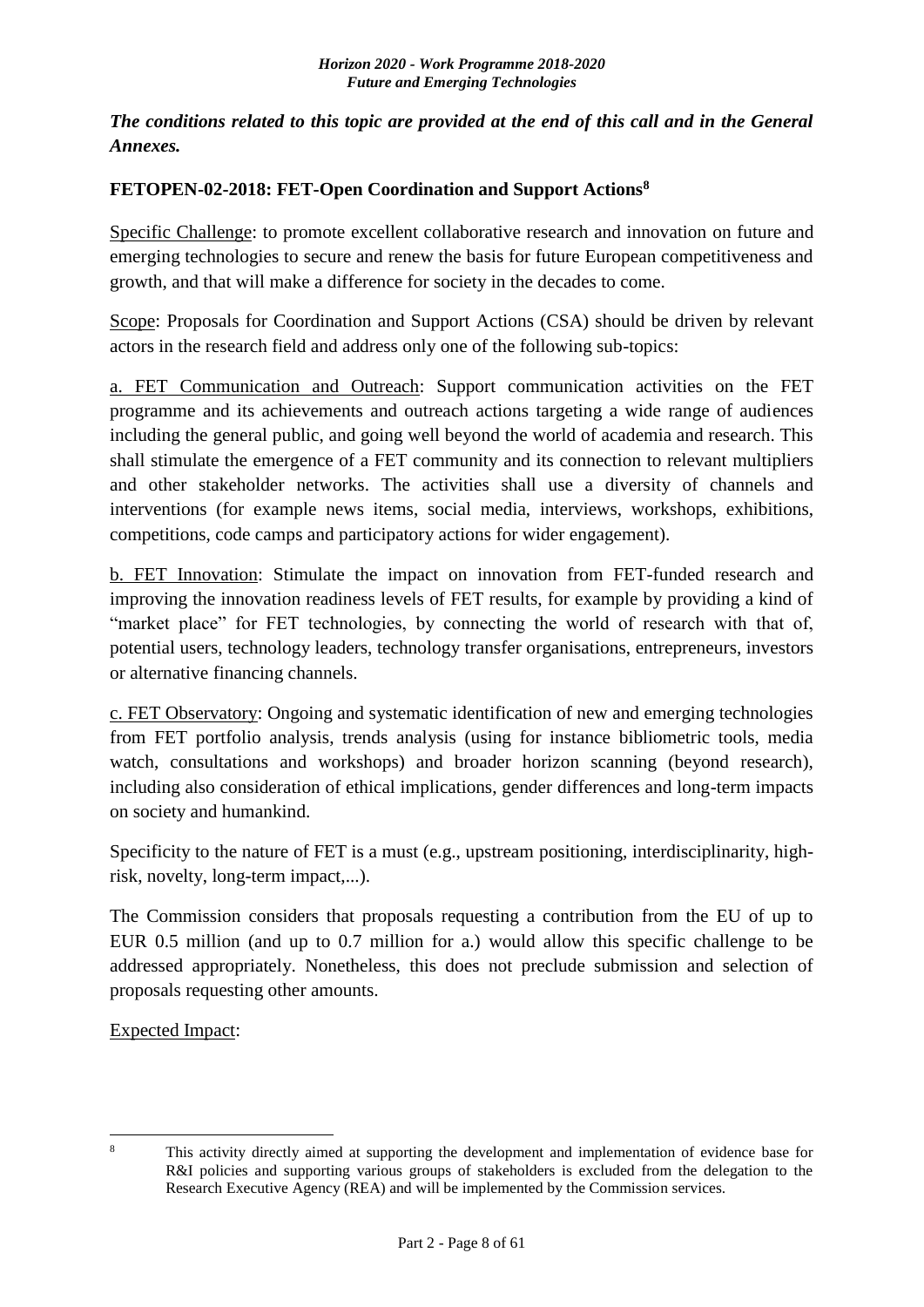***The conditions related to this topic are provided at the end of this call and in the General Annexes.***

### FETOPEN-02-2018: FET-Open Coordination and Support Actions[8]

Specific Challenge: to promote excellent collaborative research and innovation on future and emerging technologies to secure and renew the basis for future European competitiveness and growth, and that will make a difference for society in the decades to come.

Scope: Proposals for Coordination and Support Actions (CSA) should be driven by relevant actors in the research field and address only one of the following sub-topics:

a. FET Communication and Outreach: Support communication activities on the FET programme and its achievements and outreach actions targeting a wide range of audiences including the general public, and going well beyond the world of academia and research. This shall stimulate the emergence of a FET community and its connection to relevant multipliers and other stakeholder networks. The activities shall use a diversity of channels and interventions (for example news items, social media, interviews, workshops, exhibitions, competitions, code camps and participatory actions for wider engagement).

b. FET Innovation: Stimulate the impact on innovation from FET-funded research and improving the innovation readiness levels of FET results, for example by providing a kind of "market place" for FET technologies, by connecting the world of research with that of, potential users, technology leaders, technology transfer organisations, entrepreneurs, investors or alternative financing channels.

c. FET Observatory: Ongoing and systematic identification of new and emerging technologies from FET portfolio analysis, trends analysis (using for instance bibliometric tools, media watch, consultations and workshops) and broader horizon scanning (beyond research), including also consideration of ethical implications, gender differences and long-term impacts on society and humankind.

Specificity to the nature of FET is a must (e.g., upstream positioning, interdisciplinarity, high-risk, novelty, long-term impact,...).

The Commission considers that proposals requesting a contribution from the EU of up to EUR 0.5 million (and up to 0.7 million for a.) would allow this specific challenge to be addressed appropriately. Nonetheless, this does not preclude submission and selection of proposals requesting other amounts.

Expected Impact:

---

[8] This activity directly aimed at supporting the development and implementation of evidence base for R&I policies and supporting various groups of stakeholders is excluded from the delegation to the Research Executive Agency (REA) and will be implemented by the Commission services.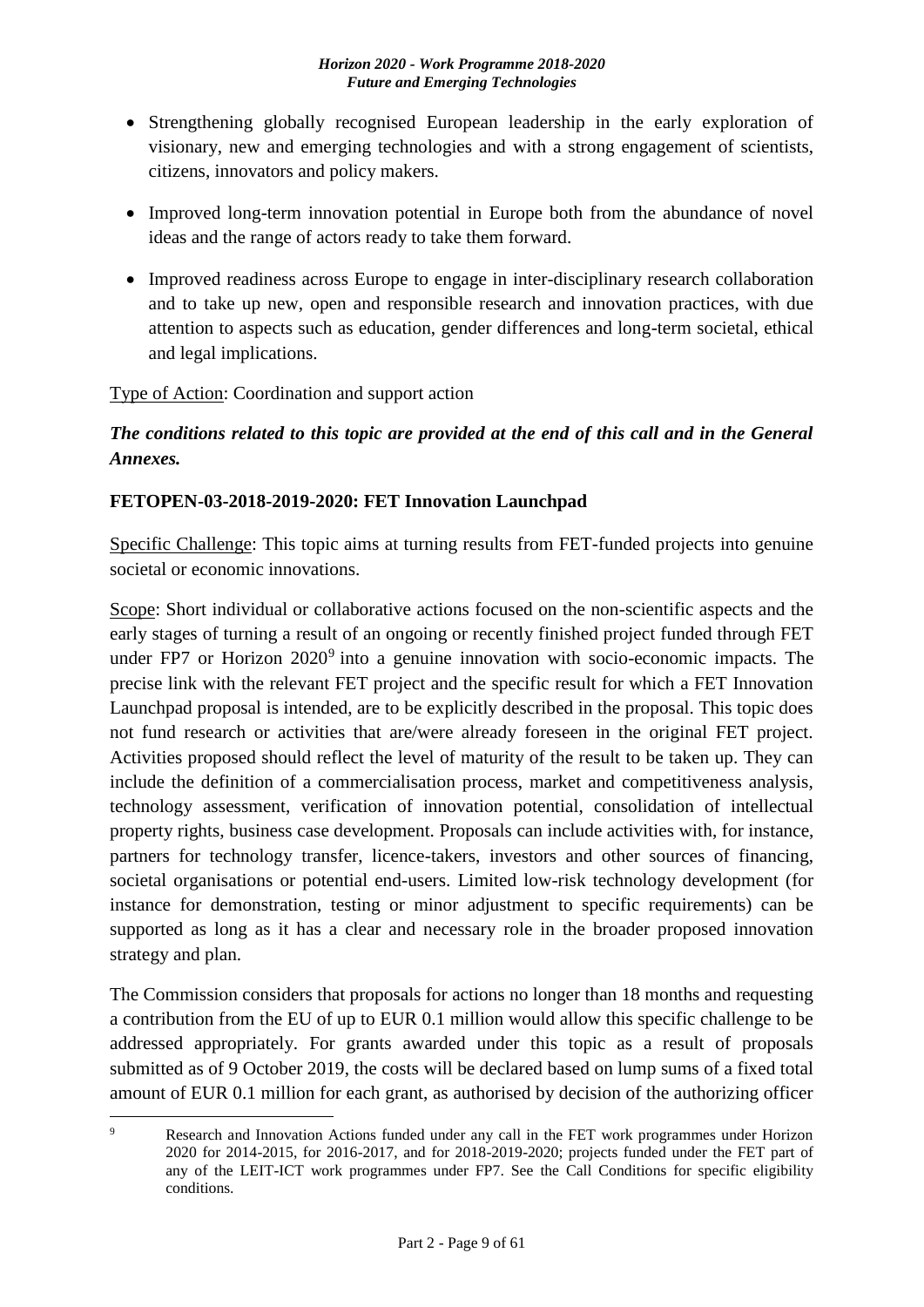- Strengthening globally recognised European leadership in the early exploration of visionary, new and emerging technologies and with a strong engagement of scientists, citizens, innovators and policy makers.
- Improved long-term innovation potential in Europe both from the abundance of novel ideas and the range of actors ready to take them forward.
- Improved readiness across Europe to engage in inter-disciplinary research collaboration and to take up new, open and responsible research and innovation practices, with due attention to aspects such as education, gender differences and long-term societal, ethical and legal implications.

Type of Action: Coordination and support action

***The conditions related to this topic are provided at the end of this call and in the General Annexes.***

**FETOPEN-03-2018-2019-2020: FET Innovation Launchpad**

Specific Challenge: This topic aims at turning results from FET-funded projects into genuine societal or economic innovations.

Scope: Short individual or collaborative actions focused on the non-scientific aspects and the early stages of turning a result of an ongoing or recently finished project funded through FET under FP7 or Horizon 2020[9] into a genuine innovation with socio-economic impacts. The precise link with the relevant FET project and the specific result for which a FET Innovation Launchpad proposal is intended, are to be explicitly described in the proposal. This topic does not fund research or activities that are/were already foreseen in the original FET project. Activities proposed should reflect the level of maturity of the result to be taken up. They can include the definition of a commercialisation process, market and competitiveness analysis, technology assessment, verification of innovation potential, consolidation of intellectual property rights, business case development. Proposals can include activities with, for instance, partners for technology transfer, licence-takers, investors and other sources of financing, societal organisations or potential end-users. Limited low-risk technology development (for instance for demonstration, testing or minor adjustment to specific requirements) can be supported as long as it has a clear and necessary role in the broader proposed innovation strategy and plan.

The Commission considers that proposals for actions no longer than 18 months and requesting a contribution from the EU of up to EUR 0.1 million would allow this specific challenge to be addressed appropriately. For grants awarded under this topic as a result of proposals submitted as of 9 October 2019, the costs will be declared based on lump sums of a fixed total amount of EUR 0.1 million for each grant, as authorised by decision of the authorizing officer

[9] Research and Innovation Actions funded under any call in the FET work programmes under Horizon 2020 for 2014-2015, for 2016-2017, and for 2018-2019-2020; projects funded under the FET part of any of the LEIT-ICT work programmes under FP7. See the Call Conditions for specific eligibility conditions.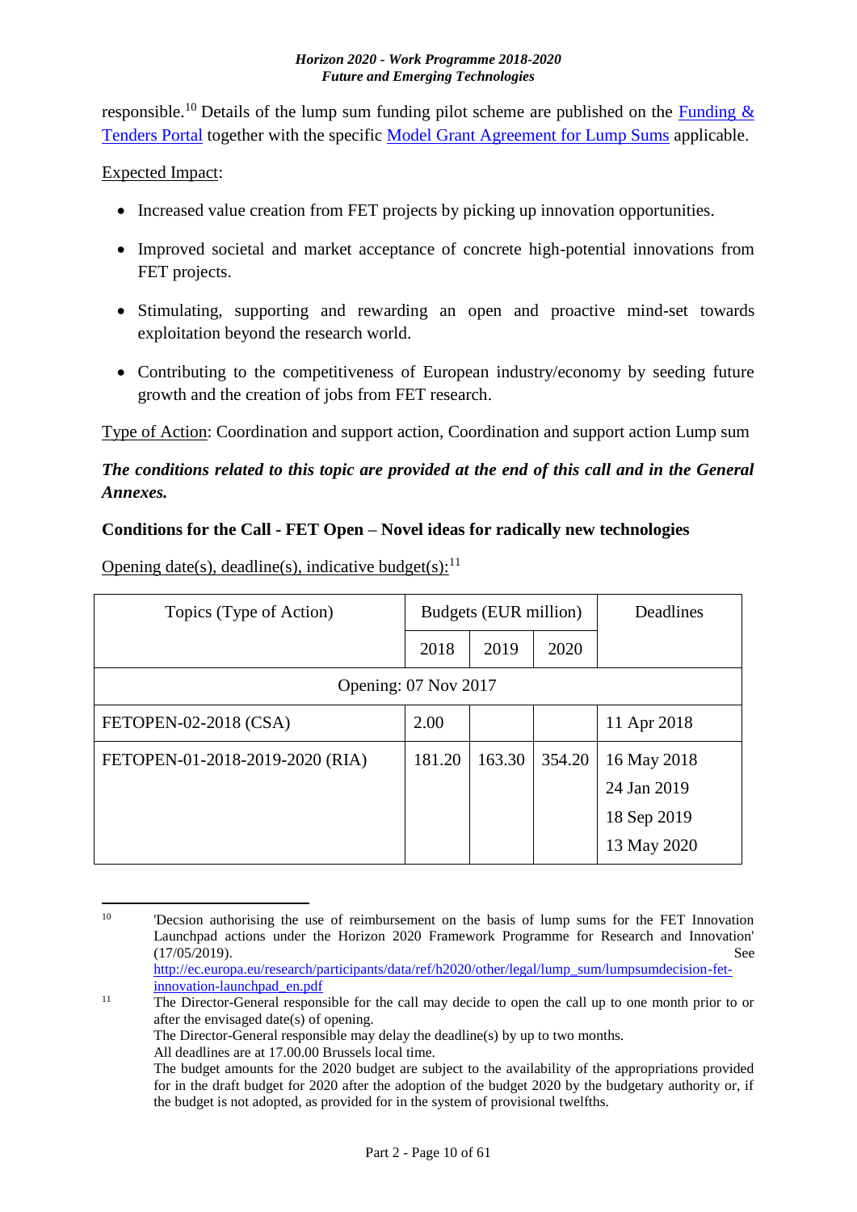responsible.[10] Details of the lump sum funding pilot scheme are published on the Funding & Tenders Portal together with the specific Model Grant Agreement for Lump Sums applicable.

Expected Impact:

- Increased value creation from FET projects by picking up innovation opportunities.
- Improved societal and market acceptance of concrete high-potential innovations from FET projects.
- Stimulating, supporting and rewarding an open and proactive mind-set towards exploitation beyond the research world.
- Contributing to the competitiveness of European industry/economy by seeding future growth and the creation of jobs from FET research.

Type of Action: Coordination and support action, Coordination and support action Lump sum

***The conditions related to this topic are provided at the end of this call and in the General Annexes.***

**Conditions for the Call - FET Open – Novel ideas for radically new technologies**

Opening date(s), deadline(s), indicative budget(s):[11]

| Topics (Type of Action) | Budgets (EUR million) | | | Deadlines |
|---|---|---|---|---|
| | 2018 | 2019 | 2020 | |
| Opening: 07 Nov 2017 | | | | |
| FETOPEN-02-2018 (CSA) | 2.00 | | | 11 Apr 2018 |
| FETOPEN-01-2018-2019-2020 (RIA) | 181.20 | 163.30 | 354.20 | 16 May 2018<br>24 Jan 2019<br>18 Sep 2019<br>13 May 2020 |

---

[10] 'Decsion authorising the use of reimbursement on the basis of lump sums for the FET Innovation Launchpad actions under the Horizon 2020 Framework Programme for Research and Innovation' (17/05/2019). See http://ec.europa.eu/research/participants/data/ref/h2020/other/legal/lump_sum/lumpsumdecision-fet-innovation-launchpad_en.pdf

[11] The Director-General responsible for the call may decide to open the call up to one month prior to or after the envisaged date(s) of opening.
The Director-General responsible may delay the deadline(s) by up to two months.
All deadlines are at 17.00.00 Brussels local time.
The budget amounts for the 2020 budget are subject to the availability of the appropriations provided for in the draft budget for 2020 after the adoption of the budget 2020 by the budgetary authority or, if the budget is not adopted, as provided for in the system of provisional twelfths.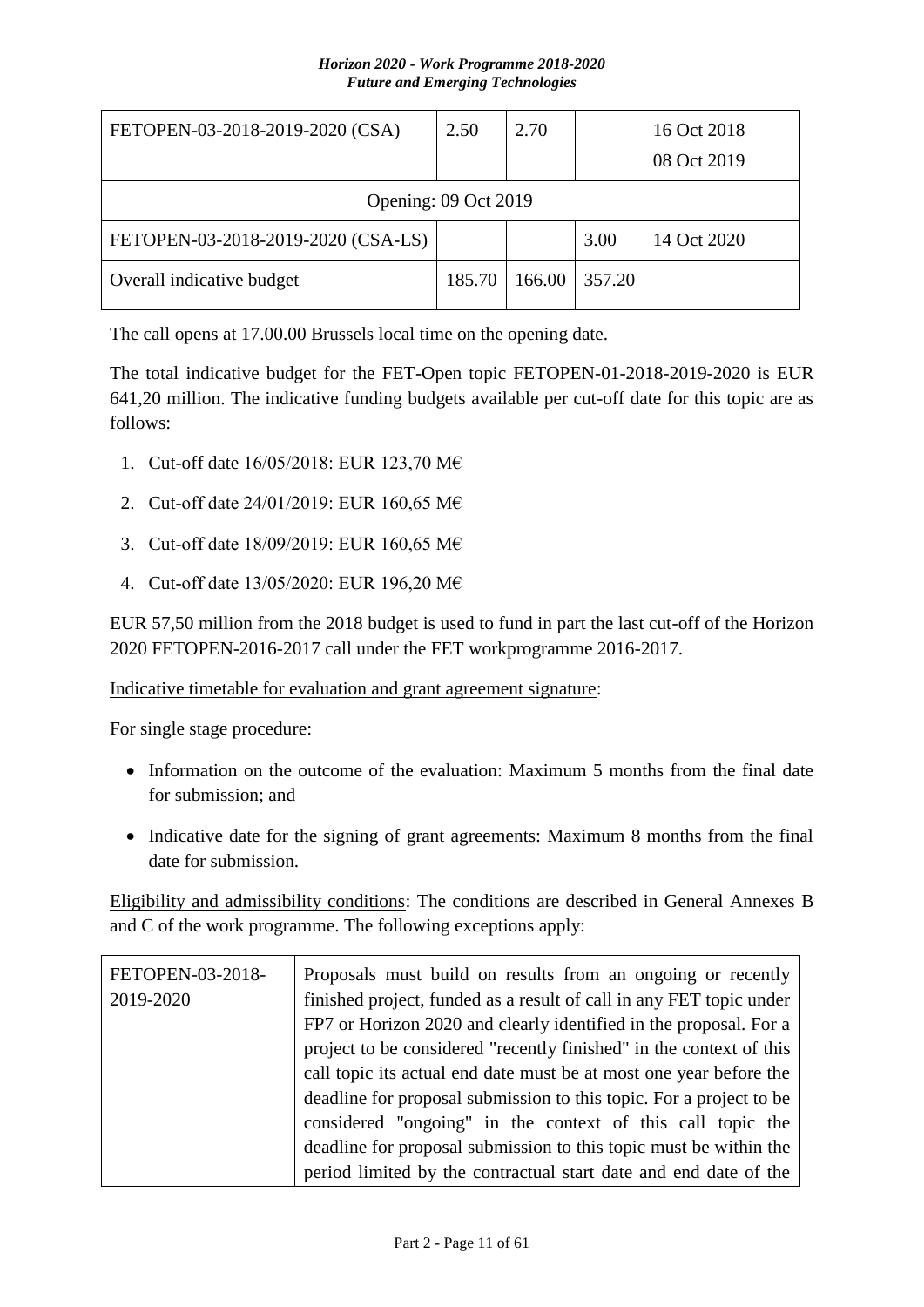| FETOPEN-03-2018-2019-2020 (CSA) | 2.50 | 2.70 | | 16 Oct 2018<br>08 Oct 2019 |
|---|---|---|---|---|
| Opening: 09 Oct 2019 | | | | |
| FETOPEN-03-2018-2019-2020 (CSA-LS) | | | 3.00 | 14 Oct 2020 |
| Overall indicative budget | 185.70 | 166.00 | 357.20 | |

The call opens at 17.00.00 Brussels local time on the opening date.

The total indicative budget for the FET-Open topic FETOPEN-01-2018-2019-2020 is EUR 641,20 million. The indicative funding budgets available per cut-off date for this topic are as follows:

1. Cut-off date 16/05/2018: EUR 123,70 M€
2. Cut-off date 24/01/2019: EUR 160,65 M€
3. Cut-off date 18/09/2019: EUR 160,65 M€
4. Cut-off date 13/05/2020: EUR 196,20 M€

EUR 57,50 million from the 2018 budget is used to fund in part the last cut-off of the Horizon 2020 FETOPEN-2016-2017 call under the FET workprogramme 2016-2017.

Indicative timetable for evaluation and grant agreement signature:

For single stage procedure:

- Information on the outcome of the evaluation: Maximum 5 months from the final date for submission; and
- Indicative date for the signing of grant agreements: Maximum 8 months from the final date for submission.

Eligibility and admissibility conditions: The conditions are described in General Annexes B and C of the work programme. The following exceptions apply:

| FETOPEN-03-2018-2019-2020 | Proposals must build on results from an ongoing or recently finished project, funded as a result of call in any FET topic under FP7 or Horizon 2020 and clearly identified in the proposal. For a project to be considered "recently finished" in the context of this call topic its actual end date must be at most one year before the deadline for proposal submission to this topic. For a project to be considered "ongoing" in the context of this call topic the deadline for proposal submission to this topic must be within the period limited by the contractual start date and end date of the |
|---|---|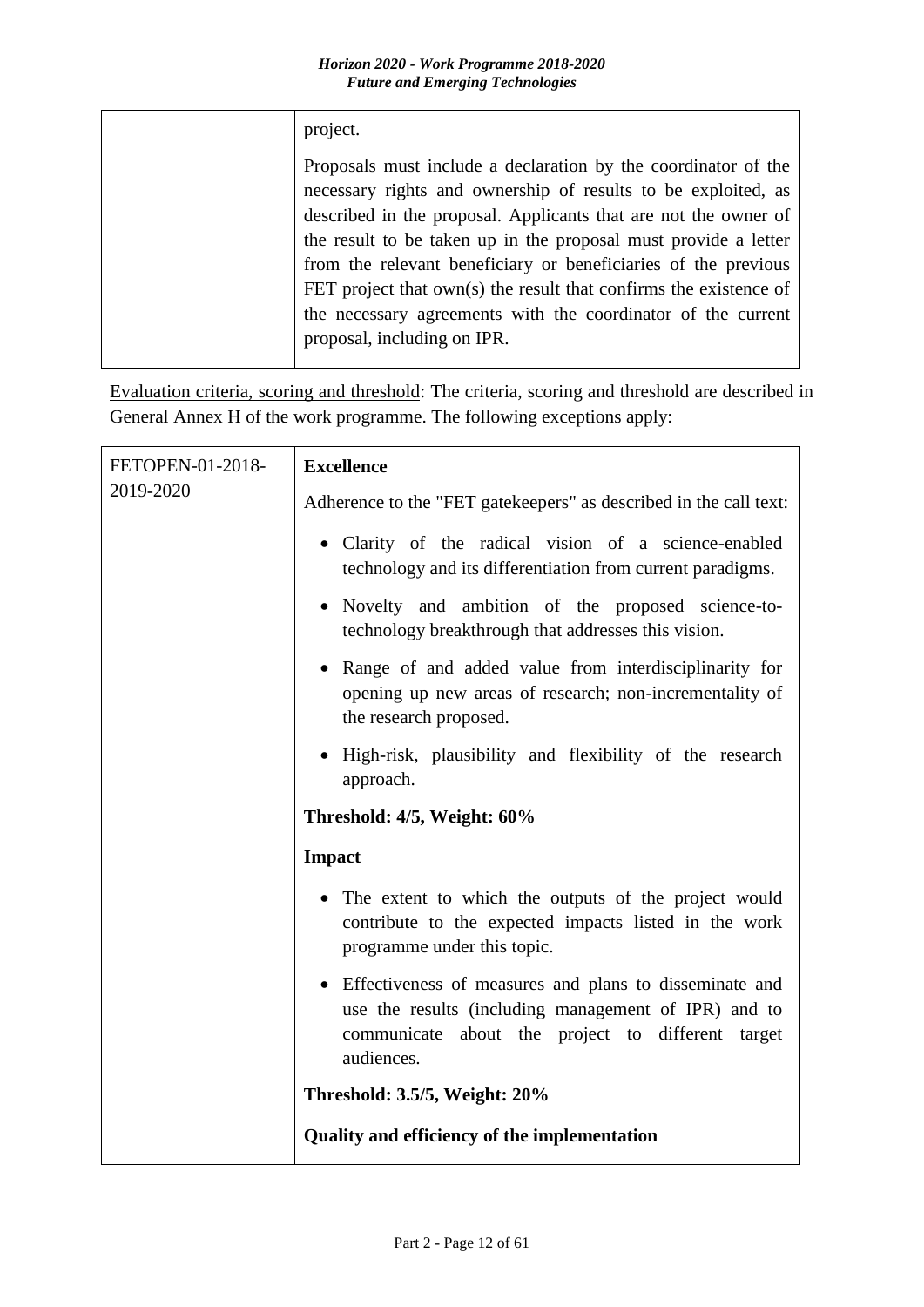| | project.<br><br>Proposals must include a declaration by the coordinator of the necessary rights and ownership of results to be exploited, as described in the proposal. Applicants that are not the owner of the result to be taken up in the proposal must provide a letter from the relevant beneficiary or beneficiaries of the previous FET project that own(s) the result that confirms the existence of the necessary agreements with the coordinator of the current proposal, including on IPR. |
|---|---|

Evaluation criteria, scoring and threshold: The criteria, scoring and threshold are described in General Annex H of the work programme. The following exceptions apply:

| FETOPEN-01-2018-2019-2020 | **Excellence**<br><br>Adherence to the "FET gatekeepers" as described in the call text:<br><br>• Clarity of the radical vision of a science-enabled technology and its differentiation from current paradigms.<br><br>• Novelty and ambition of the proposed science-to-technology breakthrough that addresses this vision.<br><br>• Range of and added value from interdisciplinarity for opening up new areas of research; non-incrementality of the research proposed.<br><br>• High-risk, plausibility and flexibility of the research approach.<br><br>**Threshold: 4/5, Weight: 60%**<br><br>**Impact**<br><br>• The extent to which the outputs of the project would contribute to the expected impacts listed in the work programme under this topic.<br><br>• Effectiveness of measures and plans to disseminate and use the results (including management of IPR) and to communicate about the project to different target audiences.<br><br>**Threshold: 3.5/5, Weight: 20%**<br><br>**Quality and efficiency of the implementation** |
|---|---|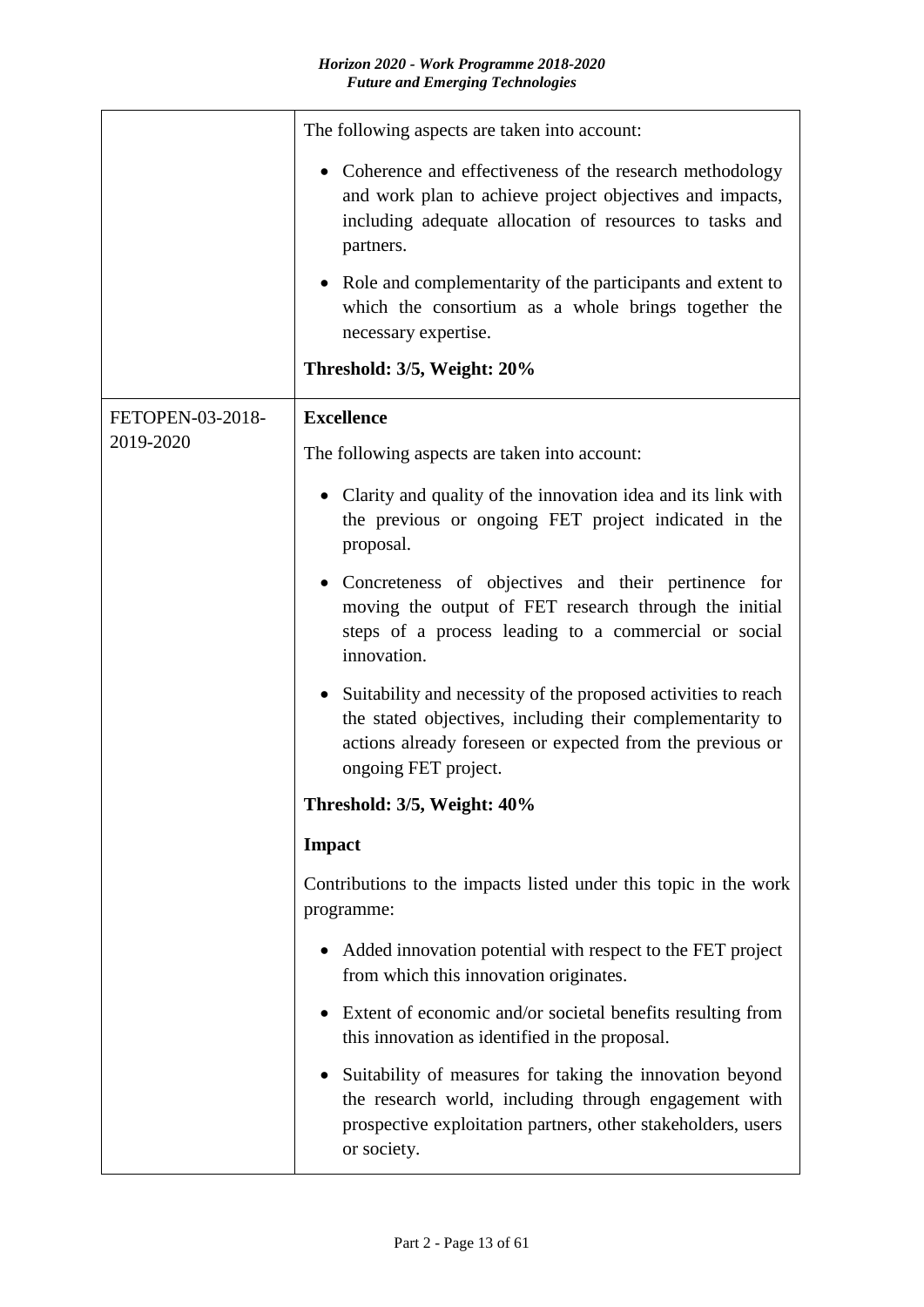| | |
|---|---|
| | The following aspects are taken into account:<br><br>• Coherence and effectiveness of the research methodology and work plan to achieve project objectives and impacts, including adequate allocation of resources to tasks and partners.<br><br>• Role and complementarity of the participants and extent to which the consortium as a whole brings together the necessary expertise.<br><br>**Threshold: 3/5, Weight: 20%** |
| FETOPEN-03-2018-2019-2020 | **Excellence**<br><br>The following aspects are taken into account:<br><br>• Clarity and quality of the innovation idea and its link with the previous or ongoing FET project indicated in the proposal.<br><br>• Concreteness of objectives and their pertinence for moving the output of FET research through the initial steps of a process leading to a commercial or social innovation.<br><br>• Suitability and necessity of the proposed activities to reach the stated objectives, including their complementarity to actions already foreseen or expected from the previous or ongoing FET project.<br><br>**Threshold: 3/5, Weight: 40%**<br><br>**Impact**<br><br>Contributions to the impacts listed under this topic in the work programme:<br><br>• Added innovation potential with respect to the FET project from which this innovation originates.<br><br>• Extent of economic and/or societal benefits resulting from this innovation as identified in the proposal.<br><br>• Suitability of measures for taking the innovation beyond the research world, including through engagement with prospective exploitation partners, other stakeholders, users or society. |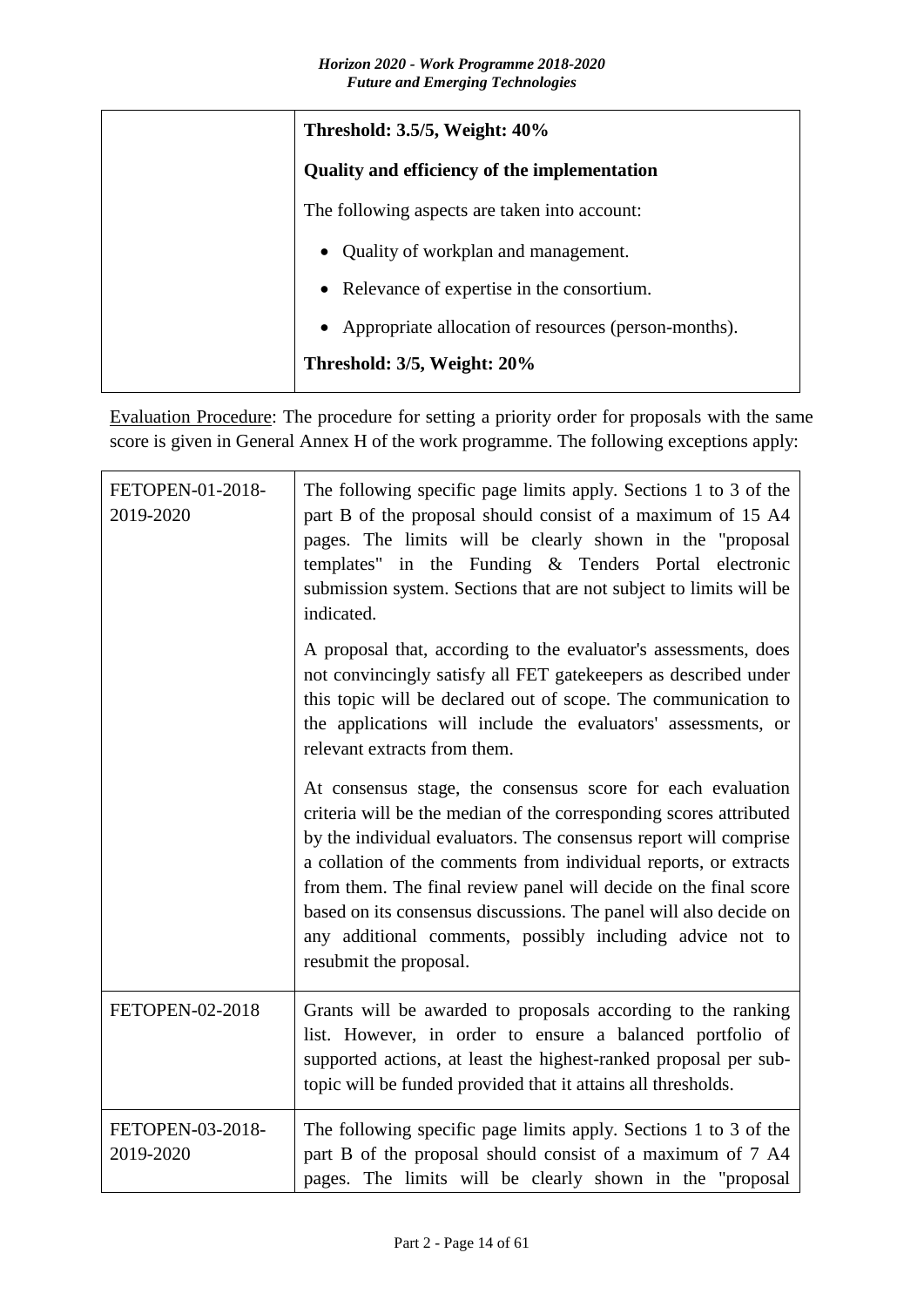| | |
|---|---|
| | **Threshold: 3.5/5, Weight: 40%**<br><br>**Quality and efficiency of the implementation**<br><br>The following aspects are taken into account:<br><br>• Quality of workplan and management.<br><br>• Relevance of expertise in the consortium.<br><br>• Appropriate allocation of resources (person-months).<br><br>**Threshold: 3/5, Weight: 20%** |

Evaluation Procedure: The procedure for setting a priority order for proposals with the same score is given in General Annex H of the work programme. The following exceptions apply:

| | |
|---|---|
| FETOPEN-01-2018-2019-2020 | The following specific page limits apply. Sections 1 to 3 of the part B of the proposal should consist of a maximum of 15 A4 pages. The limits will be clearly shown in the "proposal templates" in the Funding & Tenders Portal electronic submission system. Sections that are not subject to limits will be indicated.<br><br>A proposal that, according to the evaluator's assessments, does not convincingly satisfy all FET gatekeepers as described under this topic will be declared out of scope. The communication to the applications will include the evaluators' assessments, or relevant extracts from them.<br><br>At consensus stage, the consensus score for each evaluation criteria will be the median of the corresponding scores attributed by the individual evaluators. The consensus report will comprise a collation of the comments from individual reports, or extracts from them. The final review panel will decide on the final score based on its consensus discussions. The panel will also decide on any additional comments, possibly including advice not to resubmit the proposal. |
| FETOPEN-02-2018 | Grants will be awarded to proposals according to the ranking list. However, in order to ensure a balanced portfolio of supported actions, at least the highest-ranked proposal per sub-topic will be funded provided that it attains all thresholds. |
| FETOPEN-03-2018-2019-2020 | The following specific page limits apply. Sections 1 to 3 of the part B of the proposal should consist of a maximum of 7 A4 pages. The limits will be clearly shown in the "proposal |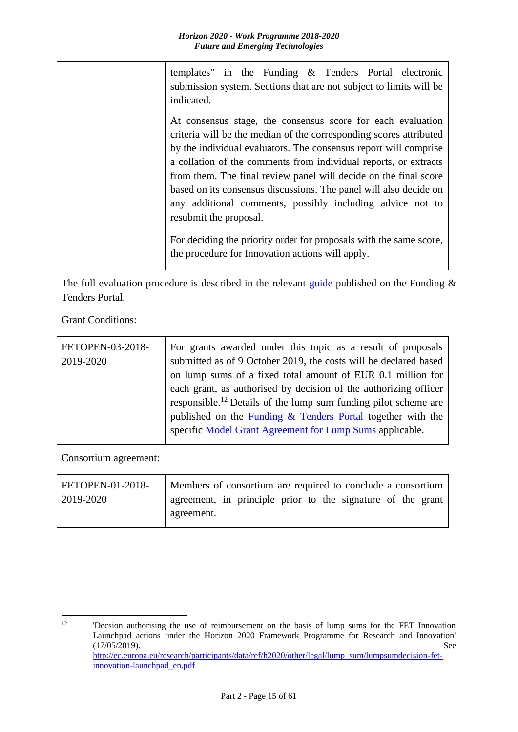| | |
|---|---|
| | templates" in the Funding & Tenders Portal electronic submission system. Sections that are not subject to limits will be indicated.<br><br>At consensus stage, the consensus score for each evaluation criteria will be the median of the corresponding scores attributed by the individual evaluators. The consensus report will comprise a collation of the comments from individual reports, or extracts from them. The final review panel will decide on the final score based on its consensus discussions. The panel will also decide on any additional comments, possibly including advice not to resubmit the proposal.<br><br>For deciding the priority order for proposals with the same score, the procedure for Innovation actions will apply. |

The full evaluation procedure is described in the relevant guide published on the Funding & Tenders Portal.

Grant Conditions:

| | |
|---|---|
| FETOPEN-03-2018-2019-2020 | For grants awarded under this topic as a result of proposals submitted as of 9 October 2019, the costs will be declared based on lump sums of a fixed total amount of EUR 0.1 million for each grant, as authorised by decision of the authorizing officer responsible.[12] Details of the lump sum funding pilot scheme are published on the Funding & Tenders Portal together with the specific Model Grant Agreement for Lump Sums applicable. |

Consortium agreement:

| | |
|---|---|
| FETOPEN-01-2018-2019-2020 | Members of consortium are required to conclude a consortium agreement, in principle prior to the signature of the grant agreement. |

[12] 'Decsion authorising the use of reimbursement on the basis of lump sums for the FET Innovation Launchpad actions under the Horizon 2020 Framework Programme for Research and Innovation' (17/05/2019). See http://ec.europa.eu/research/participants/data/ref/h2020/other/legal/lump_sum/lumpsumdecision-fet-innovation-launchpad_en.pdf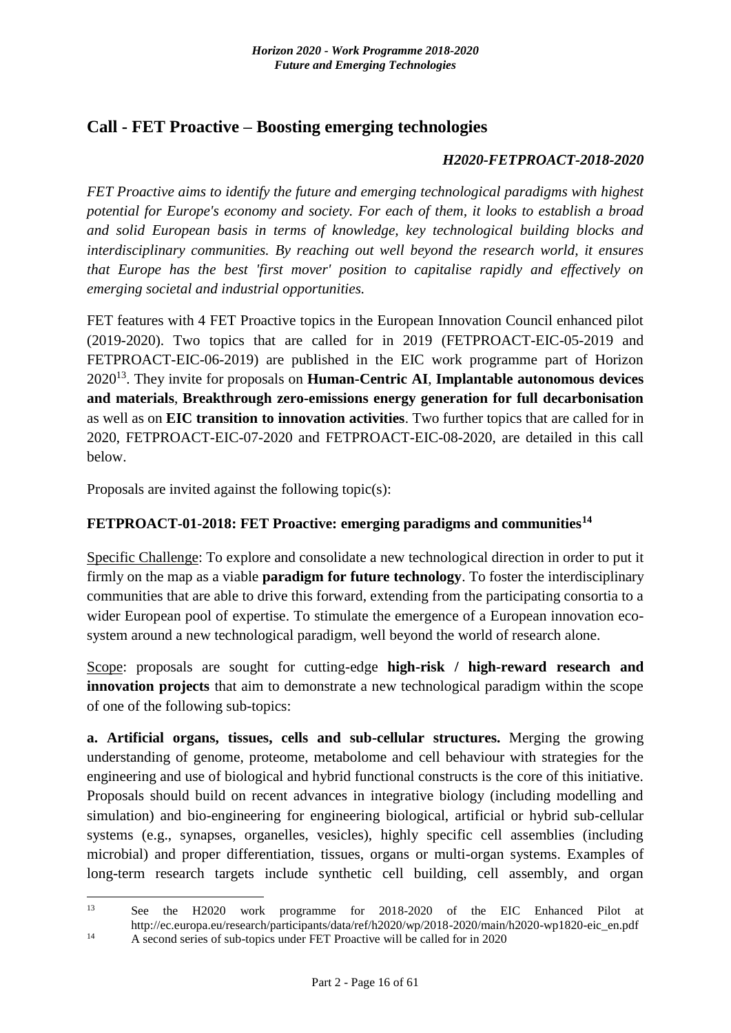## Call - FET Proactive – Boosting emerging technologies

***H2020-FETPROACT-2018-2020***

*FET Proactive aims to identify the future and emerging technological paradigms with highest potential for Europe's economy and society. For each of them, it looks to establish a broad and solid European basis in terms of knowledge, key technological building blocks and interdisciplinary communities. By reaching out well beyond the research world, it ensures that Europe has the best 'first mover' position to capitalise rapidly and effectively on emerging societal and industrial opportunities.*

FET features with 4 FET Proactive topics in the European Innovation Council enhanced pilot (2019-2020). Two topics that are called for in 2019 (FETPROACT-EIC-05-2019 and FETPROACT-EIC-06-2019) are published in the EIC work programme part of Horizon 2020[13]. They invite for proposals on **Human-Centric AI**, **Implantable autonomous devices and materials**, **Breakthrough zero-emissions energy generation for full decarbonisation** as well as on **EIC transition to innovation activities**. Two further topics that are called for in 2020, FETPROACT-EIC-07-2020 and FETPROACT-EIC-08-2020, are detailed in this call below.

Proposals are invited against the following topic(s):

### FETPROACT-01-2018: FET Proactive: emerging paradigms and communities[14]

Specific Challenge: To explore and consolidate a new technological direction in order to put it firmly on the map as a viable **paradigm for future technology**. To foster the interdisciplinary communities that are able to drive this forward, extending from the participating consortia to a wider European pool of expertise. To stimulate the emergence of a European innovation eco-system around a new technological paradigm, well beyond the world of research alone.

Scope: proposals are sought for cutting-edge **high-risk / high-reward research and innovation projects** that aim to demonstrate a new technological paradigm within the scope of one of the following sub-topics:

**a. Artificial organs, tissues, cells and sub-cellular structures.** Merging the growing understanding of genome, proteome, metabolome and cell behaviour with strategies for the engineering and use of biological and hybrid functional constructs is the core of this initiative. Proposals should build on recent advances in integrative biology (including modelling and simulation) and bio-engineering for engineering biological, artificial or hybrid sub-cellular systems (e.g., synapses, organelles, vesicles), highly specific cell assemblies (including microbial) and proper differentiation, tissues, organs or multi-organ systems. Examples of long-term research targets include synthetic cell building, cell assembly, and organ

---

[13] See the H2020 work programme for 2018-2020 of the EIC Enhanced Pilot at http://ec.europa.eu/research/participants/data/ref/h2020/wp/2018-2020/main/h2020-wp1820-eic_en.pdf

[14] A second series of sub-topics under FET Proactive will be called for in 2020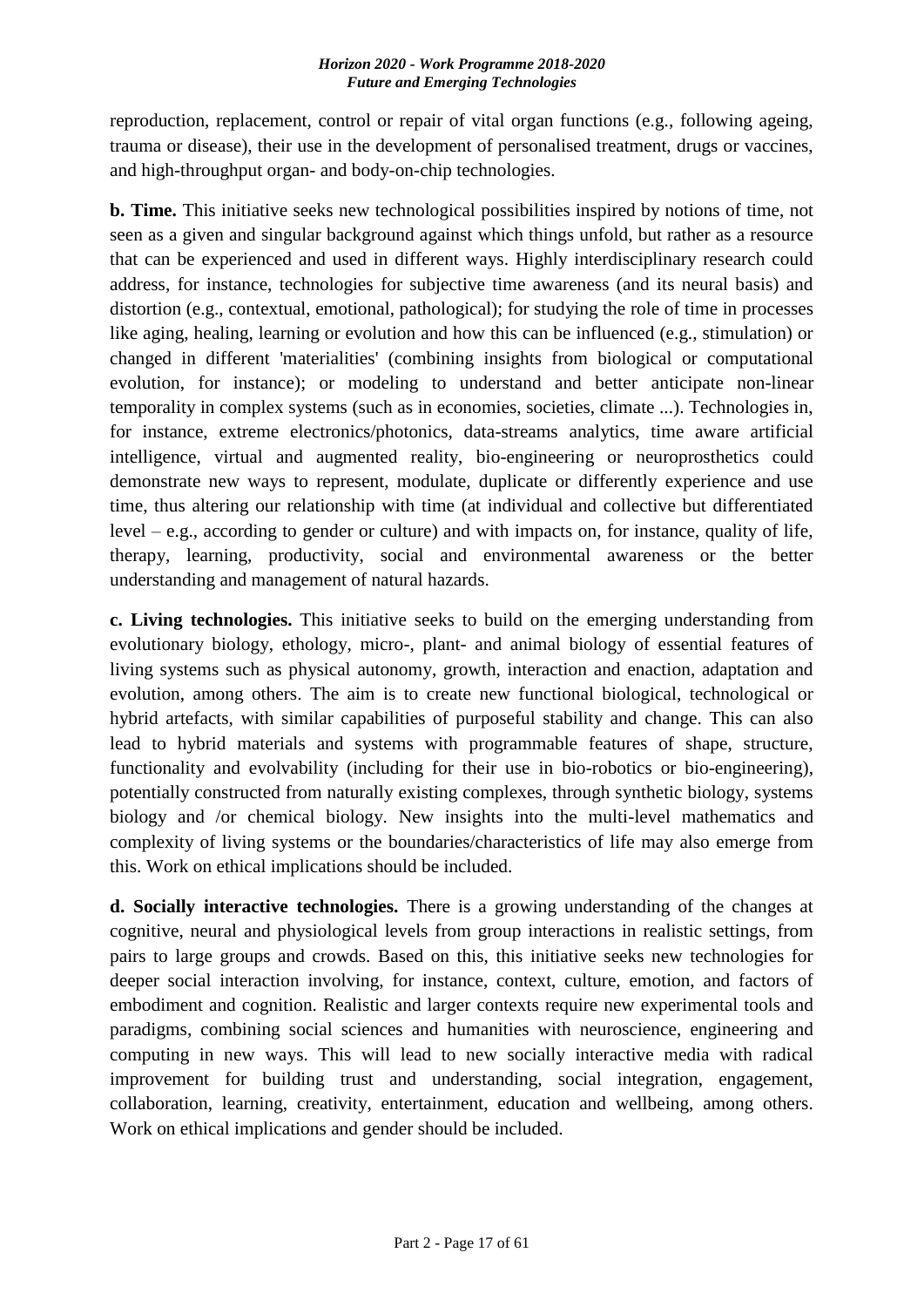reproduction, replacement, control or repair of vital organ functions (e.g., following ageing, trauma or disease), their use in the development of personalised treatment, drugs or vaccines, and high-throughput organ- and body-on-chip technologies.

**b. Time.** This initiative seeks new technological possibilities inspired by notions of time, not seen as a given and singular background against which things unfold, but rather as a resource that can be experienced and used in different ways. Highly interdisciplinary research could address, for instance, technologies for subjective time awareness (and its neural basis) and distortion (e.g., contextual, emotional, pathological); for studying the role of time in processes like aging, healing, learning or evolution and how this can be influenced (e.g., stimulation) or changed in different 'materialities' (combining insights from biological or computational evolution, for instance); or modeling to understand and better anticipate non-linear temporality in complex systems (such as in economies, societies, climate ...). Technologies in, for instance, extreme electronics/photonics, data-streams analytics, time aware artificial intelligence, virtual and augmented reality, bio-engineering or neuroprosthetics could demonstrate new ways to represent, modulate, duplicate or differently experience and use time, thus altering our relationship with time (at individual and collective but differentiated level – e.g., according to gender or culture) and with impacts on, for instance, quality of life, therapy, learning, productivity, social and environmental awareness or the better understanding and management of natural hazards.

**c. Living technologies.** This initiative seeks to build on the emerging understanding from evolutionary biology, ethology, micro-, plant- and animal biology of essential features of living systems such as physical autonomy, growth, interaction and enaction, adaptation and evolution, among others. The aim is to create new functional biological, technological or hybrid artefacts, with similar capabilities of purposeful stability and change. This can also lead to hybrid materials and systems with programmable features of shape, structure, functionality and evolvability (including for their use in bio-robotics or bio-engineering), potentially constructed from naturally existing complexes, through synthetic biology, systems biology and /or chemical biology. New insights into the multi-level mathematics and complexity of living systems or the boundaries/characteristics of life may also emerge from this. Work on ethical implications should be included.

**d. Socially interactive technologies.** There is a growing understanding of the changes at cognitive, neural and physiological levels from group interactions in realistic settings, from pairs to large groups and crowds. Based on this, this initiative seeks new technologies for deeper social interaction involving, for instance, context, culture, emotion, and factors of embodiment and cognition. Realistic and larger contexts require new experimental tools and paradigms, combining social sciences and humanities with neuroscience, engineering and computing in new ways. This will lead to new socially interactive media with radical improvement for building trust and understanding, social integration, engagement, collaboration, learning, creativity, entertainment, education and wellbeing, among others. Work on ethical implications and gender should be included.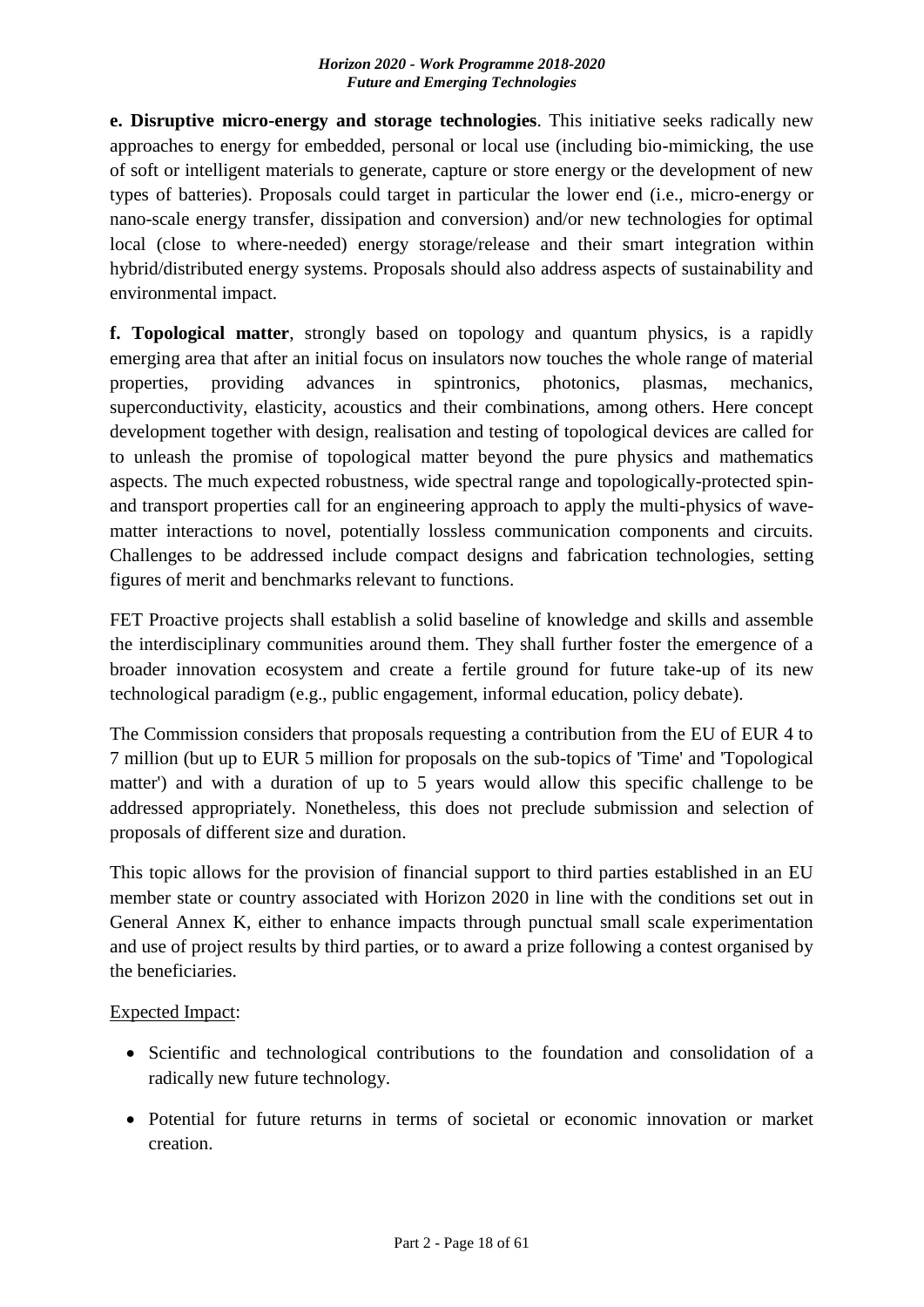**e. Disruptive micro-energy and storage technologies**. This initiative seeks radically new approaches to energy for embedded, personal or local use (including bio-mimicking, the use of soft or intelligent materials to generate, capture or store energy or the development of new types of batteries). Proposals could target in particular the lower end (i.e., micro-energy or nano-scale energy transfer, dissipation and conversion) and/or new technologies for optimal local (close to where-needed) energy storage/release and their smart integration within hybrid/distributed energy systems. Proposals should also address aspects of sustainability and environmental impact.

**f. Topological matter**, strongly based on topology and quantum physics, is a rapidly emerging area that after an initial focus on insulators now touches the whole range of material properties, providing advances in spintronics, photonics, plasmas, mechanics, superconductivity, elasticity, acoustics and their combinations, among others. Here concept development together with design, realisation and testing of topological devices are called for to unleash the promise of topological matter beyond the pure physics and mathematics aspects. The much expected robustness, wide spectral range and topologically-protected spin- and transport properties call for an engineering approach to apply the multi-physics of wave-matter interactions to novel, potentially lossless communication components and circuits. Challenges to be addressed include compact designs and fabrication technologies, setting figures of merit and benchmarks relevant to functions.

FET Proactive projects shall establish a solid baseline of knowledge and skills and assemble the interdisciplinary communities around them. They shall further foster the emergence of a broader innovation ecosystem and create a fertile ground for future take-up of its new technological paradigm (e.g., public engagement, informal education, policy debate).

The Commission considers that proposals requesting a contribution from the EU of EUR 4 to 7 million (but up to EUR 5 million for proposals on the sub-topics of 'Time' and 'Topological matter') and with a duration of up to 5 years would allow this specific challenge to be addressed appropriately. Nonetheless, this does not preclude submission and selection of proposals of different size and duration.

This topic allows for the provision of financial support to third parties established in an EU member state or country associated with Horizon 2020 in line with the conditions set out in General Annex K, either to enhance impacts through punctual small scale experimentation and use of project results by third parties, or to award a prize following a contest organised by the beneficiaries.

Expected Impact:

- Scientific and technological contributions to the foundation and consolidation of a radically new future technology.
- Potential for future returns in terms of societal or economic innovation or market creation.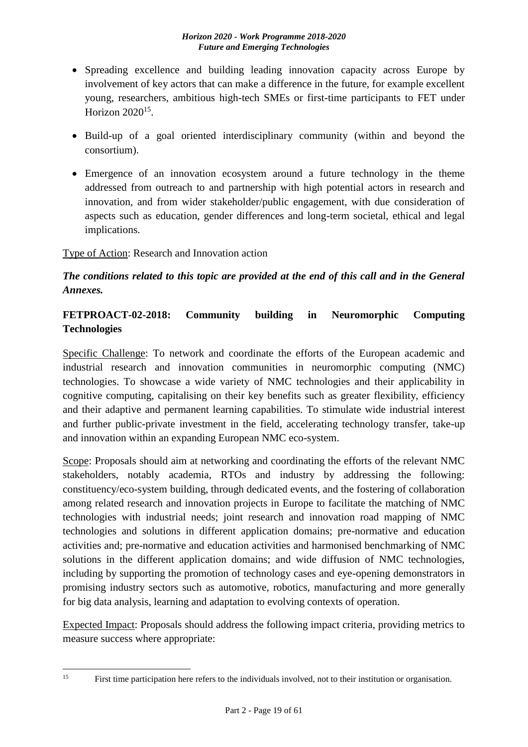- Spreading excellence and building leading innovation capacity across Europe by involvement of key actors that can make a difference in the future, for example excellent young, researchers, ambitious high-tech SMEs or first-time participants to FET under Horizon 2020[15].

- Build-up of a goal oriented interdisciplinary community (within and beyond the consortium).

- Emergence of an innovation ecosystem around a future technology in the theme addressed from outreach to and partnership with high potential actors in research and innovation, and from wider stakeholder/public engagement, with due consideration of aspects such as education, gender differences and long-term societal, ethical and legal implications.

Type of Action: Research and Innovation action

***The conditions related to this topic are provided at the end of this call and in the General Annexes.***

### FETPROACT-02-2018: Community building in Neuromorphic Computing Technologies

Specific Challenge: To network and coordinate the efforts of the European academic and industrial research and innovation communities in neuromorphic computing (NMC) technologies. To showcase a wide variety of NMC technologies and their applicability in cognitive computing, capitalising on their key benefits such as greater flexibility, efficiency and their adaptive and permanent learning capabilities. To stimulate wide industrial interest and further public-private investment in the field, accelerating technology transfer, take-up and innovation within an expanding European NMC eco-system.

Scope: Proposals should aim at networking and coordinating the efforts of the relevant NMC stakeholders, notably academia, RTOs and industry by addressing the following: constituency/eco-system building, through dedicated events, and the fostering of collaboration among related research and innovation projects in Europe to facilitate the matching of NMC technologies with industrial needs; joint research and innovation road mapping of NMC technologies and solutions in different application domains; pre-normative and education activities and; pre-normative and education activities and harmonised benchmarking of NMC solutions in the different application domains; and wide diffusion of NMC technologies, including by supporting the promotion of technology cases and eye-opening demonstrators in promising industry sectors such as automotive, robotics, manufacturing and more generally for big data analysis, learning and adaptation to evolving contexts of operation.

Expected Impact: Proposals should address the following impact criteria, providing metrics to measure success where appropriate:

[15] First time participation here refers to the individuals involved, not to their institution or organisation.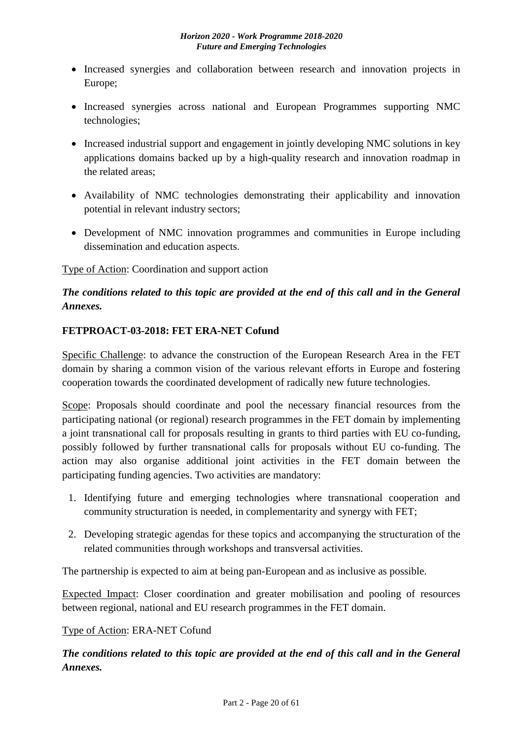- Increased synergies and collaboration between research and innovation projects in Europe;
- Increased synergies across national and European Programmes supporting NMC technologies;
- Increased industrial support and engagement in jointly developing NMC solutions in key applications domains backed up by a high-quality research and innovation roadmap in the related areas;
- Availability of NMC technologies demonstrating their applicability and innovation potential in relevant industry sectors;
- Development of NMC innovation programmes and communities in Europe including dissemination and education aspects.

Type of Action: Coordination and support action

***The conditions related to this topic are provided at the end of this call and in the General Annexes.***

**FETPROACT-03-2018: FET ERA-NET Cofund**

Specific Challenge: to advance the construction of the European Research Area in the FET domain by sharing a common vision of the various relevant efforts in Europe and fostering cooperation towards the coordinated development of radically new future technologies.

Scope: Proposals should coordinate and pool the necessary financial resources from the participating national (or regional) research programmes in the FET domain by implementing a joint transnational call for proposals resulting in grants to third parties with EU co-funding, possibly followed by further transnational calls for proposals without EU co-funding. The action may also organise additional joint activities in the FET domain between the participating funding agencies. Two activities are mandatory:

1. Identifying future and emerging technologies where transnational cooperation and community structuration is needed, in complementarity and synergy with FET;
2. Developing strategic agendas for these topics and accompanying the structuration of the related communities through workshops and transversal activities.

The partnership is expected to aim at being pan-European and as inclusive as possible.

Expected Impact: Closer coordination and greater mobilisation and pooling of resources between regional, national and EU research programmes in the FET domain.

Type of Action: ERA-NET Cofund

***The conditions related to this topic are provided at the end of this call and in the General Annexes.***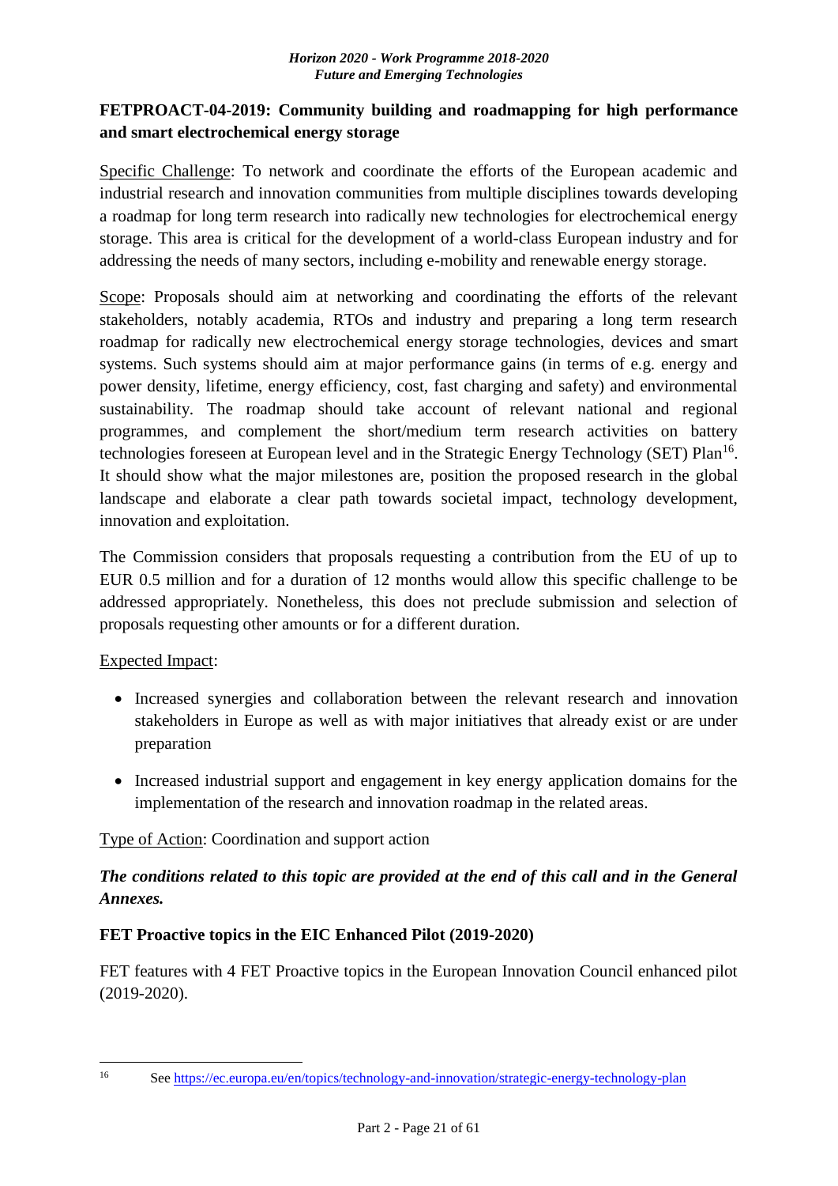**FETPROACT-04-2019: Community building and roadmapping for high performance and smart electrochemical energy storage**

Specific Challenge: To network and coordinate the efforts of the European academic and industrial research and innovation communities from multiple disciplines towards developing a roadmap for long term research into radically new technologies for electrochemical energy storage. This area is critical for the development of a world-class European industry and for addressing the needs of many sectors, including e-mobility and renewable energy storage.

Scope: Proposals should aim at networking and coordinating the efforts of the relevant stakeholders, notably academia, RTOs and industry and preparing a long term research roadmap for radically new electrochemical energy storage technologies, devices and smart systems. Such systems should aim at major performance gains (in terms of e.g. energy and power density, lifetime, energy efficiency, cost, fast charging and safety) and environmental sustainability. The roadmap should take account of relevant national and regional programmes, and complement the short/medium term research activities on battery technologies foreseen at European level and in the Strategic Energy Technology (SET) Plan[16]. It should show what the major milestones are, position the proposed research in the global landscape and elaborate a clear path towards societal impact, technology development, innovation and exploitation.

The Commission considers that proposals requesting a contribution from the EU of up to EUR 0.5 million and for a duration of 12 months would allow this specific challenge to be addressed appropriately. Nonetheless, this does not preclude submission and selection of proposals requesting other amounts or for a different duration.

Expected Impact:

- Increased synergies and collaboration between the relevant research and innovation stakeholders in Europe as well as with major initiatives that already exist or are under preparation
- Increased industrial support and engagement in key energy application domains for the implementation of the research and innovation roadmap in the related areas.

Type of Action: Coordination and support action

***The conditions related to this topic are provided at the end of this call and in the General Annexes.***

**FET Proactive topics in the EIC Enhanced Pilot (2019-2020)**

FET features with 4 FET Proactive topics in the European Innovation Council enhanced pilot (2019-2020).

---

[16] See https://ec.europa.eu/en/topics/technology-and-innovation/strategic-energy-technology-plan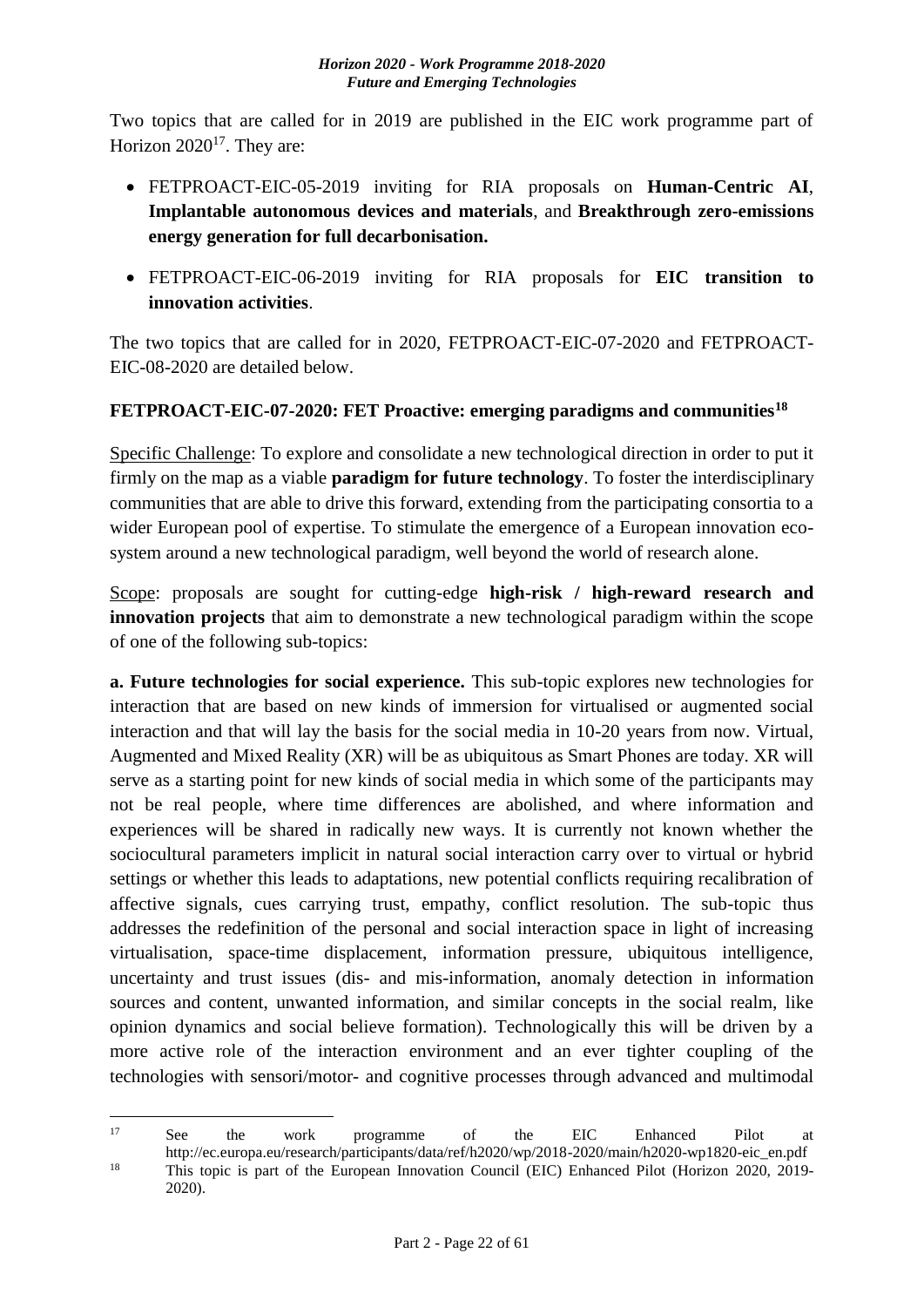Two topics that are called for in 2019 are published in the EIC work programme part of Horizon 2020[17]. They are:

- FETPROACT-EIC-05-2019 inviting for RIA proposals on **Human-Centric AI**, **Implantable autonomous devices and materials**, and **Breakthrough zero-emissions energy generation for full decarbonisation.**
- FETPROACT-EIC-06-2019 inviting for RIA proposals for **EIC transition to innovation activities**.

The two topics that are called for in 2020, FETPROACT-EIC-07-2020 and FETPROACT-EIC-08-2020 are detailed below.

**FETPROACT-EIC-07-2020: FET Proactive: emerging paradigms and communities[18]**

Specific Challenge: To explore and consolidate a new technological direction in order to put it firmly on the map as a viable **paradigm for future technology**. To foster the interdisciplinary communities that are able to drive this forward, extending from the participating consortia to a wider European pool of expertise. To stimulate the emergence of a European innovation eco-system around a new technological paradigm, well beyond the world of research alone.

Scope: proposals are sought for cutting-edge **high-risk / high-reward research and innovation projects** that aim to demonstrate a new technological paradigm within the scope of one of the following sub-topics:

**a. Future technologies for social experience.** This sub-topic explores new technologies for interaction that are based on new kinds of immersion for virtualised or augmented social interaction and that will lay the basis for the social media in 10-20 years from now. Virtual, Augmented and Mixed Reality (XR) will be as ubiquitous as Smart Phones are today. XR will serve as a starting point for new kinds of social media in which some of the participants may not be real people, where time differences are abolished, and where information and experiences will be shared in radically new ways. It is currently not known whether the sociocultural parameters implicit in natural social interaction carry over to virtual or hybrid settings or whether this leads to adaptations, new potential conflicts requiring recalibration of affective signals, cues carrying trust, empathy, conflict resolution. The sub-topic thus addresses the redefinition of the personal and social interaction space in light of increasing virtualisation, space-time displacement, information pressure, ubiquitous intelligence, uncertainty and trust issues (dis- and mis-information, anomaly detection in information sources and content, unwanted information, and similar concepts in the social realm, like opinion dynamics and social believe formation). Technologically this will be driven by a more active role of the interaction environment and an ever tighter coupling of the technologies with sensori/motor- and cognitive processes through advanced and multimodal

---

[17] See the work programme of the EIC Enhanced Pilot at http://ec.europa.eu/research/participants/data/ref/h2020/wp/2018-2020/main/h2020-wp1820-eic_en.pdf

[18] This topic is part of the European Innovation Council (EIC) Enhanced Pilot (Horizon 2020, 2019-2020).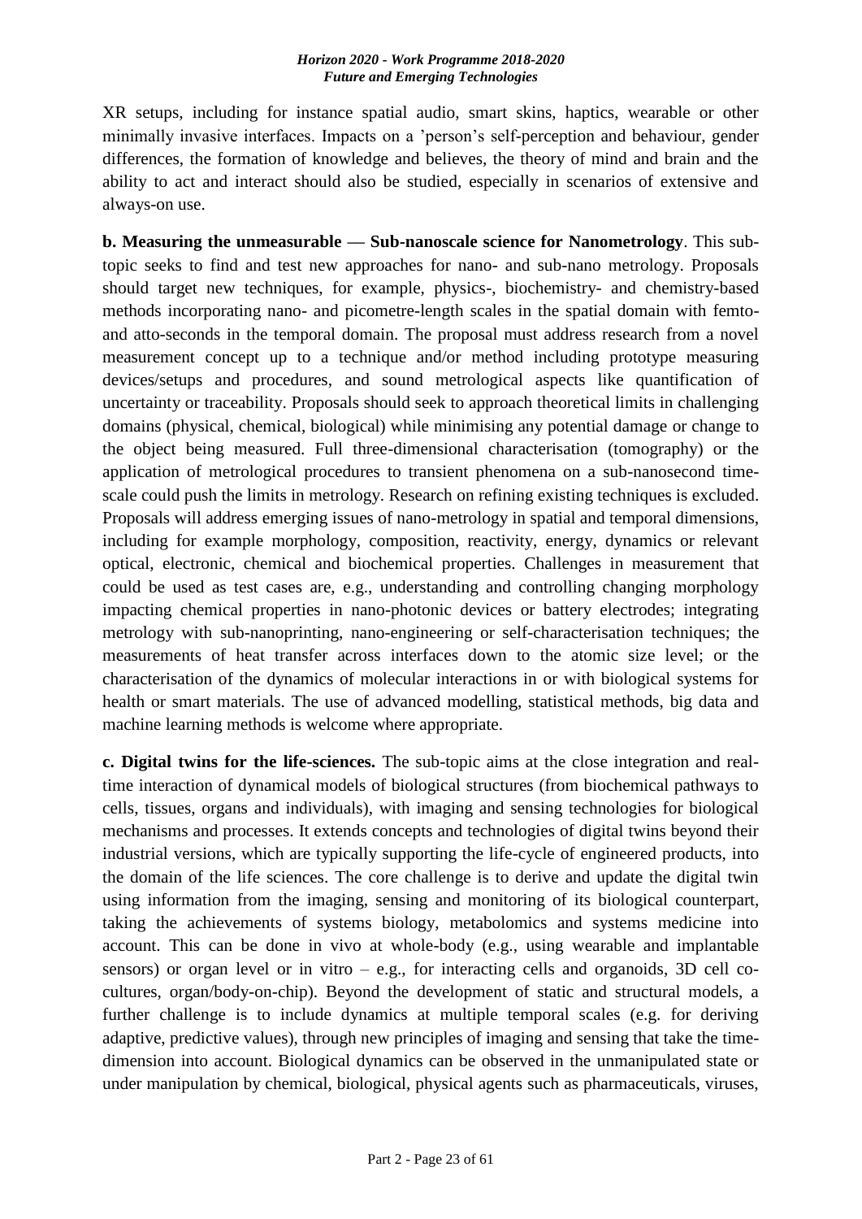XR setups, including for instance spatial audio, smart skins, haptics, wearable or other minimally invasive interfaces. Impacts on a 'person's self-perception and behaviour, gender differences, the formation of knowledge and believes, the theory of mind and brain and the ability to act and interact should also be studied, especially in scenarios of extensive and always-on use.

**b. Measuring the unmeasurable — Sub-nanoscale science for Nanometrology**. This sub-topic seeks to find and test new approaches for nano- and sub-nano metrology. Proposals should target new techniques, for example, physics-, biochemistry- and chemistry-based methods incorporating nano- and picometre-length scales in the spatial domain with femto- and atto-seconds in the temporal domain. The proposal must address research from a novel measurement concept up to a technique and/or method including prototype measuring devices/setups and procedures, and sound metrological aspects like quantification of uncertainty or traceability. Proposals should seek to approach theoretical limits in challenging domains (physical, chemical, biological) while minimising any potential damage or change to the object being measured. Full three-dimensional characterisation (tomography) or the application of metrological procedures to transient phenomena on a sub-nanosecond time-scale could push the limits in metrology. Research on refining existing techniques is excluded. Proposals will address emerging issues of nano-metrology in spatial and temporal dimensions, including for example morphology, composition, reactivity, energy, dynamics or relevant optical, electronic, chemical and biochemical properties. Challenges in measurement that could be used as test cases are, e.g., understanding and controlling changing morphology impacting chemical properties in nano-photonic devices or battery electrodes; integrating metrology with sub-nanoprinting, nano-engineering or self-characterisation techniques; the measurements of heat transfer across interfaces down to the atomic size level; or the characterisation of the dynamics of molecular interactions in or with biological systems for health or smart materials. The use of advanced modelling, statistical methods, big data and machine learning methods is welcome where appropriate.

**c. Digital twins for the life-sciences.** The sub-topic aims at the close integration and real-time interaction of dynamical models of biological structures (from biochemical pathways to cells, tissues, organs and individuals), with imaging and sensing technologies for biological mechanisms and processes. It extends concepts and technologies of digital twins beyond their industrial versions, which are typically supporting the life-cycle of engineered products, into the domain of the life sciences. The core challenge is to derive and update the digital twin using information from the imaging, sensing and monitoring of its biological counterpart, taking the achievements of systems biology, metabolomics and systems medicine into account. This can be done in vivo at whole-body (e.g., using wearable and implantable sensors) or organ level or in vitro – e.g., for interacting cells and organoids, 3D cell co-cultures, organ/body-on-chip). Beyond the development of static and structural models, a further challenge is to include dynamics at multiple temporal scales (e.g. for deriving adaptive, predictive values), through new principles of imaging and sensing that take the time-dimension into account. Biological dynamics can be observed in the unmanipulated state or under manipulation by chemical, biological, physical agents such as pharmaceuticals, viruses,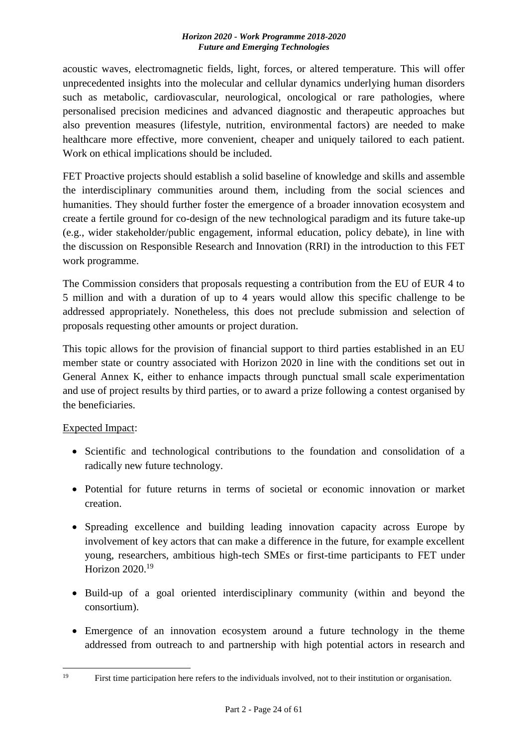acoustic waves, electromagnetic fields, light, forces, or altered temperature. This will offer unprecedented insights into the molecular and cellular dynamics underlying human disorders such as metabolic, cardiovascular, neurological, oncological or rare pathologies, where personalised precision medicines and advanced diagnostic and therapeutic approaches but also prevention measures (lifestyle, nutrition, environmental factors) are needed to make healthcare more effective, more convenient, cheaper and uniquely tailored to each patient. Work on ethical implications should be included.

FET Proactive projects should establish a solid baseline of knowledge and skills and assemble the interdisciplinary communities around them, including from the social sciences and humanities. They should further foster the emergence of a broader innovation ecosystem and create a fertile ground for co-design of the new technological paradigm and its future take-up (e.g., wider stakeholder/public engagement, informal education, policy debate), in line with the discussion on Responsible Research and Innovation (RRI) in the introduction to this FET work programme.

The Commission considers that proposals requesting a contribution from the EU of EUR 4 to 5 million and with a duration of up to 4 years would allow this specific challenge to be addressed appropriately. Nonetheless, this does not preclude submission and selection of proposals requesting other amounts or project duration.

This topic allows for the provision of financial support to third parties established in an EU member state or country associated with Horizon 2020 in line with the conditions set out in General Annex K, either to enhance impacts through punctual small scale experimentation and use of project results by third parties, or to award a prize following a contest organised by the beneficiaries.

Expected Impact:

- Scientific and technological contributions to the foundation and consolidation of a radically new future technology.
- Potential for future returns in terms of societal or economic innovation or market creation.
- Spreading excellence and building leading innovation capacity across Europe by involvement of key actors that can make a difference in the future, for example excellent young, researchers, ambitious high-tech SMEs or first-time participants to FET under Horizon 2020.[19]
- Build-up of a goal oriented interdisciplinary community (within and beyond the consortium).
- Emergence of an innovation ecosystem around a future technology in the theme addressed from outreach to and partnership with high potential actors in research and

---

[19] First time participation here refers to the individuals involved, not to their institution or organisation.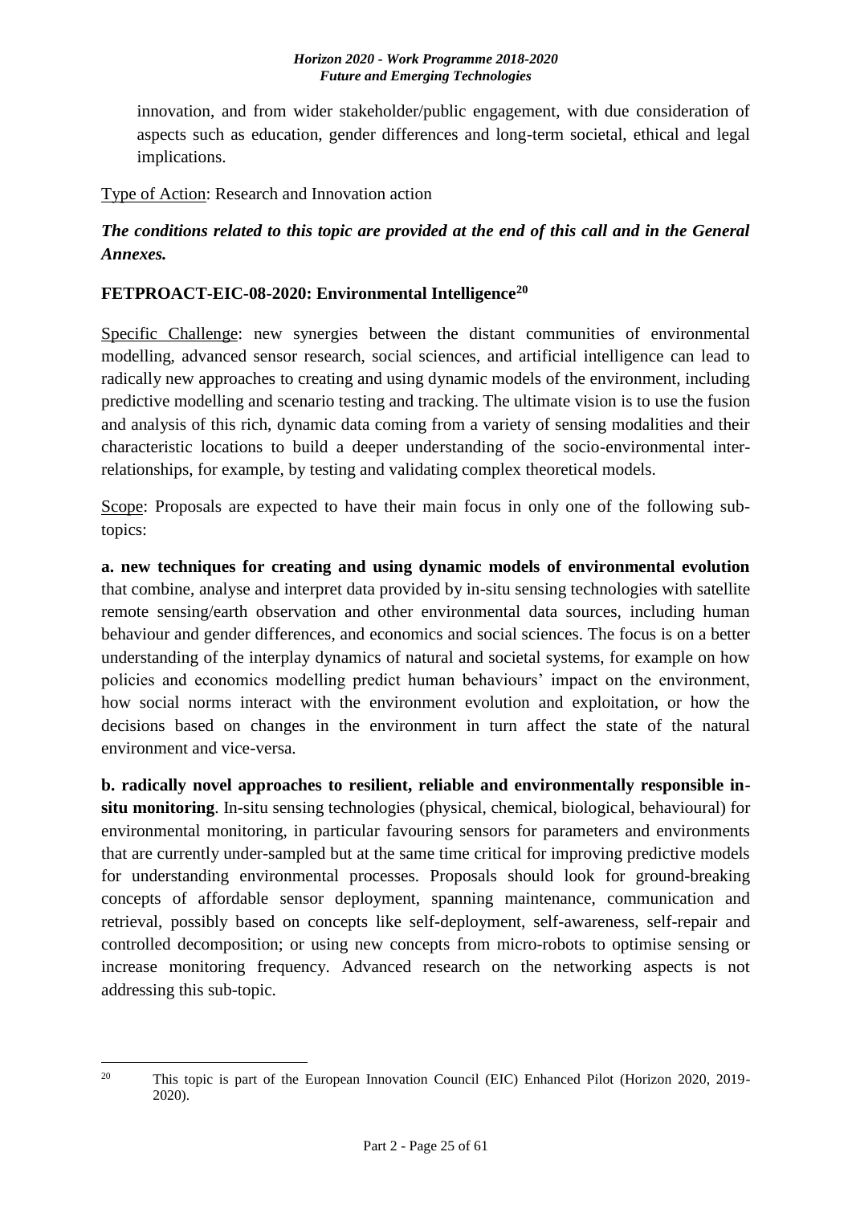innovation, and from wider stakeholder/public engagement, with due consideration of aspects such as education, gender differences and long-term societal, ethical and legal implications.

Type of Action: Research and Innovation action

***The conditions related to this topic are provided at the end of this call and in the General Annexes.***

### FETPROACT-EIC-08-2020: Environmental Intelligence[20]

Specific Challenge: new synergies between the distant communities of environmental modelling, advanced sensor research, social sciences, and artificial intelligence can lead to radically new approaches to creating and using dynamic models of the environment, including predictive modelling and scenario testing and tracking. The ultimate vision is to use the fusion and analysis of this rich, dynamic data coming from a variety of sensing modalities and their characteristic locations to build a deeper understanding of the socio-environmental inter-relationships, for example, by testing and validating complex theoretical models.

Scope: Proposals are expected to have their main focus in only one of the following sub-topics:

**a. new techniques for creating and using dynamic models of environmental evolution** that combine, analyse and interpret data provided by in-situ sensing technologies with satellite remote sensing/earth observation and other environmental data sources, including human behaviour and gender differences, and economics and social sciences. The focus is on a better understanding of the interplay dynamics of natural and societal systems, for example on how policies and economics modelling predict human behaviours' impact on the environment, how social norms interact with the environment evolution and exploitation, or how the decisions based on changes in the environment in turn affect the state of the natural environment and vice-versa.

**b. radically novel approaches to resilient, reliable and environmentally responsible in-situ monitoring**. In-situ sensing technologies (physical, chemical, biological, behavioural) for environmental monitoring, in particular favouring sensors for parameters and environments that are currently under-sampled but at the same time critical for improving predictive models for understanding environmental processes. Proposals should look for ground-breaking concepts of affordable sensor deployment, spanning maintenance, communication and retrieval, possibly based on concepts like self-deployment, self-awareness, self-repair and controlled decomposition; or using new concepts from micro-robots to optimise sensing or increase monitoring frequency. Advanced research on the networking aspects is not addressing this sub-topic.

---

[20] This topic is part of the European Innovation Council (EIC) Enhanced Pilot (Horizon 2020, 2019-2020).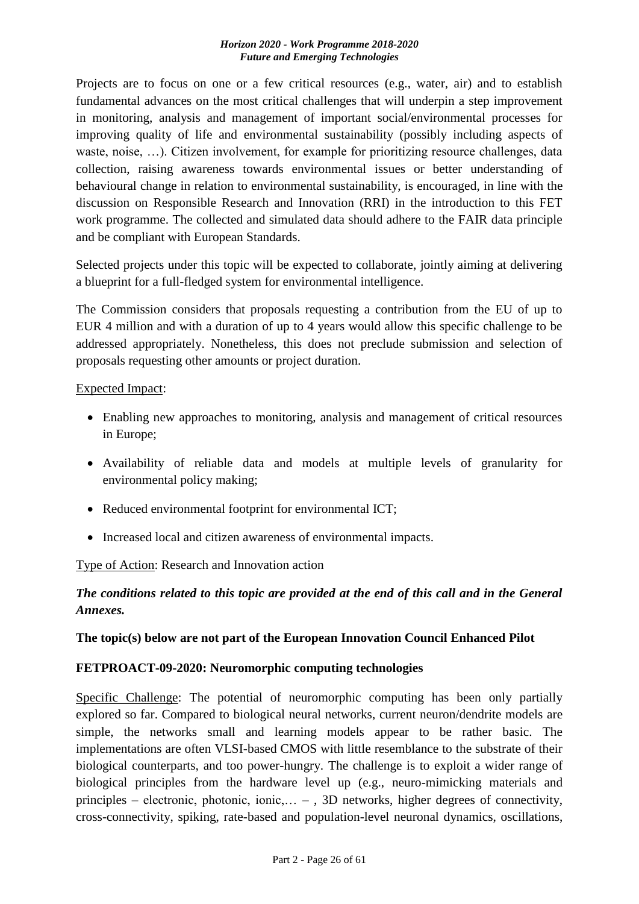Projects are to focus on one or a few critical resources (e.g., water, air) and to establish fundamental advances on the most critical challenges that will underpin a step improvement in monitoring, analysis and management of important social/environmental processes for improving quality of life and environmental sustainability (possibly including aspects of waste, noise, …). Citizen involvement, for example for prioritizing resource challenges, data collection, raising awareness towards environmental issues or better understanding of behavioural change in relation to environmental sustainability, is encouraged, in line with the discussion on Responsible Research and Innovation (RRI) in the introduction to this FET work programme. The collected and simulated data should adhere to the FAIR data principle and be compliant with European Standards.

Selected projects under this topic will be expected to collaborate, jointly aiming at delivering a blueprint for a full-fledged system for environmental intelligence.

The Commission considers that proposals requesting a contribution from the EU of up to EUR 4 million and with a duration of up to 4 years would allow this specific challenge to be addressed appropriately. Nonetheless, this does not preclude submission and selection of proposals requesting other amounts or project duration.

Expected Impact:

- Enabling new approaches to monitoring, analysis and management of critical resources in Europe;
- Availability of reliable data and models at multiple levels of granularity for environmental policy making;
- Reduced environmental footprint for environmental ICT;
- Increased local and citizen awareness of environmental impacts.

Type of Action: Research and Innovation action

***The conditions related to this topic are provided at the end of this call and in the General Annexes.***

**The topic(s) below are not part of the European Innovation Council Enhanced Pilot**

**FETPROACT-09-2020: Neuromorphic computing technologies**

Specific Challenge: The potential of neuromorphic computing has been only partially explored so far. Compared to biological neural networks, current neuron/dendrite models are simple, the networks small and learning models appear to be rather basic. The implementations are often VLSI-based CMOS with little resemblance to the substrate of their biological counterparts, and too power-hungry. The challenge is to exploit a wider range of biological principles from the hardware level up (e.g., neuro-mimicking materials and principles – electronic, photonic, ionic,… – , 3D networks, higher degrees of connectivity, cross-connectivity, spiking, rate-based and population-level neuronal dynamics, oscillations,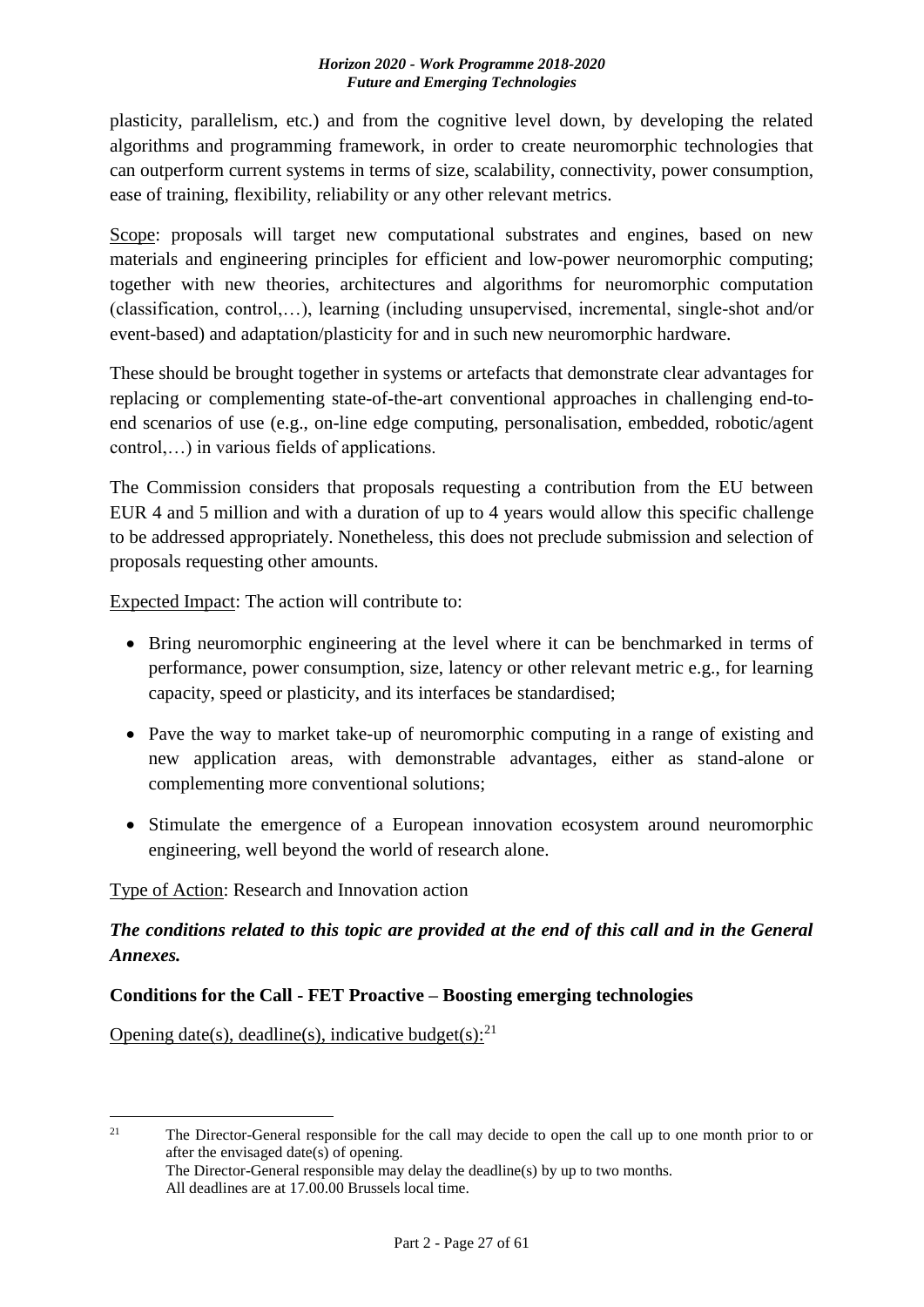plasticity, parallelism, etc.) and from the cognitive level down, by developing the related algorithms and programming framework, in order to create neuromorphic technologies that can outperform current systems in terms of size, scalability, connectivity, power consumption, ease of training, flexibility, reliability or any other relevant metrics.

Scope: proposals will target new computational substrates and engines, based on new materials and engineering principles for efficient and low-power neuromorphic computing; together with new theories, architectures and algorithms for neuromorphic computation (classification, control,…), learning (including unsupervised, incremental, single-shot and/or event-based) and adaptation/plasticity for and in such new neuromorphic hardware.

These should be brought together in systems or artefacts that demonstrate clear advantages for replacing or complementing state-of-the-art conventional approaches in challenging end-to-end scenarios of use (e.g., on-line edge computing, personalisation, embedded, robotic/agent control,…) in various fields of applications.

The Commission considers that proposals requesting a contribution from the EU between EUR 4 and 5 million and with a duration of up to 4 years would allow this specific challenge to be addressed appropriately. Nonetheless, this does not preclude submission and selection of proposals requesting other amounts.

Expected Impact: The action will contribute to:

- Bring neuromorphic engineering at the level where it can be benchmarked in terms of performance, power consumption, size, latency or other relevant metric e.g., for learning capacity, speed or plasticity, and its interfaces be standardised;
- Pave the way to market take-up of neuromorphic computing in a range of existing and new application areas, with demonstrable advantages, either as stand-alone or complementing more conventional solutions;
- Stimulate the emergence of a European innovation ecosystem around neuromorphic engineering, well beyond the world of research alone.

Type of Action: Research and Innovation action

***The conditions related to this topic are provided at the end of this call and in the General Annexes.***

**Conditions for the Call - FET Proactive – Boosting emerging technologies**

Opening date(s), deadline(s), indicative budget(s):[21]

[21] The Director-General responsible for the call may decide to open the call up to one month prior to or after the envisaged date(s) of opening.
The Director-General responsible may delay the deadline(s) by up to two months.
All deadlines are at 17.00.00 Brussels local time.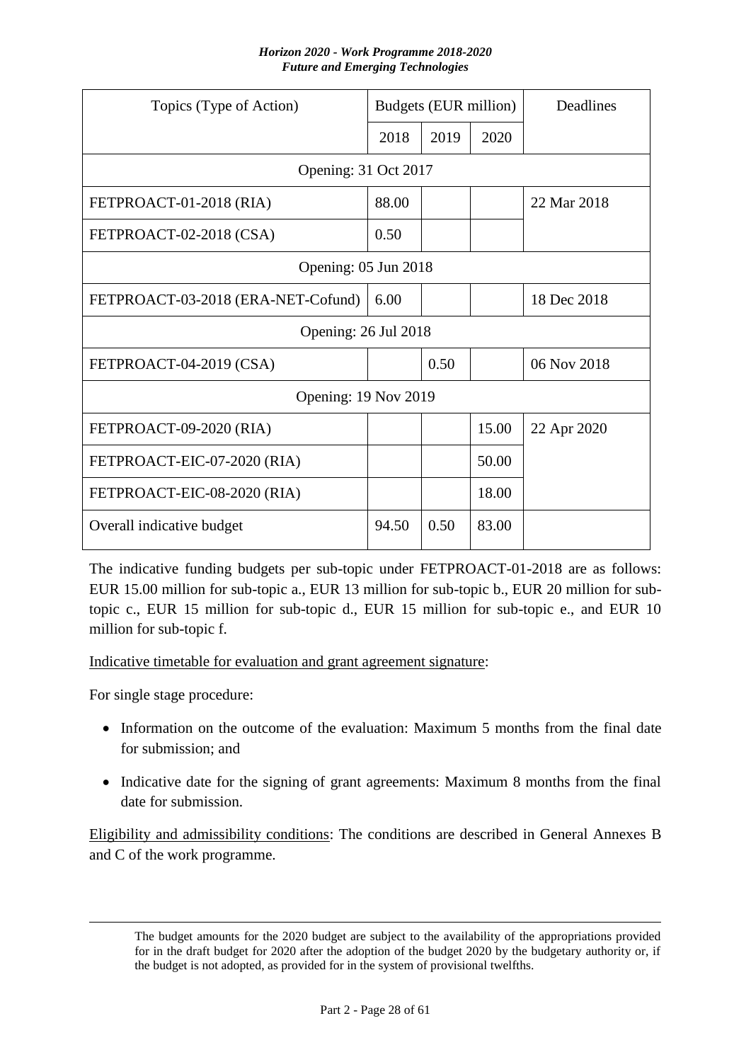| Topics (Type of Action) | Budgets (EUR million) | | | Deadlines |
|---|---|---|---|---|
| | 2018 | 2019 | 2020 | |
| Opening: 31 Oct 2017 | | | | |
| FETPROACT-01-2018 (RIA) | 88.00 | | | 22 Mar 2018 |
| FETPROACT-02-2018 (CSA) | 0.50 | | | |
| Opening: 05 Jun 2018 | | | | |
| FETPROACT-03-2018 (ERA-NET-Cofund) | 6.00 | | | 18 Dec 2018 |
| Opening: 26 Jul 2018 | | | | |
| FETPROACT-04-2019 (CSA) | | 0.50 | | 06 Nov 2018 |
| Opening: 19 Nov 2019 | | | | |
| FETPROACT-09-2020 (RIA) | | | 15.00 | 22 Apr 2020 |
| FETPROACT-EIC-07-2020 (RIA) | | | 50.00 | |
| FETPROACT-EIC-08-2020 (RIA) | | | 18.00 | |
| Overall indicative budget | 94.50 | 0.50 | 83.00 | |

The indicative funding budgets per sub-topic under FETPROACT-01-2018 are as follows: EUR 15.00 million for sub-topic a., EUR 13 million for sub-topic b., EUR 20 million for sub-topic c., EUR 15 million for sub-topic d., EUR 15 million for sub-topic e., and EUR 10 million for sub-topic f.

Indicative timetable for evaluation and grant agreement signature:

For single stage procedure:

- Information on the outcome of the evaluation: Maximum 5 months from the final date for submission; and
- Indicative date for the signing of grant agreements: Maximum 8 months from the final date for submission.

Eligibility and admissibility conditions: The conditions are described in General Annexes B and C of the work programme.

The budget amounts for the 2020 budget are subject to the availability of the appropriations provided for in the draft budget for 2020 after the adoption of the budget 2020 by the budgetary authority or, if the budget is not adopted, as provided for in the system of provisional twelfths.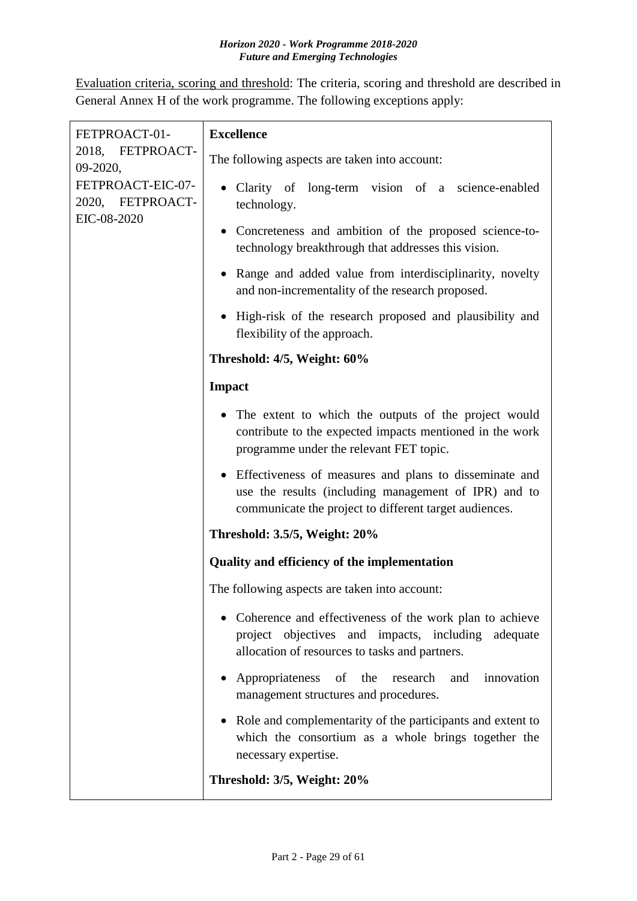Evaluation criteria, scoring and threshold: The criteria, scoring and threshold are described in General Annex H of the work programme. The following exceptions apply:

| FETPROACT-01-2018, FETPROACT-09-2020, FETPROACT-EIC-07-2020, FETPROACT-EIC-08-2020 | **Excellence**<br><br>The following aspects are taken into account:<br><br>• Clarity of long-term vision of a science-enabled technology.<br>• Concreteness and ambition of the proposed science-to-technology breakthrough that addresses this vision.<br>• Range and added value from interdisciplinarity, novelty and non-incrementality of the research proposed.<br>• High-risk of the research proposed and plausibility and flexibility of the approach.<br><br>**Threshold: 4/5, Weight: 60%**<br><br>**Impact**<br><br>• The extent to which the outputs of the project would contribute to the expected impacts mentioned in the work programme under the relevant FET topic.<br>• Effectiveness of measures and plans to disseminate and use the results (including management of IPR) and to communicate the project to different target audiences.<br><br>**Threshold: 3.5/5, Weight: 20%**<br><br>**Quality and efficiency of the implementation**<br><br>The following aspects are taken into account:<br><br>• Coherence and effectiveness of the work plan to achieve project objectives and impacts, including adequate allocation of resources to tasks and partners.<br>• Appropriateness of the research and innovation management structures and procedures.<br>• Role and complementarity of the participants and extent to which the consortium as a whole brings together the necessary expertise.<br><br>**Threshold: 3/5, Weight: 20%** |
|---|---|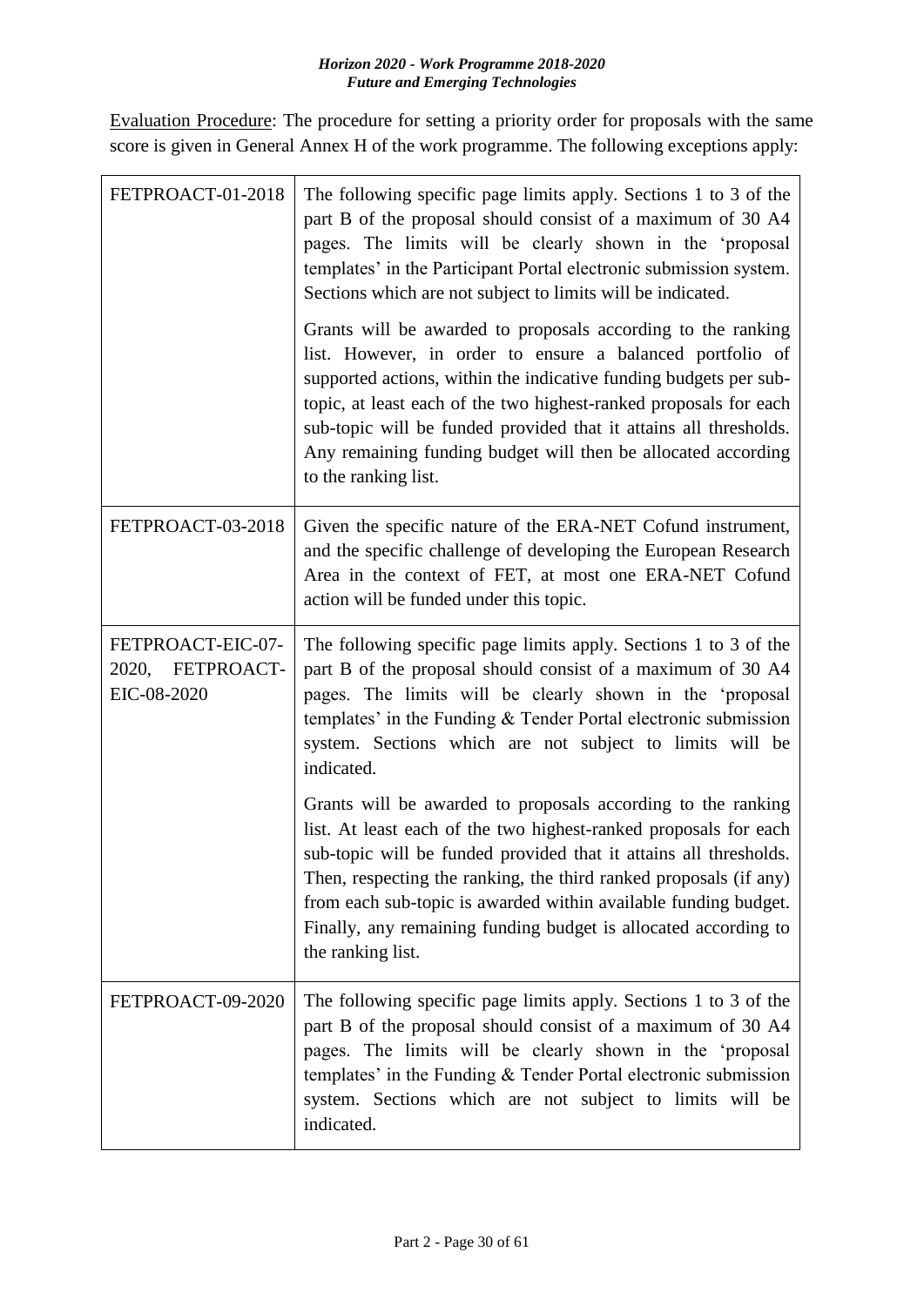Evaluation Procedure: The procedure for setting a priority order for proposals with the same score is given in General Annex H of the work programme. The following exceptions apply:

| | |
|---|---|
| FETPROACT-01-2018 | The following specific page limits apply. Sections 1 to 3 of the part B of the proposal should consist of a maximum of 30 A4 pages. The limits will be clearly shown in the 'proposal templates' in the Participant Portal electronic submission system. Sections which are not subject to limits will be indicated.<br><br>Grants will be awarded to proposals according to the ranking list. However, in order to ensure a balanced portfolio of supported actions, within the indicative funding budgets per sub-topic, at least each of the two highest-ranked proposals for each sub-topic will be funded provided that it attains all thresholds. Any remaining funding budget will then be allocated according to the ranking list. |
| FETPROACT-03-2018 | Given the specific nature of the ERA-NET Cofund instrument, and the specific challenge of developing the European Research Area in the context of FET, at most one ERA-NET Cofund action will be funded under this topic. |
| FETPROACT-EIC-07-2020, FETPROACT-EIC-08-2020 | The following specific page limits apply. Sections 1 to 3 of the part B of the proposal should consist of a maximum of 30 A4 pages. The limits will be clearly shown in the 'proposal templates' in the Funding & Tender Portal electronic submission system. Sections which are not subject to limits will be indicated.<br><br>Grants will be awarded to proposals according to the ranking list. At least each of the two highest-ranked proposals for each sub-topic will be funded provided that it attains all thresholds. Then, respecting the ranking, the third ranked proposals (if any) from each sub-topic is awarded within available funding budget. Finally, any remaining funding budget is allocated according to the ranking list. |
| FETPROACT-09-2020 | The following specific page limits apply. Sections 1 to 3 of the part B of the proposal should consist of a maximum of 30 A4 pages. The limits will be clearly shown in the 'proposal templates' in the Funding & Tender Portal electronic submission system. Sections which are not subject to limits will be indicated. |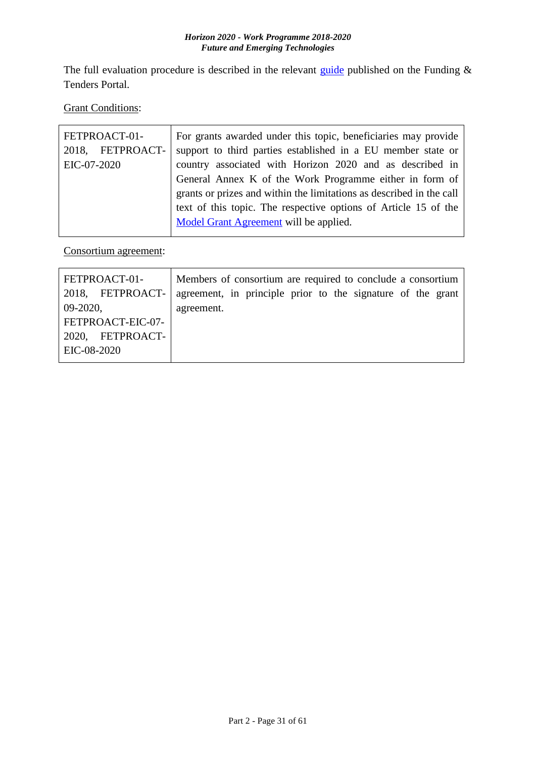The full evaluation procedure is described in the relevant guide published on the Funding & Tenders Portal.

Grant Conditions:

| FETPROACT-01-2018, FETPROACT-EIC-07-2020 | For grants awarded under this topic, beneficiaries may provide support to third parties established in a EU member state or country associated with Horizon 2020 and as described in General Annex K of the Work Programme either in form of grants or prizes and within the limitations as described in the call text of this topic. The respective options of Article 15 of the Model Grant Agreement will be applied. |
|---|---|

Consortium agreement:

| FETPROACT-01-2018, FETPROACT-09-2020, FETPROACT-EIC-07-2020, FETPROACT-EIC-08-2020 | Members of consortium are required to conclude a consortium agreement, in principle prior to the signature of the grant agreement. |
|---|---|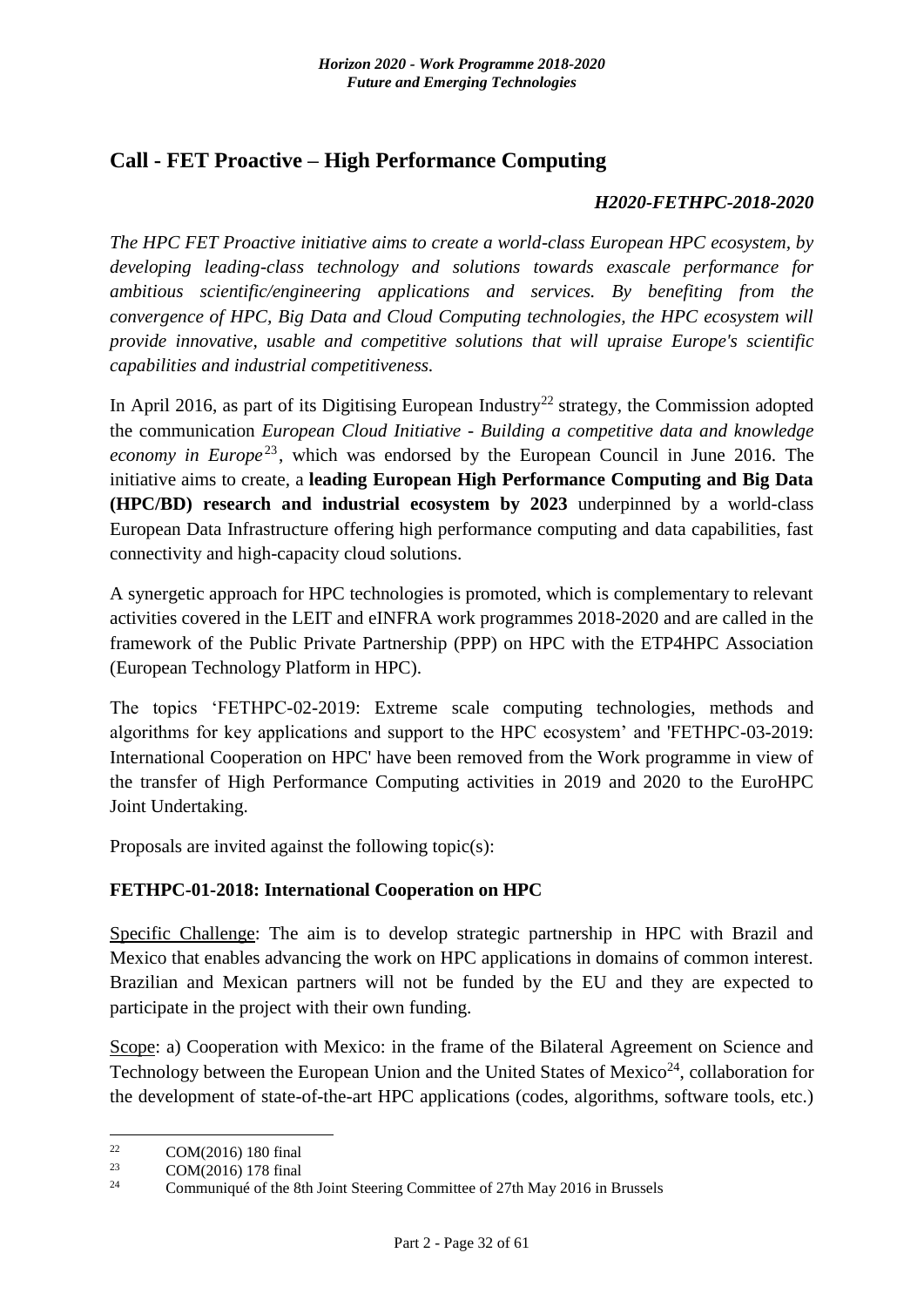## Call - FET Proactive – High Performance Computing

***H2020-FETHPC-2018-2020***

*The HPC FET Proactive initiative aims to create a world-class European HPC ecosystem, by developing leading-class technology and solutions towards exascale performance for ambitious scientific/engineering applications and services. By benefiting from the convergence of HPC, Big Data and Cloud Computing technologies, the HPC ecosystem will provide innovative, usable and competitive solutions that will upraise Europe's scientific capabilities and industrial competitiveness.*

In April 2016, as part of its Digitising European Industry[22] strategy, the Commission adopted the communication *European Cloud Initiative - Building a competitive data and knowledge economy in Europe*[23], which was endorsed by the European Council in June 2016. The initiative aims to create, a **leading European High Performance Computing and Big Data (HPC/BD) research and industrial ecosystem by 2023** underpinned by a world-class European Data Infrastructure offering high performance computing and data capabilities, fast connectivity and high-capacity cloud solutions.

A synergetic approach for HPC technologies is promoted, which is complementary to relevant activities covered in the LEIT and eINFRA work programmes 2018-2020 and are called in the framework of the Public Private Partnership (PPP) on HPC with the ETP4HPC Association (European Technology Platform in HPC).

The topics 'FETHPC-02-2019: Extreme scale computing technologies, methods and algorithms for key applications and support to the HPC ecosystem' and 'FETHPC-03-2019: International Cooperation on HPC' have been removed from the Work programme in view of the transfer of High Performance Computing activities in 2019 and 2020 to the EuroHPC Joint Undertaking.

Proposals are invited against the following topic(s):

### FETHPC-01-2018: International Cooperation on HPC

Specific Challenge: The aim is to develop strategic partnership in HPC with Brazil and Mexico that enables advancing the work on HPC applications in domains of common interest. Brazilian and Mexican partners will not be funded by the EU and they are expected to participate in the project with their own funding.

Scope: a) Cooperation with Mexico: in the frame of the Bilateral Agreement on Science and Technology between the European Union and the United States of Mexico[24], collaboration for the development of state-of-the-art HPC applications (codes, algorithms, software tools, etc.)

---

[22] COM(2016) 180 final

[23] COM(2016) 178 final

[24] Communiqué of the 8th Joint Steering Committee of 27th May 2016 in Brussels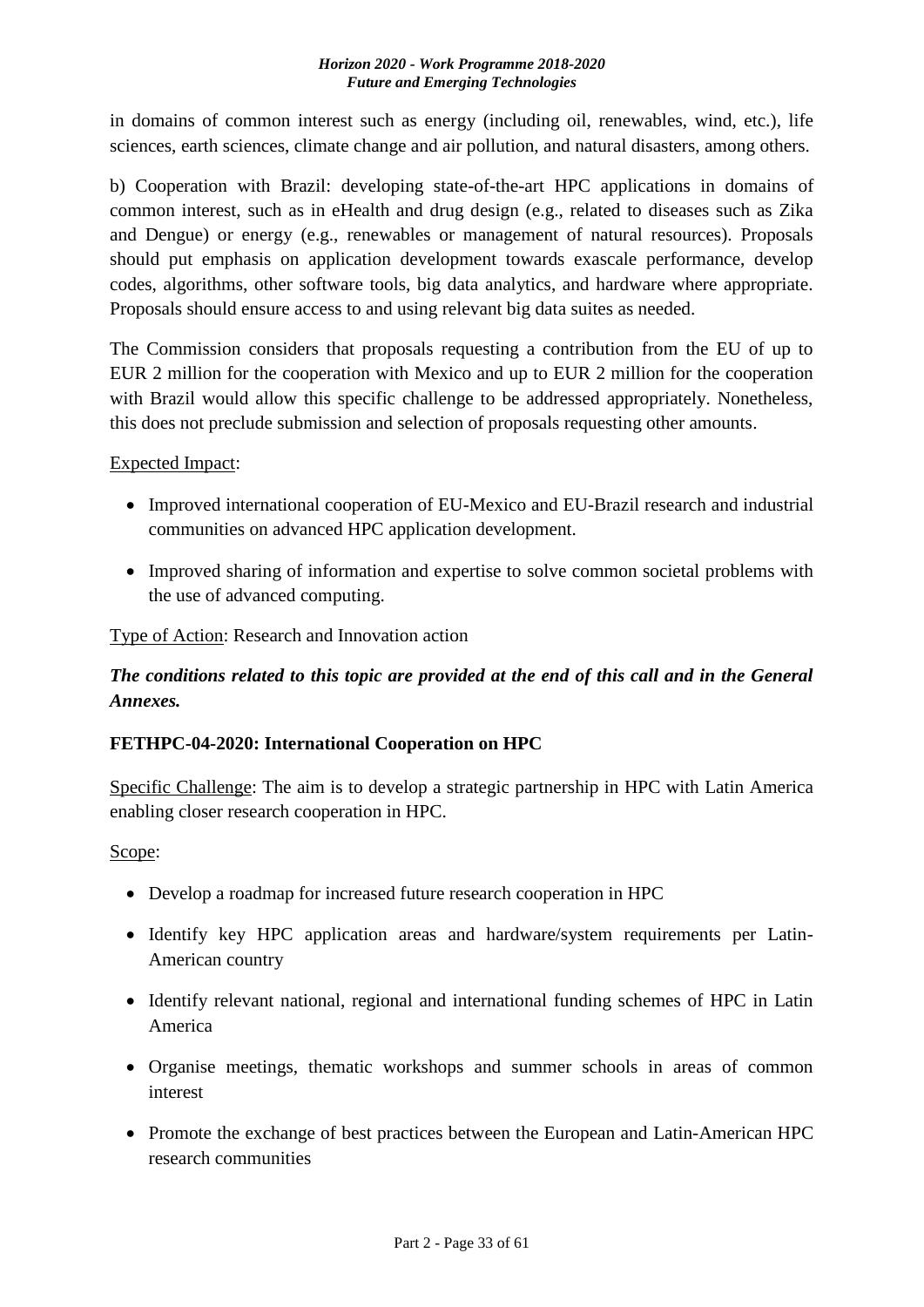in domains of common interest such as energy (including oil, renewables, wind, etc.), life sciences, earth sciences, climate change and air pollution, and natural disasters, among others.

b) Cooperation with Brazil: developing state-of-the-art HPC applications in domains of common interest, such as in eHealth and drug design (e.g., related to diseases such as Zika and Dengue) or energy (e.g., renewables or management of natural resources). Proposals should put emphasis on application development towards exascale performance, develop codes, algorithms, other software tools, big data analytics, and hardware where appropriate. Proposals should ensure access to and using relevant big data suites as needed.

The Commission considers that proposals requesting a contribution from the EU of up to EUR 2 million for the cooperation with Mexico and up to EUR 2 million for the cooperation with Brazil would allow this specific challenge to be addressed appropriately. Nonetheless, this does not preclude submission and selection of proposals requesting other amounts.

Expected Impact:

- Improved international cooperation of EU-Mexico and EU-Brazil research and industrial communities on advanced HPC application development.
- Improved sharing of information and expertise to solve common societal problems with the use of advanced computing.

Type of Action: Research and Innovation action

***The conditions related to this topic are provided at the end of this call and in the General Annexes.***

**FETHPC-04-2020: International Cooperation on HPC**

Specific Challenge: The aim is to develop a strategic partnership in HPC with Latin America enabling closer research cooperation in HPC.

Scope:

- Develop a roadmap for increased future research cooperation in HPC
- Identify key HPC application areas and hardware/system requirements per Latin-American country
- Identify relevant national, regional and international funding schemes of HPC in Latin America
- Organise meetings, thematic workshops and summer schools in areas of common interest
- Promote the exchange of best practices between the European and Latin-American HPC research communities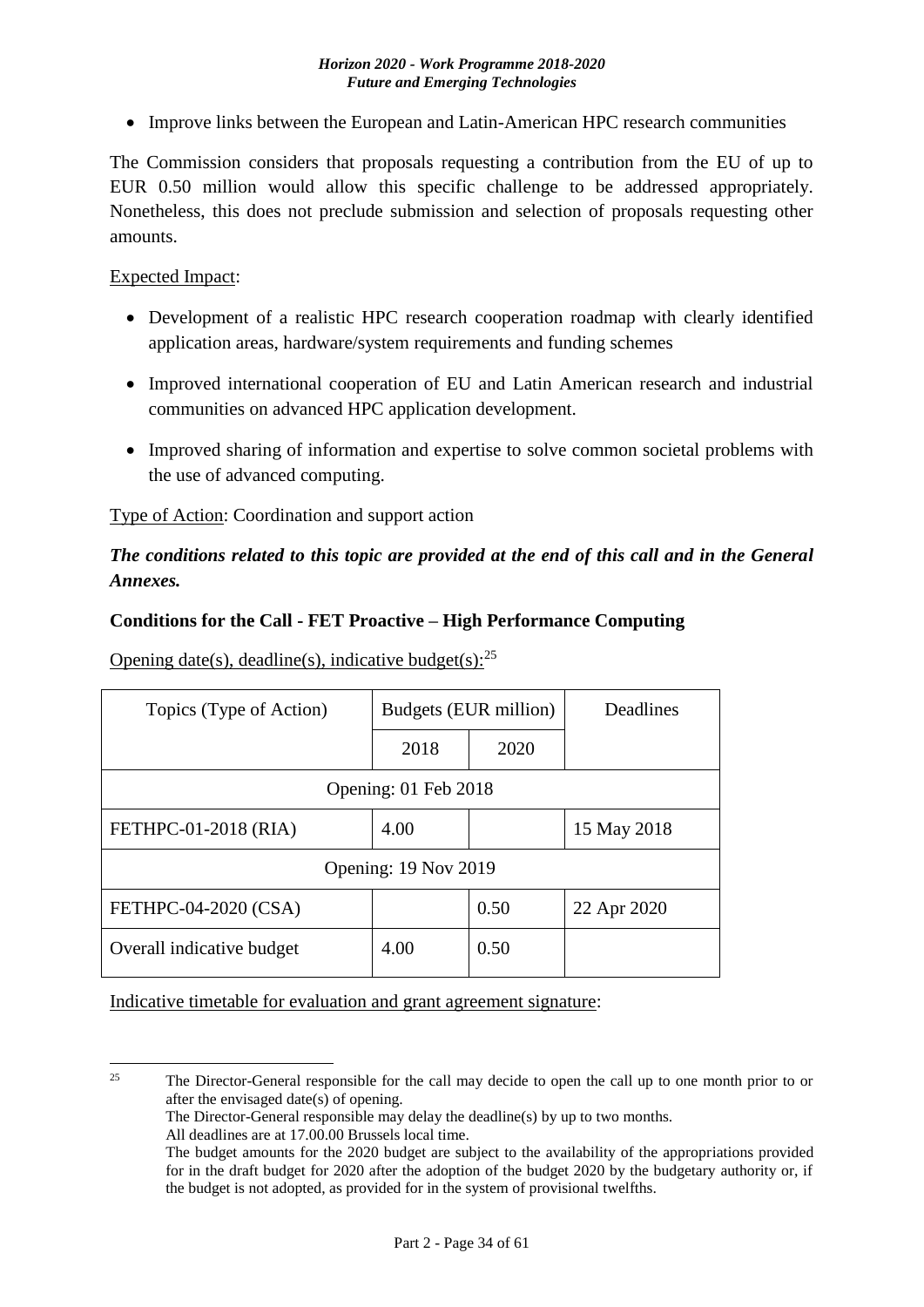- Improve links between the European and Latin-American HPC research communities

The Commission considers that proposals requesting a contribution from the EU of up to EUR 0.50 million would allow this specific challenge to be addressed appropriately. Nonetheless, this does not preclude submission and selection of proposals requesting other amounts.

Expected Impact:

- Development of a realistic HPC research cooperation roadmap with clearly identified application areas, hardware/system requirements and funding schemes
- Improved international cooperation of EU and Latin American research and industrial communities on advanced HPC application development.
- Improved sharing of information and expertise to solve common societal problems with the use of advanced computing.

Type of Action: Coordination and support action

***The conditions related to this topic are provided at the end of this call and in the General Annexes.***

**Conditions for the Call - FET Proactive – High Performance Computing**

Opening date(s), deadline(s), indicative budget(s):[25]

| Topics (Type of Action) | Budgets (EUR million) | | Deadlines |
|---|---|---|---|
| | 2018 | 2020 | |
| Opening: 01 Feb 2018 | | | |
| FETHPC-01-2018 (RIA) | 4.00 | | 15 May 2018 |
| Opening: 19 Nov 2019 | | | |
| FETHPC-04-2020 (CSA) | | 0.50 | 22 Apr 2020 |
| Overall indicative budget | 4.00 | 0.50 | |

Indicative timetable for evaluation and grant agreement signature:

---

[25] The Director-General responsible for the call may decide to open the call up to one month prior to or after the envisaged date(s) of opening.
The Director-General responsible may delay the deadline(s) by up to two months.
All deadlines are at 17.00.00 Brussels local time.
The budget amounts for the 2020 budget are subject to the availability of the appropriations provided for in the draft budget for 2020 after the adoption of the budget 2020 by the budgetary authority or, if the budget is not adopted, as provided for in the system of provisional twelfths.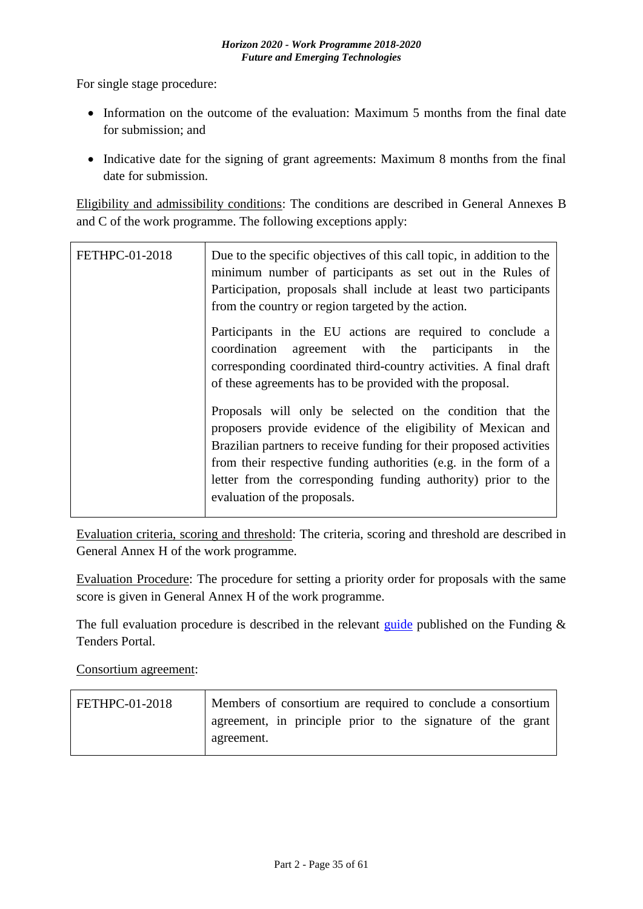For single stage procedure:

- Information on the outcome of the evaluation: Maximum 5 months from the final date for submission; and
- Indicative date for the signing of grant agreements: Maximum 8 months from the final date for submission.

<u>Eligibility and admissibility conditions</u>: The conditions are described in General Annexes B and C of the work programme. The following exceptions apply:

| | |
|---|---|
| FETHPC-01-2018 | Due to the specific objectives of this call topic, in addition to the minimum number of participants as set out in the Rules of Participation, proposals shall include at least two participants from the country or region targeted by the action.<br><br>Participants in the EU actions are required to conclude a coordination agreement with the participants in the corresponding coordinated third-country activities. A final draft of these agreements has to be provided with the proposal.<br><br>Proposals will only be selected on the condition that the proposers provide evidence of the eligibility of Mexican and Brazilian partners to receive funding for their proposed activities from their respective funding authorities (e.g. in the form of a letter from the corresponding funding authority) prior to the evaluation of the proposals. |

<u>Evaluation criteria, scoring and threshold</u>: The criteria, scoring and threshold are described in General Annex H of the work programme.

<u>Evaluation Procedure</u>: The procedure for setting a priority order for proposals with the same score is given in General Annex H of the work programme.

The full evaluation procedure is described in the relevant guide published on the Funding & Tenders Portal.

<u>Consortium agreement</u>:

| | |
|---|---|
| FETHPC-01-2018 | Members of consortium are required to conclude a consortium agreement, in principle prior to the signature of the grant agreement. |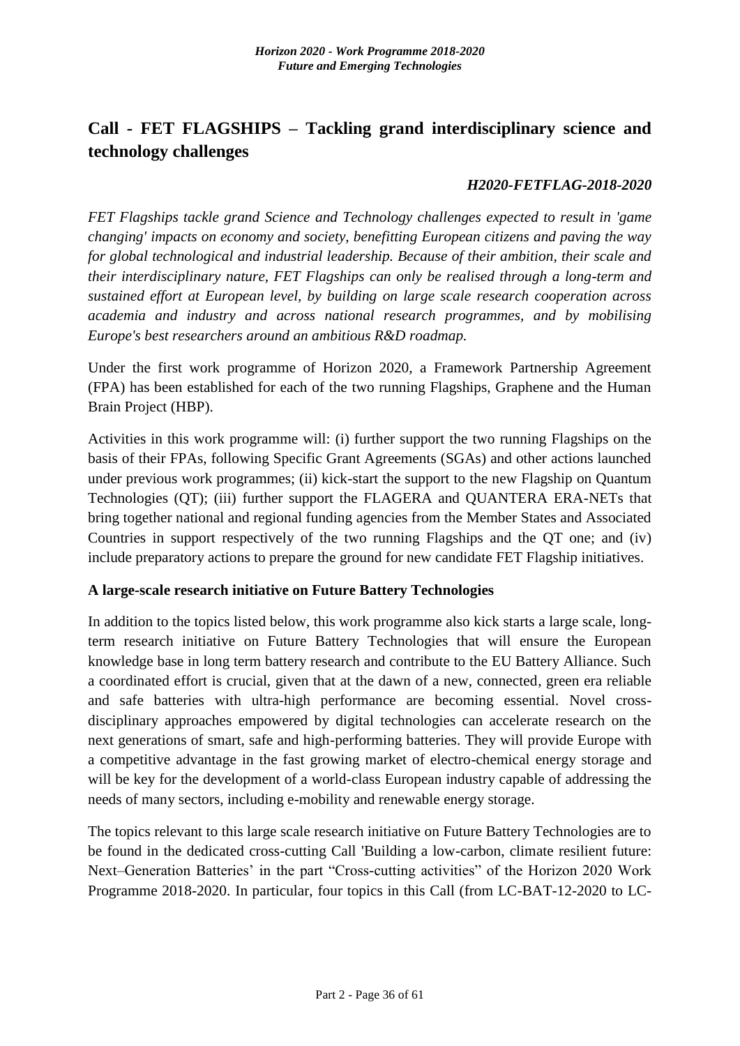## Call - FET FLAGSHIPS – Tackling grand interdisciplinary science and technology challenges

***H2020-FETFLAG-2018-2020***

*FET Flagships tackle grand Science and Technology challenges expected to result in 'game changing' impacts on economy and society, benefitting European citizens and paving the way for global technological and industrial leadership. Because of their ambition, their scale and their interdisciplinary nature, FET Flagships can only be realised through a long-term and sustained effort at European level, by building on large scale research cooperation across academia and industry and across national research programmes, and by mobilising Europe's best researchers around an ambitious R&D roadmap.*

Under the first work programme of Horizon 2020, a Framework Partnership Agreement (FPA) has been established for each of the two running Flagships, Graphene and the Human Brain Project (HBP).

Activities in this work programme will: (i) further support the two running Flagships on the basis of their FPAs, following Specific Grant Agreements (SGAs) and other actions launched under previous work programmes; (ii) kick-start the support to the new Flagship on Quantum Technologies (QT); (iii) further support the FLAGERA and QUANTERA ERA-NETs that bring together national and regional funding agencies from the Member States and Associated Countries in support respectively of the two running Flagships and the QT one; and (iv) include preparatory actions to prepare the ground for new candidate FET Flagship initiatives.

**A large-scale research initiative on Future Battery Technologies**

In addition to the topics listed below, this work programme also kick starts a large scale, long-term research initiative on Future Battery Technologies that will ensure the European knowledge base in long term battery research and contribute to the EU Battery Alliance. Such a coordinated effort is crucial, given that at the dawn of a new, connected, green era reliable and safe batteries with ultra-high performance are becoming essential. Novel cross-disciplinary approaches empowered by digital technologies can accelerate research on the next generations of smart, safe and high-performing batteries. They will provide Europe with a competitive advantage in the fast growing market of electro-chemical energy storage and will be key for the development of a world-class European industry capable of addressing the needs of many sectors, including e-mobility and renewable energy storage.

The topics relevant to this large scale research initiative on Future Battery Technologies are to be found in the dedicated cross-cutting Call 'Building a low-carbon, climate resilient future: Next–Generation Batteries' in the part "Cross-cutting activities" of the Horizon 2020 Work Programme 2018-2020. In particular, four topics in this Call (from LC-BAT-12-2020 to LC-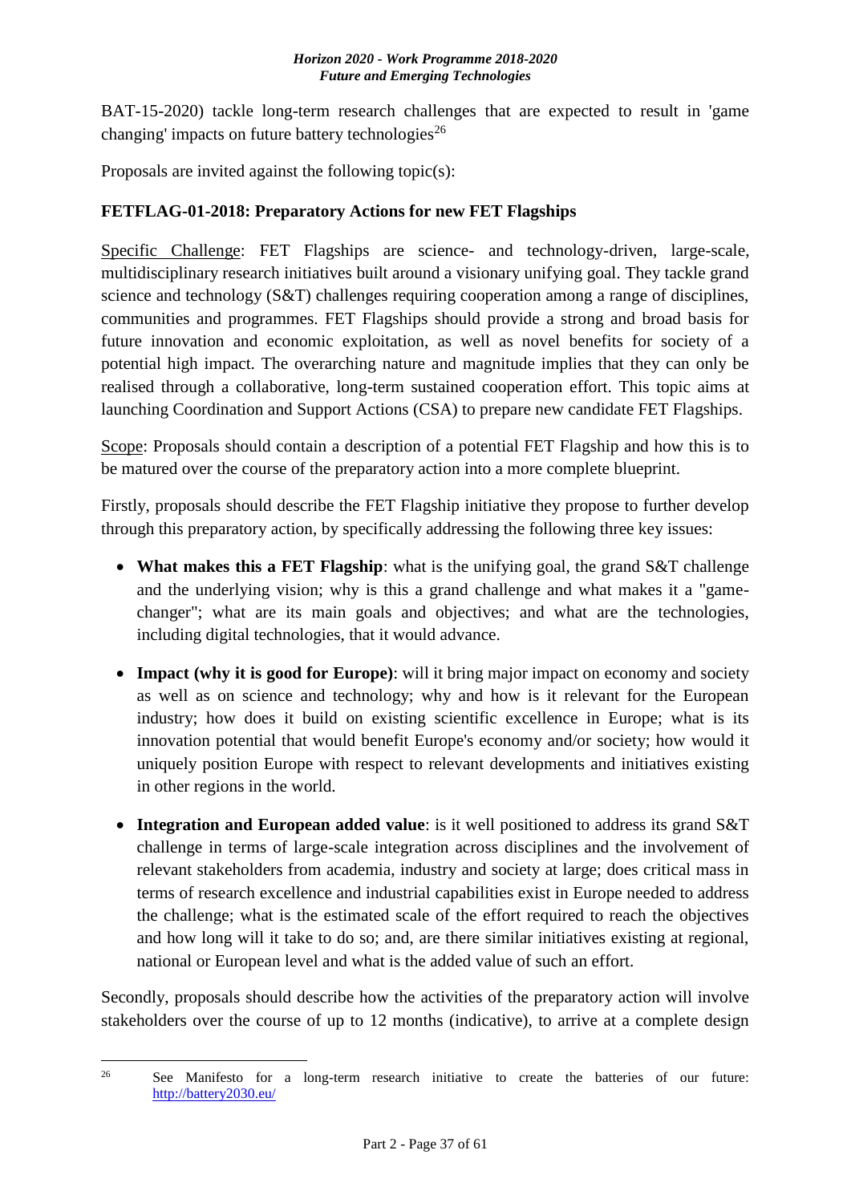BAT-15-2020) tackle long-term research challenges that are expected to result in 'game changing' impacts on future battery technologies[26]

Proposals are invited against the following topic(s):

### FETFLAG-01-2018: Preparatory Actions for new FET Flagships

Specific Challenge: FET Flagships are science- and technology-driven, large-scale, multidisciplinary research initiatives built around a visionary unifying goal. They tackle grand science and technology (S&T) challenges requiring cooperation among a range of disciplines, communities and programmes. FET Flagships should provide a strong and broad basis for future innovation and economic exploitation, as well as novel benefits for society of a potential high impact. The overarching nature and magnitude implies that they can only be realised through a collaborative, long-term sustained cooperation effort. This topic aims at launching Coordination and Support Actions (CSA) to prepare new candidate FET Flagships.

Scope: Proposals should contain a description of a potential FET Flagship and how this is to be matured over the course of the preparatory action into a more complete blueprint.

Firstly, proposals should describe the FET Flagship initiative they propose to further develop through this preparatory action, by specifically addressing the following three key issues:

- **What makes this a FET Flagship**: what is the unifying goal, the grand S&T challenge and the underlying vision; why is this a grand challenge and what makes it a "game-changer"; what are its main goals and objectives; and what are the technologies, including digital technologies, that it would advance.
- **Impact (why it is good for Europe)**: will it bring major impact on economy and society as well as on science and technology; why and how is it relevant for the European industry; how does it build on existing scientific excellence in Europe; what is its innovation potential that would benefit Europe's economy and/or society; how would it uniquely position Europe with respect to relevant developments and initiatives existing in other regions in the world.
- **Integration and European added value**: is it well positioned to address its grand S&T challenge in terms of large-scale integration across disciplines and the involvement of relevant stakeholders from academia, industry and society at large; does critical mass in terms of research excellence and industrial capabilities exist in Europe needed to address the challenge; what is the estimated scale of the effort required to reach the objectives and how long will it take to do so; and, are there similar initiatives existing at regional, national or European level and what is the added value of such an effort.

Secondly, proposals should describe how the activities of the preparatory action will involve stakeholders over the course of up to 12 months (indicative), to arrive at a complete design

---

[26] See Manifesto for a long-term research initiative to create the batteries of our future: http://battery2030.eu/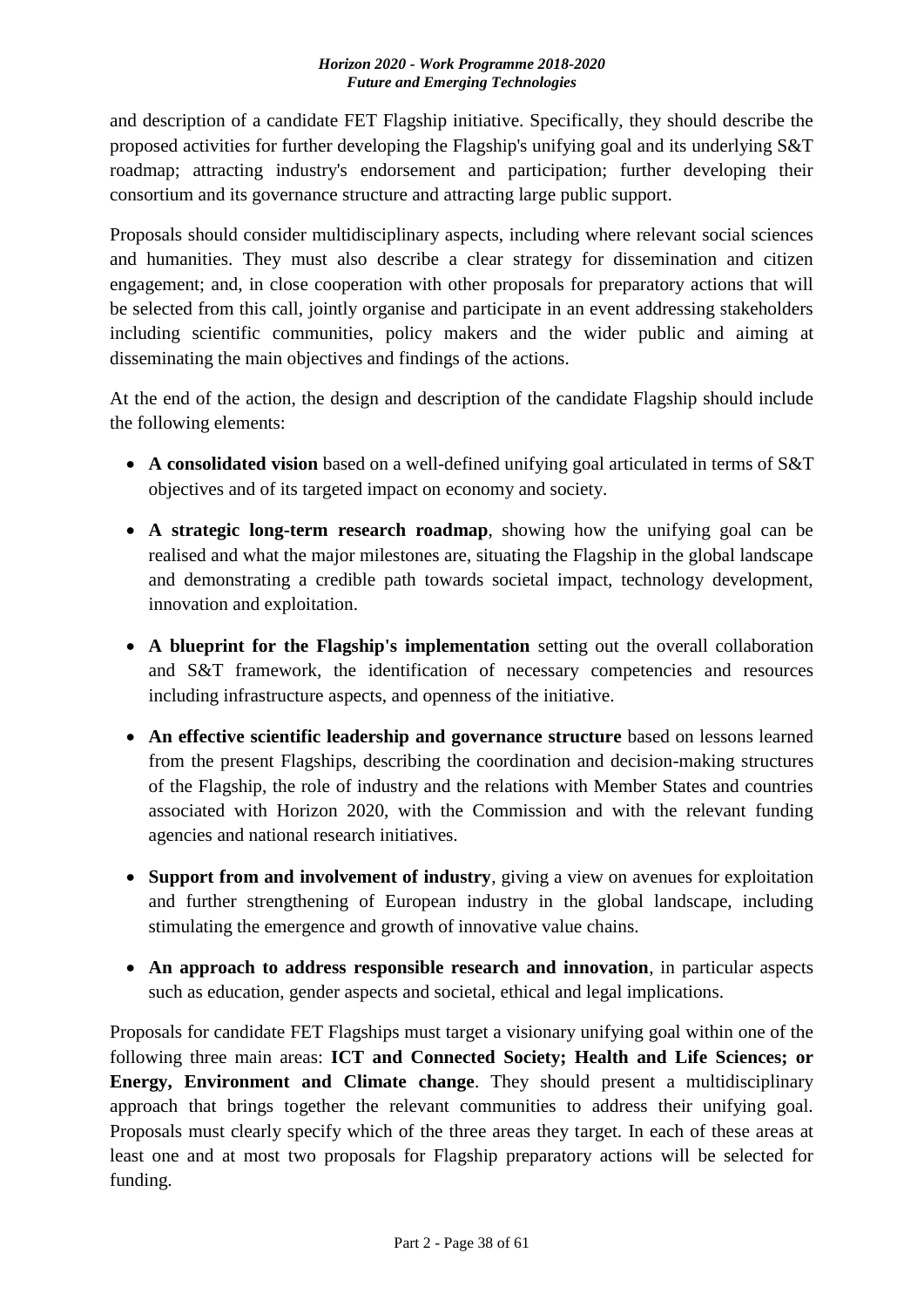and description of a candidate FET Flagship initiative. Specifically, they should describe the proposed activities for further developing the Flagship's unifying goal and its underlying S&T roadmap; attracting industry's endorsement and participation; further developing their consortium and its governance structure and attracting large public support.

Proposals should consider multidisciplinary aspects, including where relevant social sciences and humanities. They must also describe a clear strategy for dissemination and citizen engagement; and, in close cooperation with other proposals for preparatory actions that will be selected from this call, jointly organise and participate in an event addressing stakeholders including scientific communities, policy makers and the wider public and aiming at disseminating the main objectives and findings of the actions.

At the end of the action, the design and description of the candidate Flagship should include the following elements:

- **A consolidated vision** based on a well-defined unifying goal articulated in terms of S&T objectives and of its targeted impact on economy and society.
- **A strategic long-term research roadmap**, showing how the unifying goal can be realised and what the major milestones are, situating the Flagship in the global landscape and demonstrating a credible path towards societal impact, technology development, innovation and exploitation.
- **A blueprint for the Flagship's implementation** setting out the overall collaboration and S&T framework, the identification of necessary competencies and resources including infrastructure aspects, and openness of the initiative.
- **An effective scientific leadership and governance structure** based on lessons learned from the present Flagships, describing the coordination and decision-making structures of the Flagship, the role of industry and the relations with Member States and countries associated with Horizon 2020, with the Commission and with the relevant funding agencies and national research initiatives.
- **Support from and involvement of industry**, giving a view on avenues for exploitation and further strengthening of European industry in the global landscape, including stimulating the emergence and growth of innovative value chains.
- **An approach to address responsible research and innovation**, in particular aspects such as education, gender aspects and societal, ethical and legal implications.

Proposals for candidate FET Flagships must target a visionary unifying goal within one of the following three main areas: **ICT and Connected Society; Health and Life Sciences; or Energy, Environment and Climate change**. They should present a multidisciplinary approach that brings together the relevant communities to address their unifying goal. Proposals must clearly specify which of the three areas they target. In each of these areas at least one and at most two proposals for Flagship preparatory actions will be selected for funding.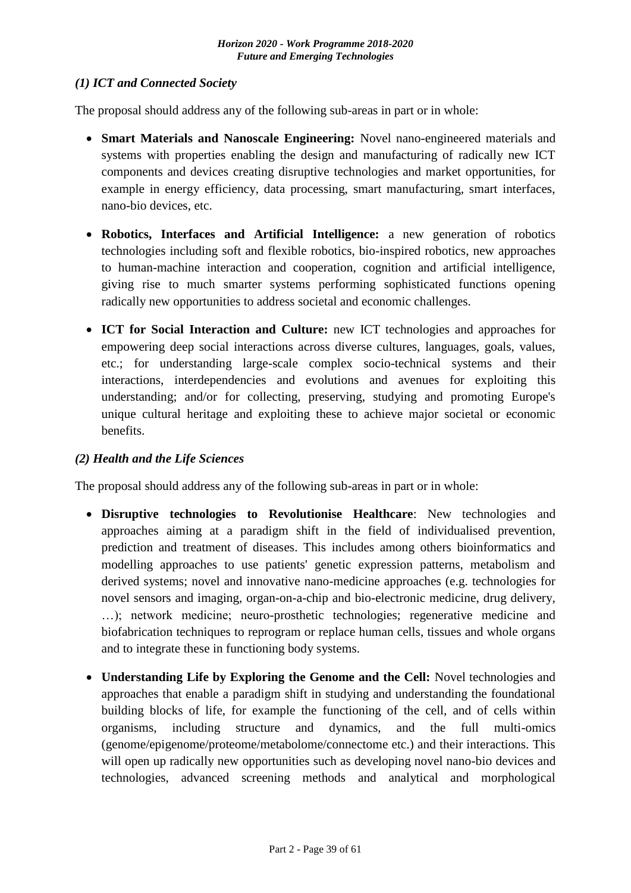*(1) ICT and Connected Society*

The proposal should address any of the following sub-areas in part or in whole:

- **Smart Materials and Nanoscale Engineering:** Novel nano-engineered materials and systems with properties enabling the design and manufacturing of radically new ICT components and devices creating disruptive technologies and market opportunities, for example in energy efficiency, data processing, smart manufacturing, smart interfaces, nano-bio devices, etc.

- **Robotics, Interfaces and Artificial Intelligence:** a new generation of robotics technologies including soft and flexible robotics, bio-inspired robotics, new approaches to human-machine interaction and cooperation, cognition and artificial intelligence, giving rise to much smarter systems performing sophisticated functions opening radically new opportunities to address societal and economic challenges.

- **ICT for Social Interaction and Culture:** new ICT technologies and approaches for empowering deep social interactions across diverse cultures, languages, goals, values, etc.; for understanding large-scale complex socio-technical systems and their interactions, interdependencies and evolutions and avenues for exploiting this understanding; and/or for collecting, preserving, studying and promoting Europe's unique cultural heritage and exploiting these to achieve major societal or economic benefits.

*(2) Health and the Life Sciences*

The proposal should address any of the following sub-areas in part or in whole:

- **Disruptive technologies to Revolutionise Healthcare**: New technologies and approaches aiming at a paradigm shift in the field of individualised prevention, prediction and treatment of diseases. This includes among others bioinformatics and modelling approaches to use patients' genetic expression patterns, metabolism and derived systems; novel and innovative nano-medicine approaches (e.g. technologies for novel sensors and imaging, organ-on-a-chip and bio-electronic medicine, drug delivery, …); network medicine; neuro-prosthetic technologies; regenerative medicine and biofabrication techniques to reprogram or replace human cells, tissues and whole organs and to integrate these in functioning body systems.

- **Understanding Life by Exploring the Genome and the Cell:** Novel technologies and approaches that enable a paradigm shift in studying and understanding the foundational building blocks of life, for example the functioning of the cell, and of cells within organisms, including structure and dynamics, and the full multi-omics (genome/epigenome/proteome/metabolome/connectome etc.) and their interactions. This will open up radically new opportunities such as developing novel nano-bio devices and technologies, advanced screening methods and analytical and morphological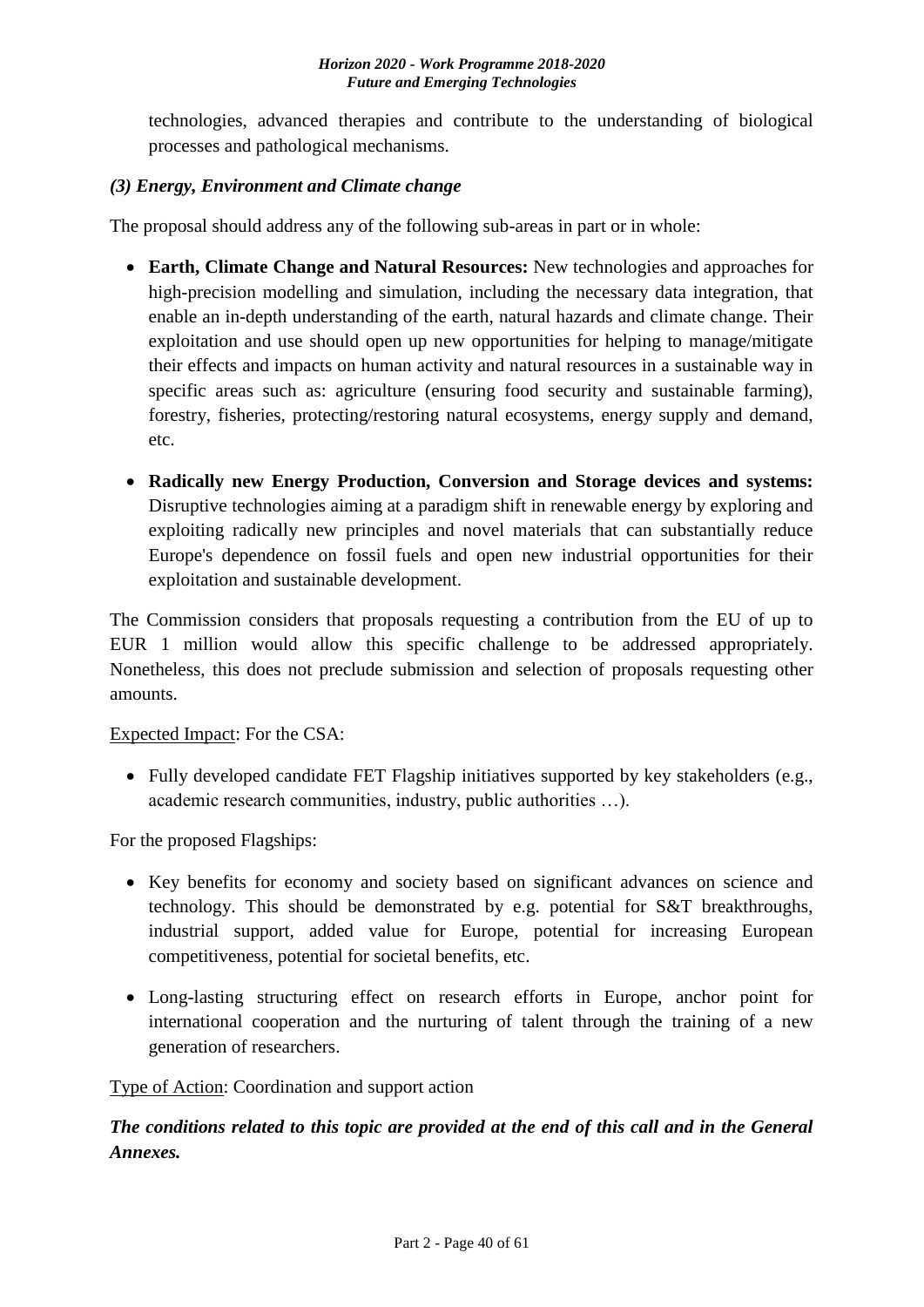technologies, advanced therapies and contribute to the understanding of biological processes and pathological mechanisms.

***(3) Energy, Environment and Climate change***

The proposal should address any of the following sub-areas in part or in whole:

- **Earth, Climate Change and Natural Resources:** New technologies and approaches for high-precision modelling and simulation, including the necessary data integration, that enable an in-depth understanding of the earth, natural hazards and climate change. Their exploitation and use should open up new opportunities for helping to manage/mitigate their effects and impacts on human activity and natural resources in a sustainable way in specific areas such as: agriculture (ensuring food security and sustainable farming), forestry, fisheries, protecting/restoring natural ecosystems, energy supply and demand, etc.
- **Radically new Energy Production, Conversion and Storage devices and systems:** Disruptive technologies aiming at a paradigm shift in renewable energy by exploring and exploiting radically new principles and novel materials that can substantially reduce Europe's dependence on fossil fuels and open new industrial opportunities for their exploitation and sustainable development.

The Commission considers that proposals requesting a contribution from the EU of up to EUR 1 million would allow this specific challenge to be addressed appropriately. Nonetheless, this does not preclude submission and selection of proposals requesting other amounts.

Expected Impact: For the CSA:

- Fully developed candidate FET Flagship initiatives supported by key stakeholders (e.g., academic research communities, industry, public authorities …).

For the proposed Flagships:

- Key benefits for economy and society based on significant advances on science and technology. This should be demonstrated by e.g. potential for S&T breakthroughs, industrial support, added value for Europe, potential for increasing European competitiveness, potential for societal benefits, etc.
- Long-lasting structuring effect on research efforts in Europe, anchor point for international cooperation and the nurturing of talent through the training of a new generation of researchers.

Type of Action: Coordination and support action

***The conditions related to this topic are provided at the end of this call and in the General Annexes.***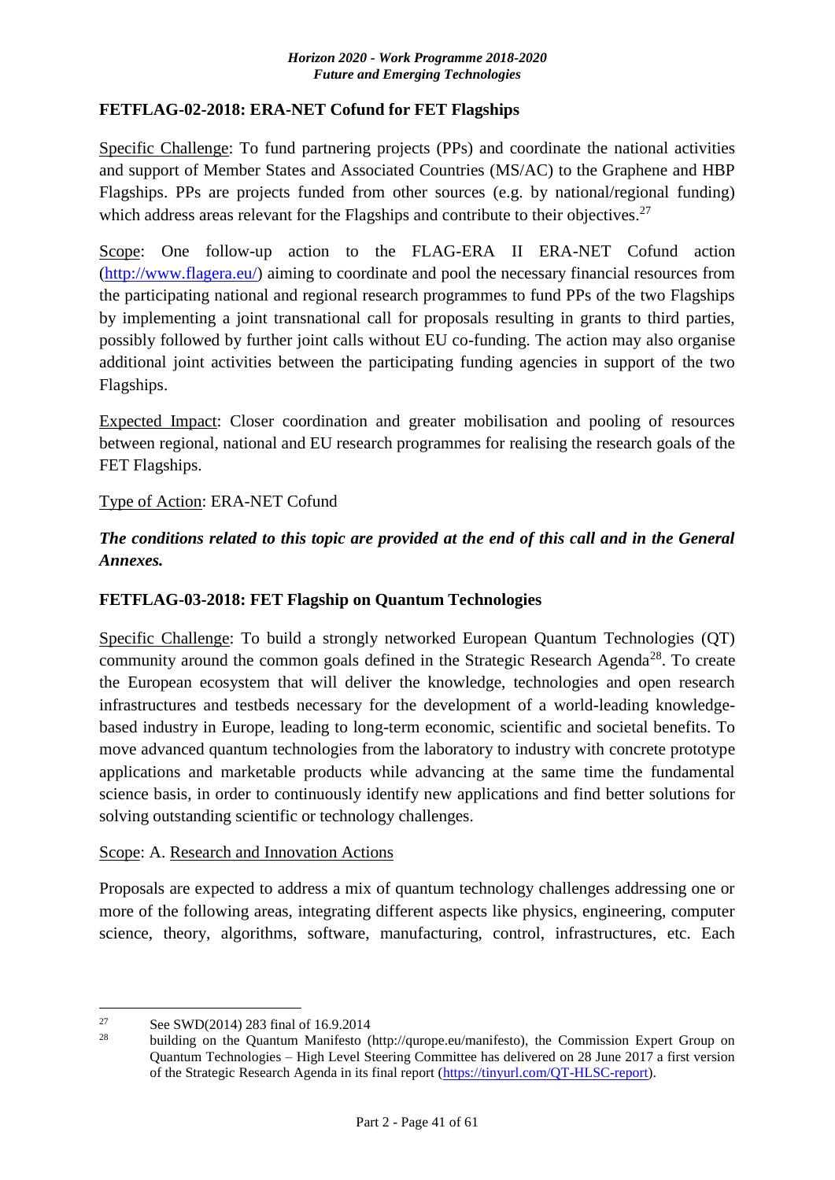### FETFLAG-02-2018: ERA-NET Cofund for FET Flagships

Specific Challenge: To fund partnering projects (PPs) and coordinate the national activities and support of Member States and Associated Countries (MS/AC) to the Graphene and HBP Flagships. PPs are projects funded from other sources (e.g. by national/regional funding) which address areas relevant for the Flagships and contribute to their objectives.[27]

Scope: One follow-up action to the FLAG-ERA II ERA-NET Cofund action (http://www.flagera.eu/) aiming to coordinate and pool the necessary financial resources from the participating national and regional research programmes to fund PPs of the two Flagships by implementing a joint transnational call for proposals resulting in grants to third parties, possibly followed by further joint calls without EU co-funding. The action may also organise additional joint activities between the participating funding agencies in support of the two Flagships.

Expected Impact: Closer coordination and greater mobilisation and pooling of resources between regional, national and EU research programmes for realising the research goals of the FET Flagships.

Type of Action: ERA-NET Cofund

***The conditions related to this topic are provided at the end of this call and in the General Annexes.***

### FETFLAG-03-2018: FET Flagship on Quantum Technologies

Specific Challenge: To build a strongly networked European Quantum Technologies (QT) community around the common goals defined in the Strategic Research Agenda[28]. To create the European ecosystem that will deliver the knowledge, technologies and open research infrastructures and testbeds necessary for the development of a world-leading knowledge-based industry in Europe, leading to long-term economic, scientific and societal benefits. To move advanced quantum technologies from the laboratory to industry with concrete prototype applications and marketable products while advancing at the same time the fundamental science basis, in order to continuously identify new applications and find better solutions for solving outstanding scientific or technology challenges.

Scope: A. Research and Innovation Actions

Proposals are expected to address a mix of quantum technology challenges addressing one or more of the following areas, integrating different aspects like physics, engineering, computer science, theory, algorithms, software, manufacturing, control, infrastructures, etc. Each

---

[27] See SWD(2014) 283 final of 16.9.2014

[28] building on the Quantum Manifesto (http://qurope.eu/manifesto), the Commission Expert Group on Quantum Technologies – High Level Steering Committee has delivered on 28 June 2017 a first version of the Strategic Research Agenda in its final report (https://tinyurl.com/QT-HLSC-report).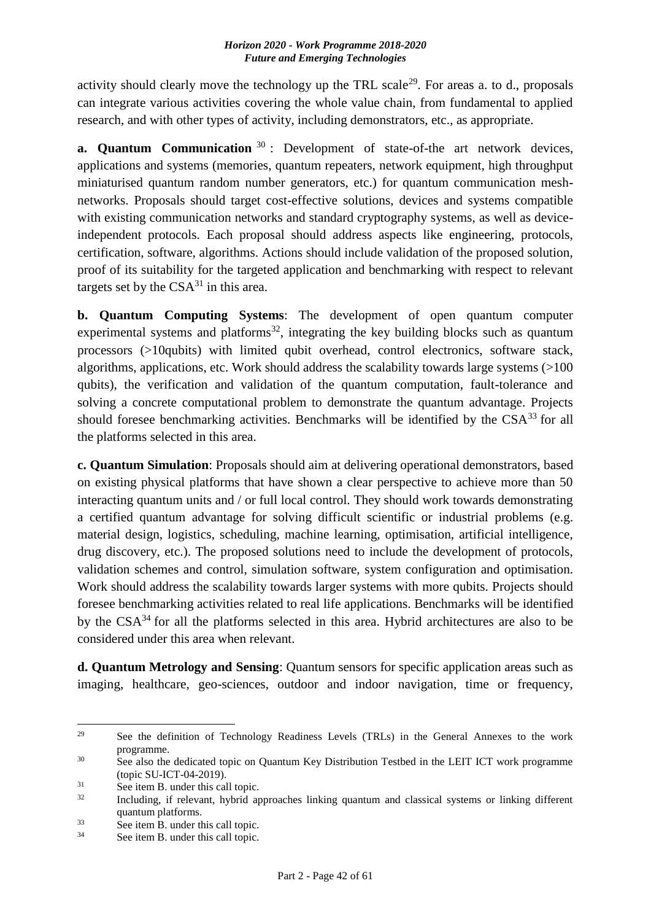activity should clearly move the technology up the TRL scale[29]. For areas a. to d., proposals can integrate various activities covering the whole value chain, from fundamental to applied research, and with other types of activity, including demonstrators, etc., as appropriate.

**a. Quantum Communication** [30] : Development of state-of-the art network devices, applications and systems (memories, quantum repeaters, network equipment, high throughput miniaturised quantum random number generators, etc.) for quantum communication mesh-networks. Proposals should target cost-effective solutions, devices and systems compatible with existing communication networks and standard cryptography systems, as well as device-independent protocols. Each proposal should address aspects like engineering, protocols, certification, software, algorithms. Actions should include validation of the proposed solution, proof of its suitability for the targeted application and benchmarking with respect to relevant targets set by the CSA[31] in this area.

**b. Quantum Computing Systems**: The development of open quantum computer experimental systems and platforms[32], integrating the key building blocks such as quantum processors (>10qubits) with limited qubit overhead, control electronics, software stack, algorithms, applications, etc. Work should address the scalability towards large systems (>100 qubits), the verification and validation of the quantum computation, fault-tolerance and solving a concrete computational problem to demonstrate the quantum advantage. Projects should foresee benchmarking activities. Benchmarks will be identified by the CSA[33] for all the platforms selected in this area.

**c. Quantum Simulation**: Proposals should aim at delivering operational demonstrators, based on existing physical platforms that have shown a clear perspective to achieve more than 50 interacting quantum units and / or full local control. They should work towards demonstrating a certified quantum advantage for solving difficult scientific or industrial problems (e.g. material design, logistics, scheduling, machine learning, optimisation, artificial intelligence, drug discovery, etc.). The proposed solutions need to include the development of protocols, validation schemes and control, simulation software, system configuration and optimisation. Work should address the scalability towards larger systems with more qubits. Projects should foresee benchmarking activities related to real life applications. Benchmarks will be identified by the CSA[34] for all the platforms selected in this area. Hybrid architectures are also to be considered under this area when relevant.

**d. Quantum Metrology and Sensing**: Quantum sensors for specific application areas such as imaging, healthcare, geo-sciences, outdoor and indoor navigation, time or frequency,

---

[29] See the definition of Technology Readiness Levels (TRLs) in the General Annexes to the work programme.

[30] See also the dedicated topic on Quantum Key Distribution Testbed in the LEIT ICT work programme (topic SU-ICT-04-2019).

[31] See item B. under this call topic.

[32] Including, if relevant, hybrid approaches linking quantum and classical systems or linking different quantum platforms.

[33] See item B. under this call topic.

[34] See item B. under this call topic.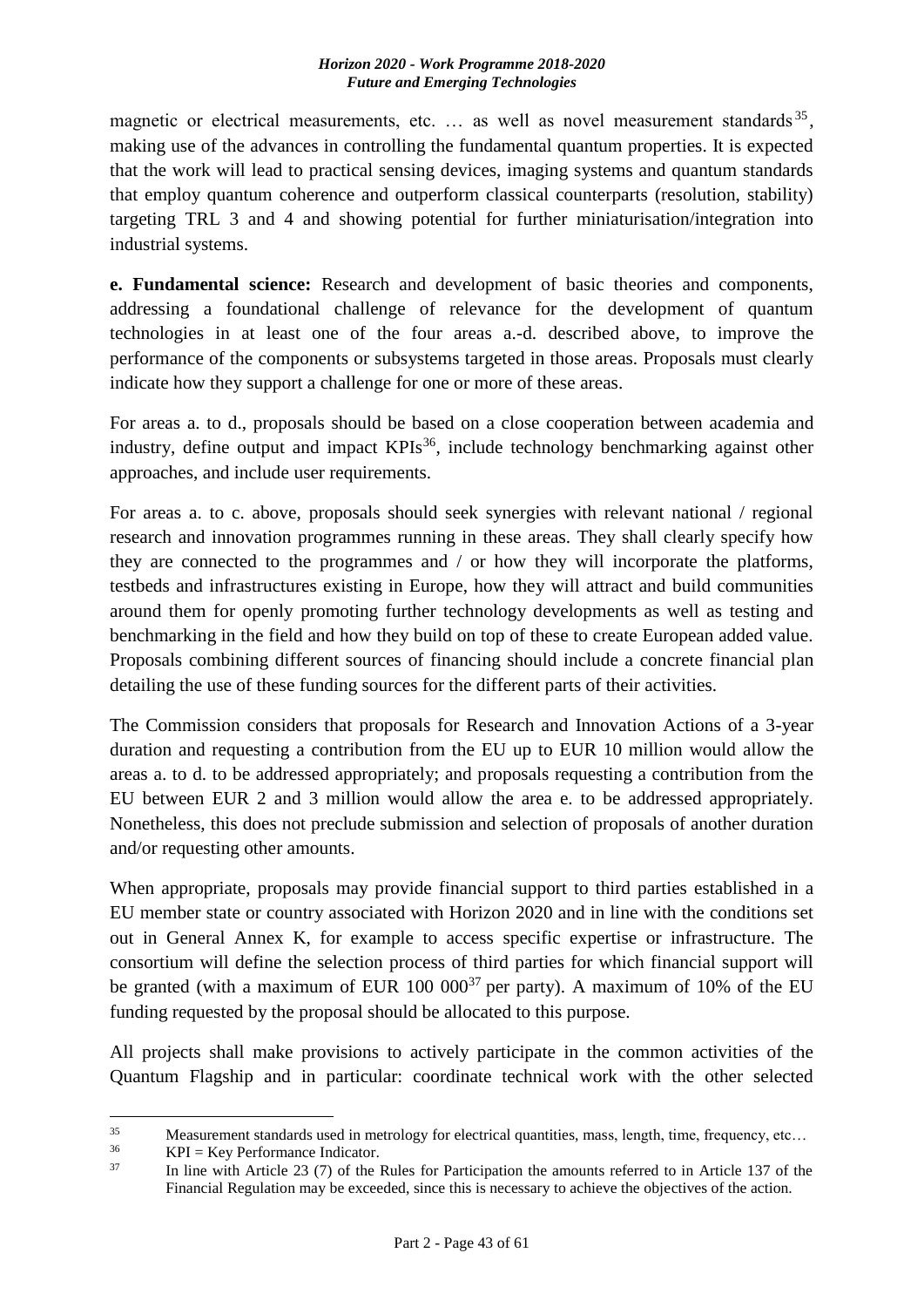magnetic or electrical measurements, etc. … as well as novel measurement standards[35], making use of the advances in controlling the fundamental quantum properties. It is expected that the work will lead to practical sensing devices, imaging systems and quantum standards that employ quantum coherence and outperform classical counterparts (resolution, stability) targeting TRL 3 and 4 and showing potential for further miniaturisation/integration into industrial systems.

**e. Fundamental science:** Research and development of basic theories and components, addressing a foundational challenge of relevance for the development of quantum technologies in at least one of the four areas a.-d. described above, to improve the performance of the components or subsystems targeted in those areas. Proposals must clearly indicate how they support a challenge for one or more of these areas.

For areas a. to d., proposals should be based on a close cooperation between academia and industry, define output and impact KPIs[36], include technology benchmarking against other approaches, and include user requirements.

For areas a. to c. above, proposals should seek synergies with relevant national / regional research and innovation programmes running in these areas. They shall clearly specify how they are connected to the programmes and / or how they will incorporate the platforms, testbeds and infrastructures existing in Europe, how they will attract and build communities around them for openly promoting further technology developments as well as testing and benchmarking in the field and how they build on top of these to create European added value. Proposals combining different sources of financing should include a concrete financial plan detailing the use of these funding sources for the different parts of their activities.

The Commission considers that proposals for Research and Innovation Actions of a 3-year duration and requesting a contribution from the EU up to EUR 10 million would allow the areas a. to d. to be addressed appropriately; and proposals requesting a contribution from the EU between EUR 2 and 3 million would allow the area e. to be addressed appropriately. Nonetheless, this does not preclude submission and selection of proposals of another duration and/or requesting other amounts.

When appropriate, proposals may provide financial support to third parties established in a EU member state or country associated with Horizon 2020 and in line with the conditions set out in General Annex K, for example to access specific expertise or infrastructure. The consortium will define the selection process of third parties for which financial support will be granted (with a maximum of EUR 100 000[37] per party). A maximum of 10% of the EU funding requested by the proposal should be allocated to this purpose.

All projects shall make provisions to actively participate in the common activities of the Quantum Flagship and in particular: coordinate technical work with the other selected

---

[35] Measurement standards used in metrology for electrical quantities, mass, length, time, frequency, etc…

[36] KPI = Key Performance Indicator.

[37] In line with Article 23 (7) of the Rules for Participation the amounts referred to in Article 137 of the Financial Regulation may be exceeded, since this is necessary to achieve the objectives of the action.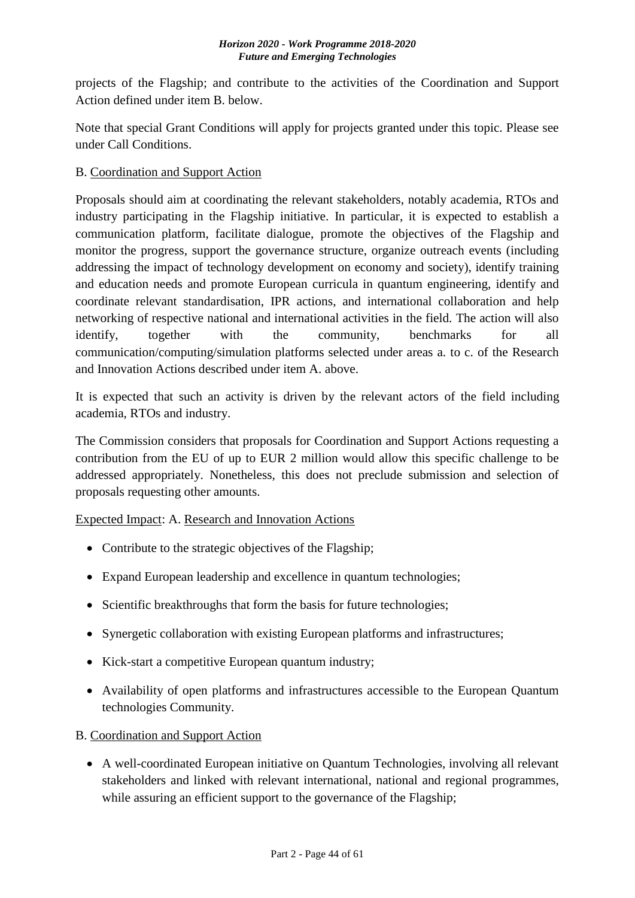projects of the Flagship; and contribute to the activities of the Coordination and Support Action defined under item B. below.

Note that special Grant Conditions will apply for projects granted under this topic. Please see under Call Conditions.

B. Coordination and Support Action

Proposals should aim at coordinating the relevant stakeholders, notably academia, RTOs and industry participating in the Flagship initiative. In particular, it is expected to establish a communication platform, facilitate dialogue, promote the objectives of the Flagship and monitor the progress, support the governance structure, organize outreach events (including addressing the impact of technology development on economy and society), identify training and education needs and promote European curricula in quantum engineering, identify and coordinate relevant standardisation, IPR actions, and international collaboration and help networking of respective national and international activities in the field. The action will also identify, together with the community, benchmarks for all communication/computing/simulation platforms selected under areas a. to c. of the Research and Innovation Actions described under item A. above.

It is expected that such an activity is driven by the relevant actors of the field including academia, RTOs and industry.

The Commission considers that proposals for Coordination and Support Actions requesting a contribution from the EU of up to EUR 2 million would allow this specific challenge to be addressed appropriately. Nonetheless, this does not preclude submission and selection of proposals requesting other amounts.

Expected Impact: A. Research and Innovation Actions

- Contribute to the strategic objectives of the Flagship;
- Expand European leadership and excellence in quantum technologies;
- Scientific breakthroughs that form the basis for future technologies;
- Synergetic collaboration with existing European platforms and infrastructures;
- Kick-start a competitive European quantum industry;
- Availability of open platforms and infrastructures accessible to the European Quantum technologies Community.

B. Coordination and Support Action

- A well-coordinated European initiative on Quantum Technologies, involving all relevant stakeholders and linked with relevant international, national and regional programmes, while assuring an efficient support to the governance of the Flagship;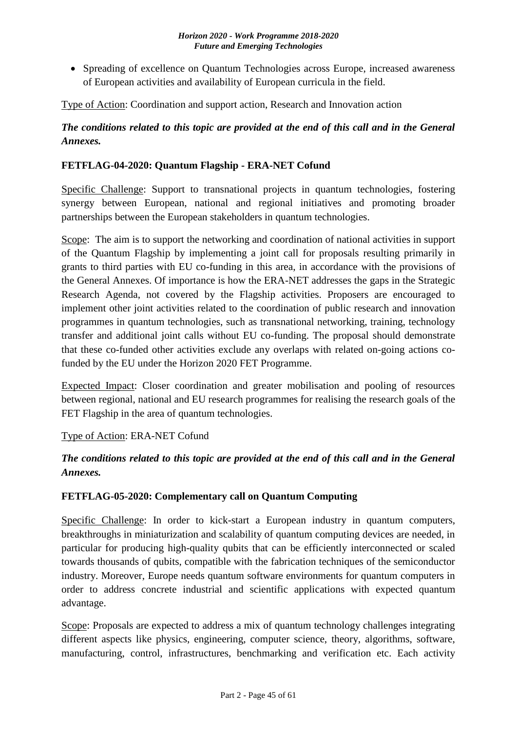- Spreading of excellence on Quantum Technologies across Europe, increased awareness of European activities and availability of European curricula in the field.

Type of Action: Coordination and support action, Research and Innovation action

***The conditions related to this topic are provided at the end of this call and in the General Annexes.***

**FETFLAG-04-2020: Quantum Flagship - ERA-NET Cofund**

Specific Challenge: Support to transnational projects in quantum technologies, fostering synergy between European, national and regional initiatives and promoting broader partnerships between the European stakeholders in quantum technologies.

Scope: The aim is to support the networking and coordination of national activities in support of the Quantum Flagship by implementing a joint call for proposals resulting primarily in grants to third parties with EU co-funding in this area, in accordance with the provisions of the General Annexes. Of importance is how the ERA-NET addresses the gaps in the Strategic Research Agenda, not covered by the Flagship activities. Proposers are encouraged to implement other joint activities related to the coordination of public research and innovation programmes in quantum technologies, such as transnational networking, training, technology transfer and additional joint calls without EU co-funding. The proposal should demonstrate that these co-funded other activities exclude any overlaps with related on-going actions co-funded by the EU under the Horizon 2020 FET Programme.

Expected Impact: Closer coordination and greater mobilisation and pooling of resources between regional, national and EU research programmes for realising the research goals of the FET Flagship in the area of quantum technologies.

Type of Action: ERA-NET Cofund

***The conditions related to this topic are provided at the end of this call and in the General Annexes.***

**FETFLAG-05-2020: Complementary call on Quantum Computing**

Specific Challenge: In order to kick-start a European industry in quantum computers, breakthroughs in miniaturization and scalability of quantum computing devices are needed, in particular for producing high-quality qubits that can be efficiently interconnected or scaled towards thousands of qubits, compatible with the fabrication techniques of the semiconductor industry. Moreover, Europe needs quantum software environments for quantum computers in order to address concrete industrial and scientific applications with expected quantum advantage.

Scope: Proposals are expected to address a mix of quantum technology challenges integrating different aspects like physics, engineering, computer science, theory, algorithms, software, manufacturing, control, infrastructures, benchmarking and verification etc. Each activity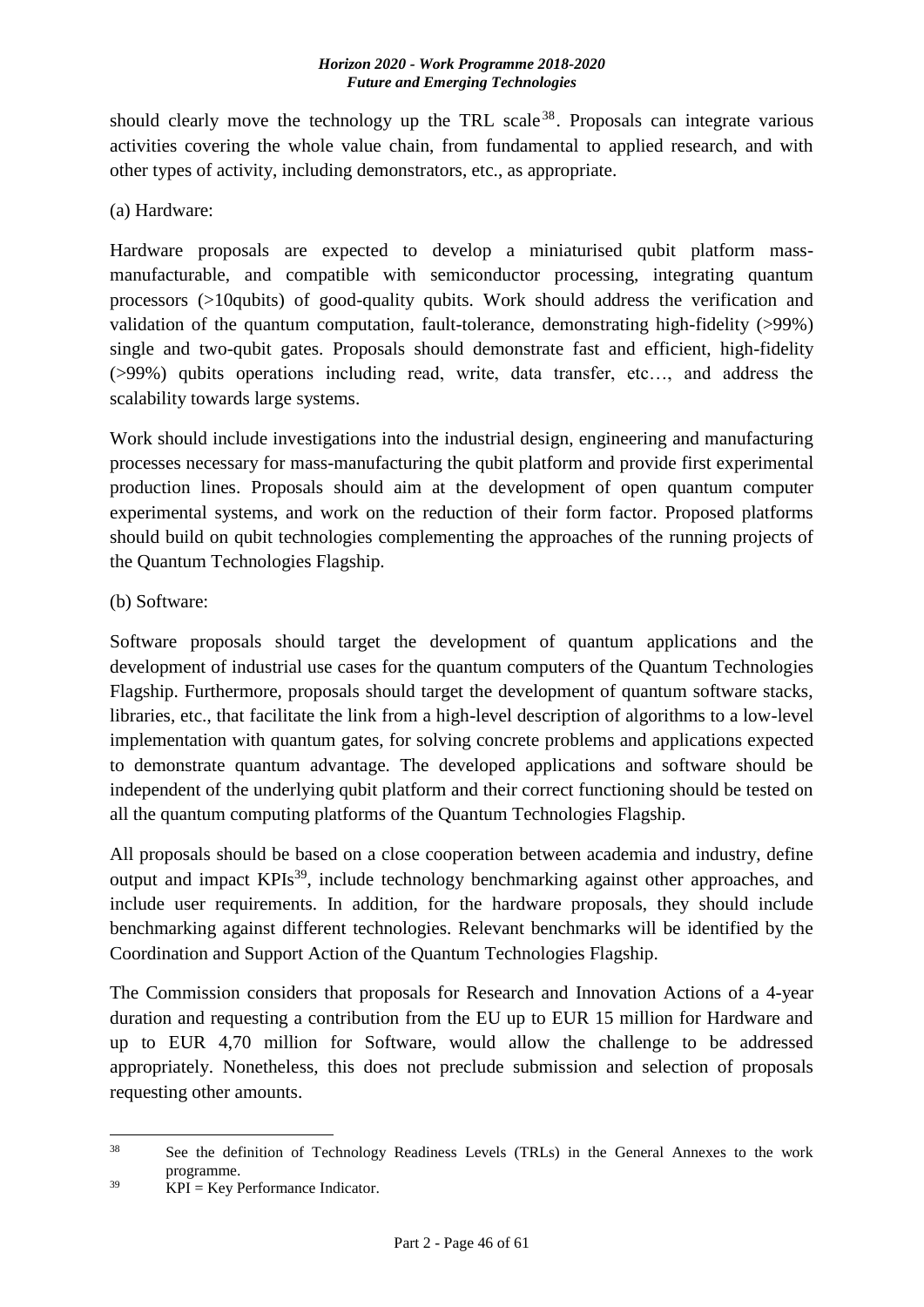should clearly move the technology up the TRL scale[38]. Proposals can integrate various activities covering the whole value chain, from fundamental to applied research, and with other types of activity, including demonstrators, etc., as appropriate.

(a) Hardware:

Hardware proposals are expected to develop a miniaturised qubit platform mass-manufacturable, and compatible with semiconductor processing, integrating quantum processors (>10qubits) of good-quality qubits. Work should address the verification and validation of the quantum computation, fault-tolerance, demonstrating high-fidelity (>99%) single and two-qubit gates. Proposals should demonstrate fast and efficient, high-fidelity (>99%) qubits operations including read, write, data transfer, etc…, and address the scalability towards large systems.

Work should include investigations into the industrial design, engineering and manufacturing processes necessary for mass-manufacturing the qubit platform and provide first experimental production lines. Proposals should aim at the development of open quantum computer experimental systems, and work on the reduction of their form factor. Proposed platforms should build on qubit technologies complementing the approaches of the running projects of the Quantum Technologies Flagship.

(b) Software:

Software proposals should target the development of quantum applications and the development of industrial use cases for the quantum computers of the Quantum Technologies Flagship. Furthermore, proposals should target the development of quantum software stacks, libraries, etc., that facilitate the link from a high-level description of algorithms to a low-level implementation with quantum gates, for solving concrete problems and applications expected to demonstrate quantum advantage. The developed applications and software should be independent of the underlying qubit platform and their correct functioning should be tested on all the quantum computing platforms of the Quantum Technologies Flagship.

All proposals should be based on a close cooperation between academia and industry, define output and impact KPIs[39], include technology benchmarking against other approaches, and include user requirements. In addition, for the hardware proposals, they should include benchmarking against different technologies. Relevant benchmarks will be identified by the Coordination and Support Action of the Quantum Technologies Flagship.

The Commission considers that proposals for Research and Innovation Actions of a 4-year duration and requesting a contribution from the EU up to EUR 15 million for Hardware and up to EUR 4,70 million for Software, would allow the challenge to be addressed appropriately. Nonetheless, this does not preclude submission and selection of proposals requesting other amounts.

---

[38] See the definition of Technology Readiness Levels (TRLs) in the General Annexes to the work programme.

[39] KPI = Key Performance Indicator.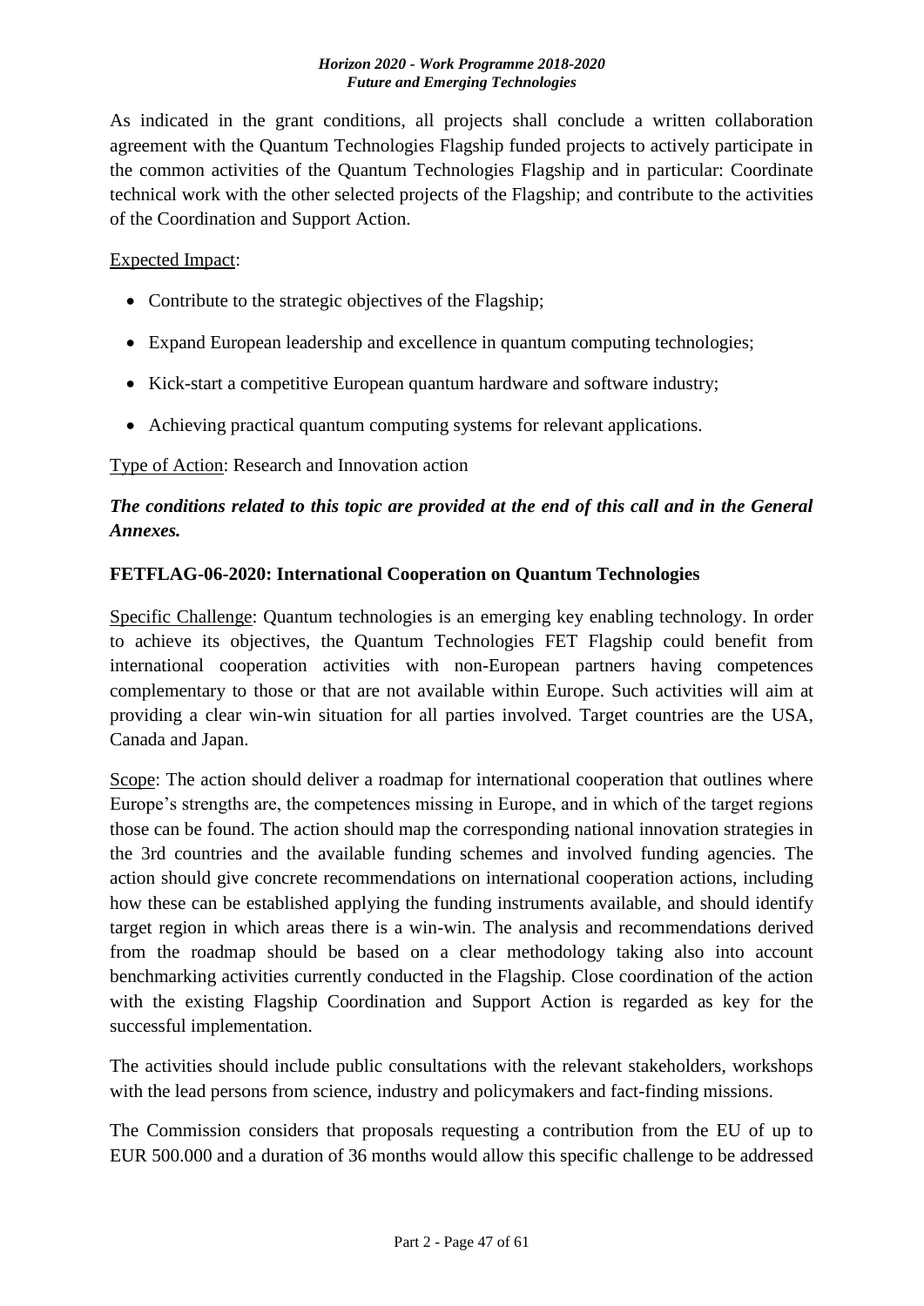As indicated in the grant conditions, all projects shall conclude a written collaboration agreement with the Quantum Technologies Flagship funded projects to actively participate in the common activities of the Quantum Technologies Flagship and in particular: Coordinate technical work with the other selected projects of the Flagship; and contribute to the activities of the Coordination and Support Action.

Expected Impact:

- Contribute to the strategic objectives of the Flagship;
- Expand European leadership and excellence in quantum computing technologies;
- Kick-start a competitive European quantum hardware and software industry;
- Achieving practical quantum computing systems for relevant applications.

Type of Action: Research and Innovation action

***The conditions related to this topic are provided at the end of this call and in the General Annexes.***

**FETFLAG-06-2020: International Cooperation on Quantum Technologies**

Specific Challenge: Quantum technologies is an emerging key enabling technology. In order to achieve its objectives, the Quantum Technologies FET Flagship could benefit from international cooperation activities with non-European partners having competences complementary to those or that are not available within Europe. Such activities will aim at providing a clear win-win situation for all parties involved. Target countries are the USA, Canada and Japan.

Scope: The action should deliver a roadmap for international cooperation that outlines where Europe's strengths are, the competences missing in Europe, and in which of the target regions those can be found. The action should map the corresponding national innovation strategies in the 3rd countries and the available funding schemes and involved funding agencies. The action should give concrete recommendations on international cooperation actions, including how these can be established applying the funding instruments available, and should identify target region in which areas there is a win-win. The analysis and recommendations derived from the roadmap should be based on a clear methodology taking also into account benchmarking activities currently conducted in the Flagship. Close coordination of the action with the existing Flagship Coordination and Support Action is regarded as key for the successful implementation.

The activities should include public consultations with the relevant stakeholders, workshops with the lead persons from science, industry and policymakers and fact-finding missions.

The Commission considers that proposals requesting a contribution from the EU of up to EUR 500.000 and a duration of 36 months would allow this specific challenge to be addressed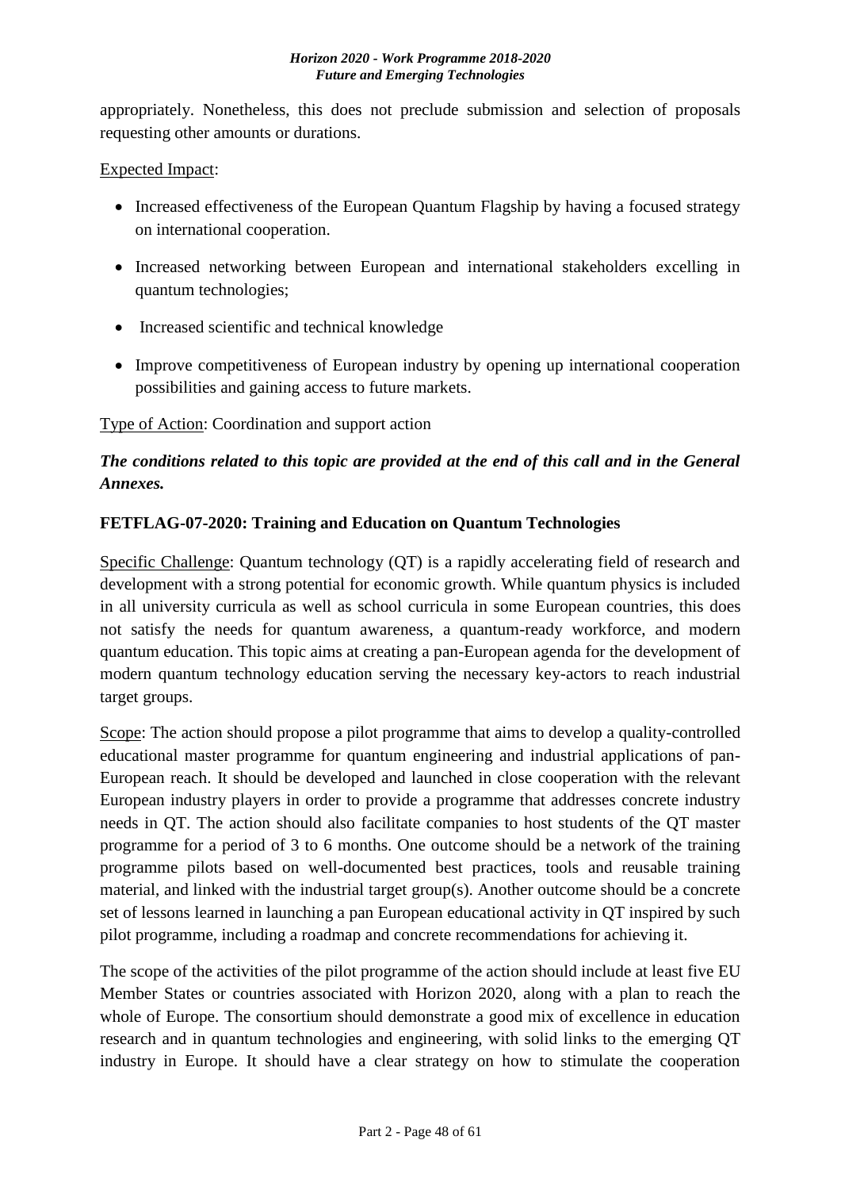appropriately. Nonetheless, this does not preclude submission and selection of proposals requesting other amounts or durations.

Expected Impact:

- Increased effectiveness of the European Quantum Flagship by having a focused strategy on international cooperation.
- Increased networking between European and international stakeholders excelling in quantum technologies;
- Increased scientific and technical knowledge
- Improve competitiveness of European industry by opening up international cooperation possibilities and gaining access to future markets.

Type of Action: Coordination and support action

***The conditions related to this topic are provided at the end of this call and in the General Annexes.***

**FETFLAG-07-2020: Training and Education on Quantum Technologies**

Specific Challenge: Quantum technology (QT) is a rapidly accelerating field of research and development with a strong potential for economic growth. While quantum physics is included in all university curricula as well as school curricula in some European countries, this does not satisfy the needs for quantum awareness, a quantum-ready workforce, and modern quantum education. This topic aims at creating a pan-European agenda for the development of modern quantum technology education serving the necessary key-actors to reach industrial target groups.

Scope: The action should propose a pilot programme that aims to develop a quality-controlled educational master programme for quantum engineering and industrial applications of pan-European reach. It should be developed and launched in close cooperation with the relevant European industry players in order to provide a programme that addresses concrete industry needs in QT. The action should also facilitate companies to host students of the QT master programme for a period of 3 to 6 months. One outcome should be a network of the training programme pilots based on well-documented best practices, tools and reusable training material, and linked with the industrial target group(s). Another outcome should be a concrete set of lessons learned in launching a pan European educational activity in QT inspired by such pilot programme, including a roadmap and concrete recommendations for achieving it.

The scope of the activities of the pilot programme of the action should include at least five EU Member States or countries associated with Horizon 2020, along with a plan to reach the whole of Europe. The consortium should demonstrate a good mix of excellence in education research and in quantum technologies and engineering, with solid links to the emerging QT industry in Europe. It should have a clear strategy on how to stimulate the cooperation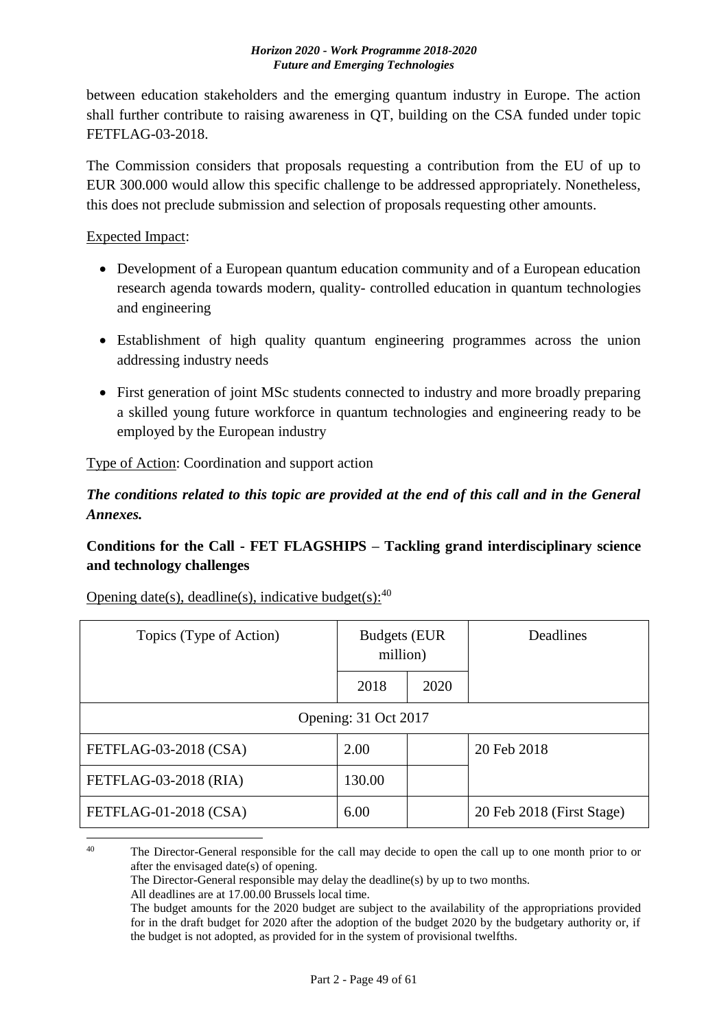between education stakeholders and the emerging quantum industry in Europe. The action shall further contribute to raising awareness in QT, building on the CSA funded under topic FETFLAG-03-2018.

The Commission considers that proposals requesting a contribution from the EU of up to EUR 300.000 would allow this specific challenge to be addressed appropriately. Nonetheless, this does not preclude submission and selection of proposals requesting other amounts.

Expected Impact:

- Development of a European quantum education community and of a European education research agenda towards modern, quality- controlled education in quantum technologies and engineering
- Establishment of high quality quantum engineering programmes across the union addressing industry needs
- First generation of joint MSc students connected to industry and more broadly preparing a skilled young future workforce in quantum technologies and engineering ready to be employed by the European industry

Type of Action: Coordination and support action

***The conditions related to this topic are provided at the end of this call and in the General Annexes.***

**Conditions for the Call - FET FLAGSHIPS – Tackling grand interdisciplinary science and technology challenges**

Opening date(s), deadline(s), indicative budget(s):[40]

| Topics (Type of Action) | Budgets (EUR million) | | Deadlines |
|---|---|---|---|
| | 2018 | 2020 | |
| Opening: 31 Oct 2017 | | | |
| FETFLAG-03-2018 (CSA) | 2.00 | | 20 Feb 2018 |
| FETFLAG-03-2018 (RIA) | 130.00 | | |
| FETFLAG-01-2018 (CSA) | 6.00 | | 20 Feb 2018 (First Stage) |

[40] The Director-General responsible for the call may decide to open the call up to one month prior to or after the envisaged date(s) of opening.
The Director-General responsible may delay the deadline(s) by up to two months.
All deadlines are at 17.00.00 Brussels local time.
The budget amounts for the 2020 budget are subject to the availability of the appropriations provided for in the draft budget for 2020 after the adoption of the budget 2020 by the budgetary authority or, if the budget is not adopted, as provided for in the system of provisional twelfths.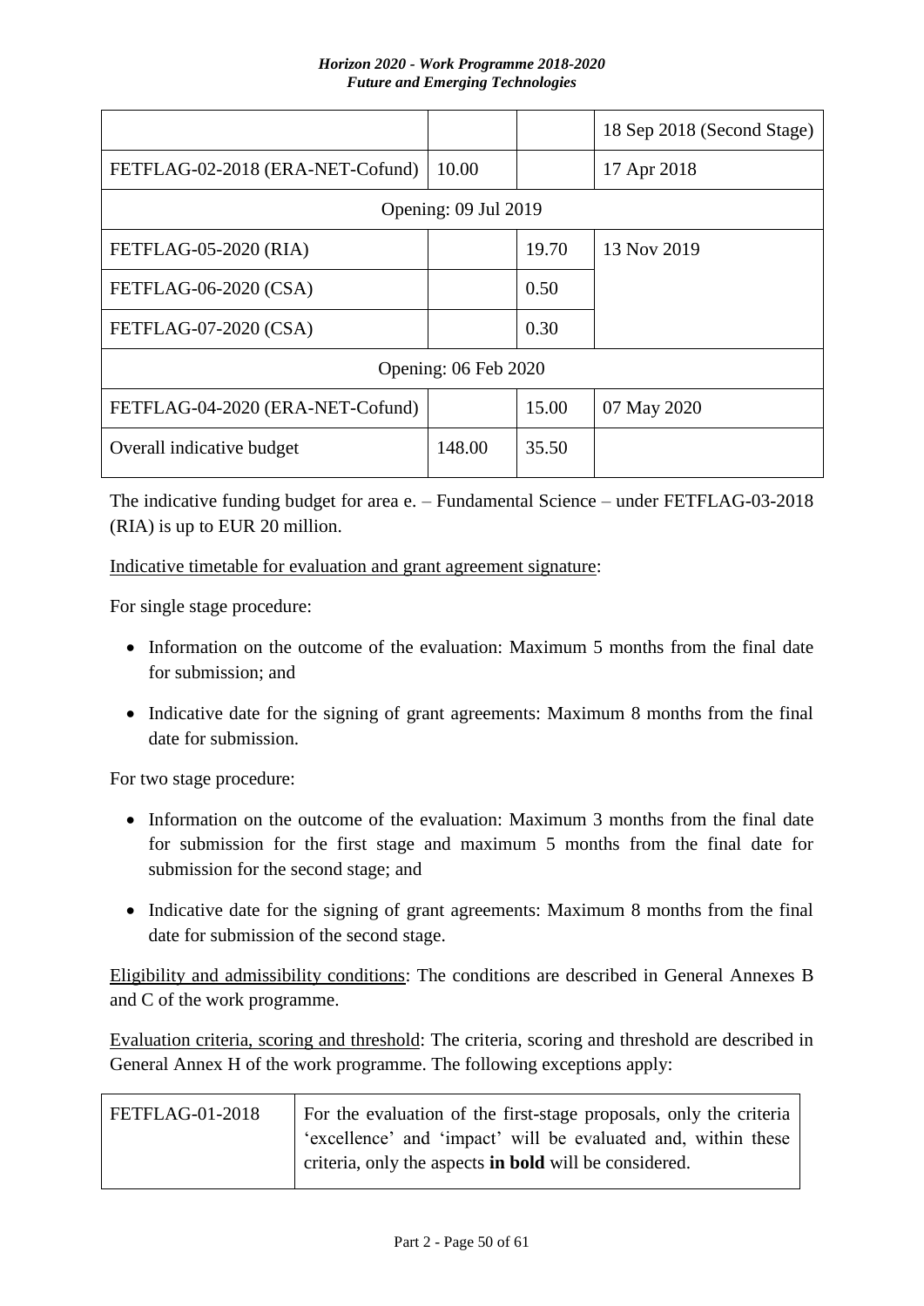| | | | |
|---|---|---|---|
| | | | 18 Sep 2018 (Second Stage) |
| FETFLAG-02-2018 (ERA-NET-Cofund) | 10.00 | | 17 Apr 2018 |
| Opening: 09 Jul 2019 | | | |
| FETFLAG-05-2020 (RIA) | | 19.70 | 13 Nov 2019 |
| FETFLAG-06-2020 (CSA) | | 0.50 | |
| FETFLAG-07-2020 (CSA) | | 0.30 | |
| Opening: 06 Feb 2020 | | | |
| FETFLAG-04-2020 (ERA-NET-Cofund) | | 15.00 | 07 May 2020 |
| Overall indicative budget | 148.00 | 35.50 | |

The indicative funding budget for area e. – Fundamental Science – under FETFLAG-03-2018 (RIA) is up to EUR 20 million.

Indicative timetable for evaluation and grant agreement signature:

For single stage procedure:

- Information on the outcome of the evaluation: Maximum 5 months from the final date for submission; and
- Indicative date for the signing of grant agreements: Maximum 8 months from the final date for submission.

For two stage procedure:

- Information on the outcome of the evaluation: Maximum 3 months from the final date for submission for the first stage and maximum 5 months from the final date for submission for the second stage; and
- Indicative date for the signing of grant agreements: Maximum 8 months from the final date for submission of the second stage.

Eligibility and admissibility conditions: The conditions are described in General Annexes B and C of the work programme.

Evaluation criteria, scoring and threshold: The criteria, scoring and threshold are described in General Annex H of the work programme. The following exceptions apply:

| | |
|---|---|
| FETFLAG-01-2018 | For the evaluation of the first-stage proposals, only the criteria 'excellence' and 'impact' will be evaluated and, within these criteria, only the aspects **in bold** will be considered. |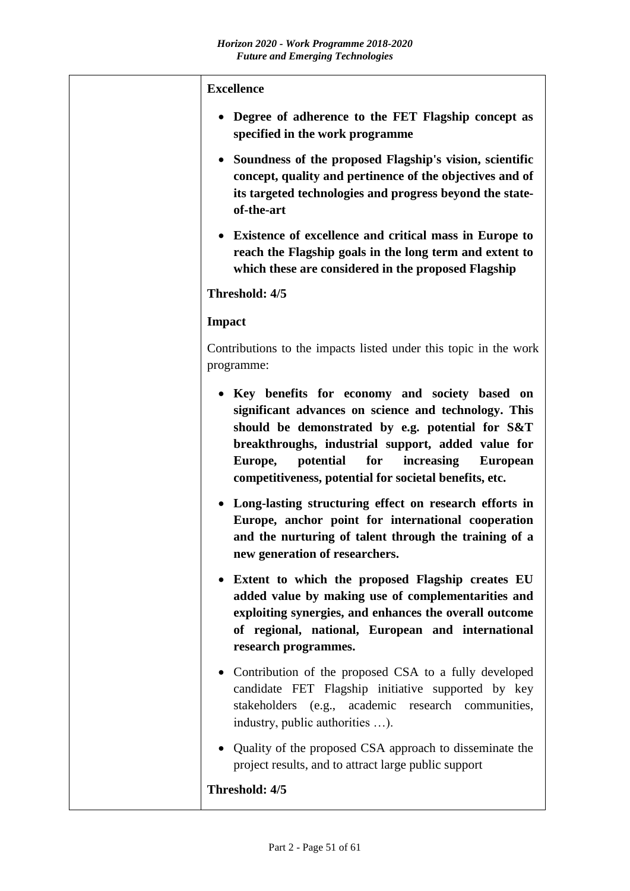| | **Excellence**<br><br>• **Degree of adherence to the FET Flagship concept as specified in the work programme**<br><br>• **Soundness of the proposed Flagship's vision, scientific concept, quality and pertinence of the objectives and of its targeted technologies and progress beyond the state-of-the-art**<br><br>• **Existence of excellence and critical mass in Europe to reach the Flagship goals in the long term and extent to which these are considered in the proposed Flagship**<br><br>**Threshold: 4/5**<br><br>**Impact**<br><br>Contributions to the impacts listed under this topic in the work programme:<br><br>• **Key benefits for economy and society based on significant advances on science and technology. This should be demonstrated by e.g. potential for S&T breakthroughs, industrial support, added value for Europe, potential for increasing European competitiveness, potential for societal benefits, etc.**<br><br>• **Long-lasting structuring effect on research efforts in Europe, anchor point for international cooperation and the nurturing of talent through the training of a new generation of researchers.**<br><br>• **Extent to which the proposed Flagship creates EU added value by making use of complementarities and exploiting synergies, and enhances the overall outcome of regional, national, European and international research programmes.**<br><br>• Contribution of the proposed CSA to a fully developed candidate FET Flagship initiative supported by key stakeholders (e.g., academic research communities, industry, public authorities …).<br><br>• Quality of the proposed CSA approach to disseminate the project results, and to attract large public support<br><br>**Threshold: 4/5** |
|---|---|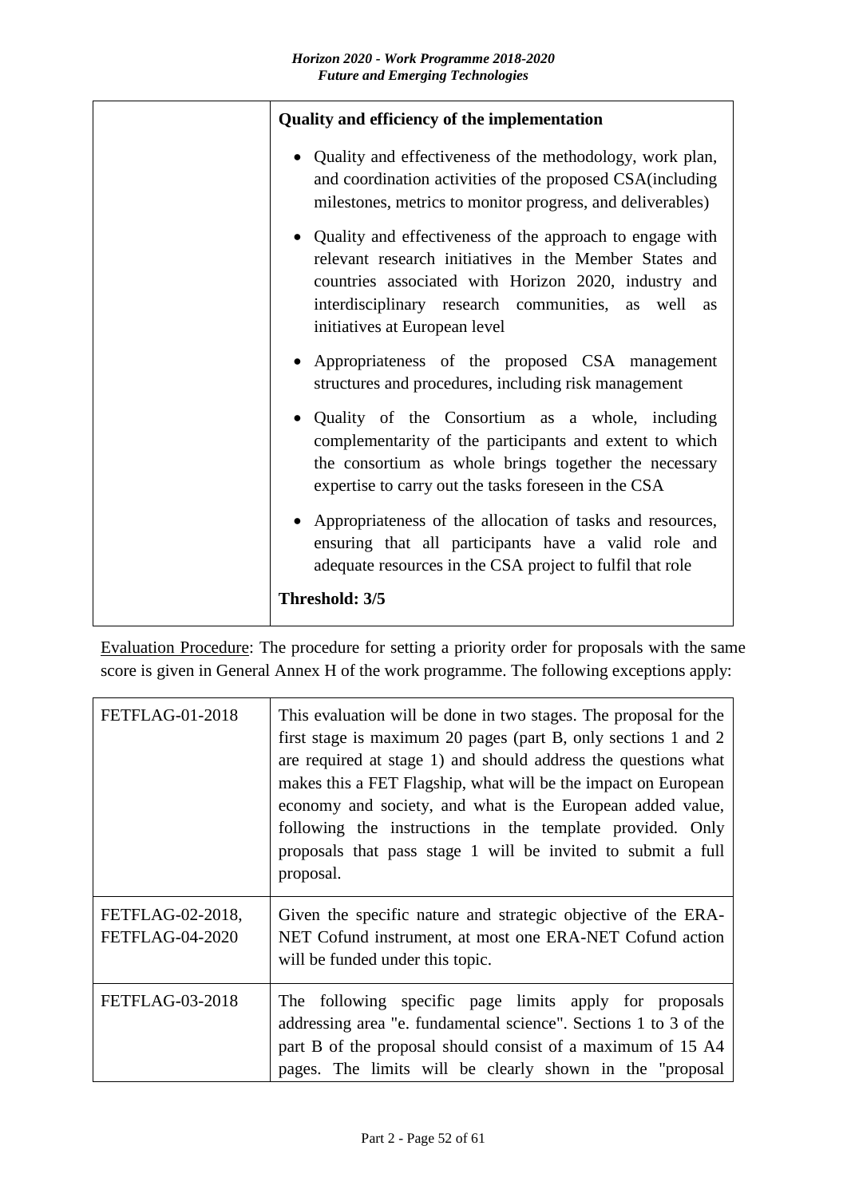| | **Quality and efficiency of the implementation**<br><br>• Quality and effectiveness of the methodology, work plan, and coordination activities of the proposed CSA(including milestones, metrics to monitor progress, and deliverables)<br><br>• Quality and effectiveness of the approach to engage with relevant research initiatives in the Member States and countries associated with Horizon 2020, industry and interdisciplinary research communities, as well as initiatives at European level<br><br>• Appropriateness of the proposed CSA management structures and procedures, including risk management<br><br>• Quality of the Consortium as a whole, including complementarity of the participants and extent to which the consortium as whole brings together the necessary expertise to carry out the tasks foreseen in the CSA<br><br>• Appropriateness of the allocation of tasks and resources, ensuring that all participants have a valid role and adequate resources in the CSA project to fulfil that role<br><br>**Threshold: 3/5** |
|---|---|

Evaluation Procedure: The procedure for setting a priority order for proposals with the same score is given in General Annex H of the work programme. The following exceptions apply:

| FETFLAG-01-2018 | This evaluation will be done in two stages. The proposal for the first stage is maximum 20 pages (part B, only sections 1 and 2 are required at stage 1) and should address the questions what makes this a FET Flagship, what will be the impact on European economy and society, and what is the European added value, following the instructions in the template provided. Only proposals that pass stage 1 will be invited to submit a full proposal. |
|---|---|
| FETFLAG-02-2018, FETFLAG-04-2020 | Given the specific nature and strategic objective of the ERA-NET Cofund instrument, at most one ERA-NET Cofund action will be funded under this topic. |
| FETFLAG-03-2018 | The following specific page limits apply for proposals addressing area "e. fundamental science". Sections 1 to 3 of the part B of the proposal should consist of a maximum of 15 A4 pages. The limits will be clearly shown in the "proposal |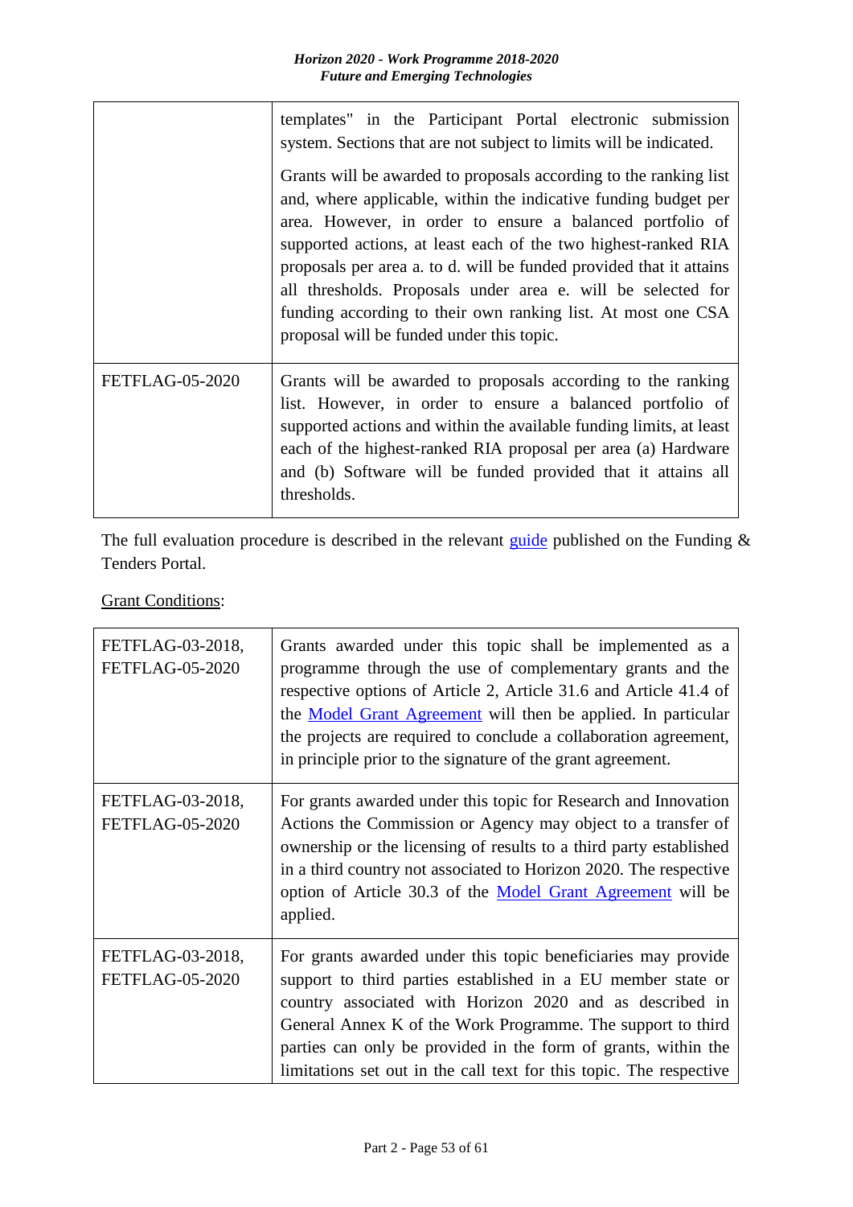| | |
|---|---|
| | templates" in the Participant Portal electronic submission system. Sections that are not subject to limits will be indicated.<br><br>Grants will be awarded to proposals according to the ranking list and, where applicable, within the indicative funding budget per area. However, in order to ensure a balanced portfolio of supported actions, at least each of the two highest-ranked RIA proposals per area a. to d. will be funded provided that it attains all thresholds. Proposals under area e. will be selected for funding according to their own ranking list. At most one CSA proposal will be funded under this topic. |
| FETFLAG-05-2020 | Grants will be awarded to proposals according to the ranking list. However, in order to ensure a balanced portfolio of supported actions and within the available funding limits, at least each of the highest-ranked RIA proposal per area (a) Hardware and (b) Software will be funded provided that it attains all thresholds. |

The full evaluation procedure is described in the relevant [guide](guide) published on the Funding & Tenders Portal.

Grant Conditions:

| | |
|---|---|
| FETFLAG-03-2018, FETFLAG-05-2020 | Grants awarded under this topic shall be implemented as a programme through the use of complementary grants and the respective options of Article 2, Article 31.6 and Article 41.4 of the [Model Grant Agreement](Model Grant Agreement) will then be applied. In particular the projects are required to conclude a collaboration agreement, in principle prior to the signature of the grant agreement. |
| FETFLAG-03-2018, FETFLAG-05-2020 | For grants awarded under this topic for Research and Innovation Actions the Commission or Agency may object to a transfer of ownership or the licensing of results to a third party established in a third country not associated to Horizon 2020. The respective option of Article 30.3 of the [Model Grant Agreement](Model Grant Agreement) will be applied. |
| FETFLAG-03-2018, FETFLAG-05-2020 | For grants awarded under this topic beneficiaries may provide support to third parties established in a EU member state or country associated with Horizon 2020 and as described in General Annex K of the Work Programme. The support to third parties can only be provided in the form of grants, within the limitations set out in the call text for this topic. The respective |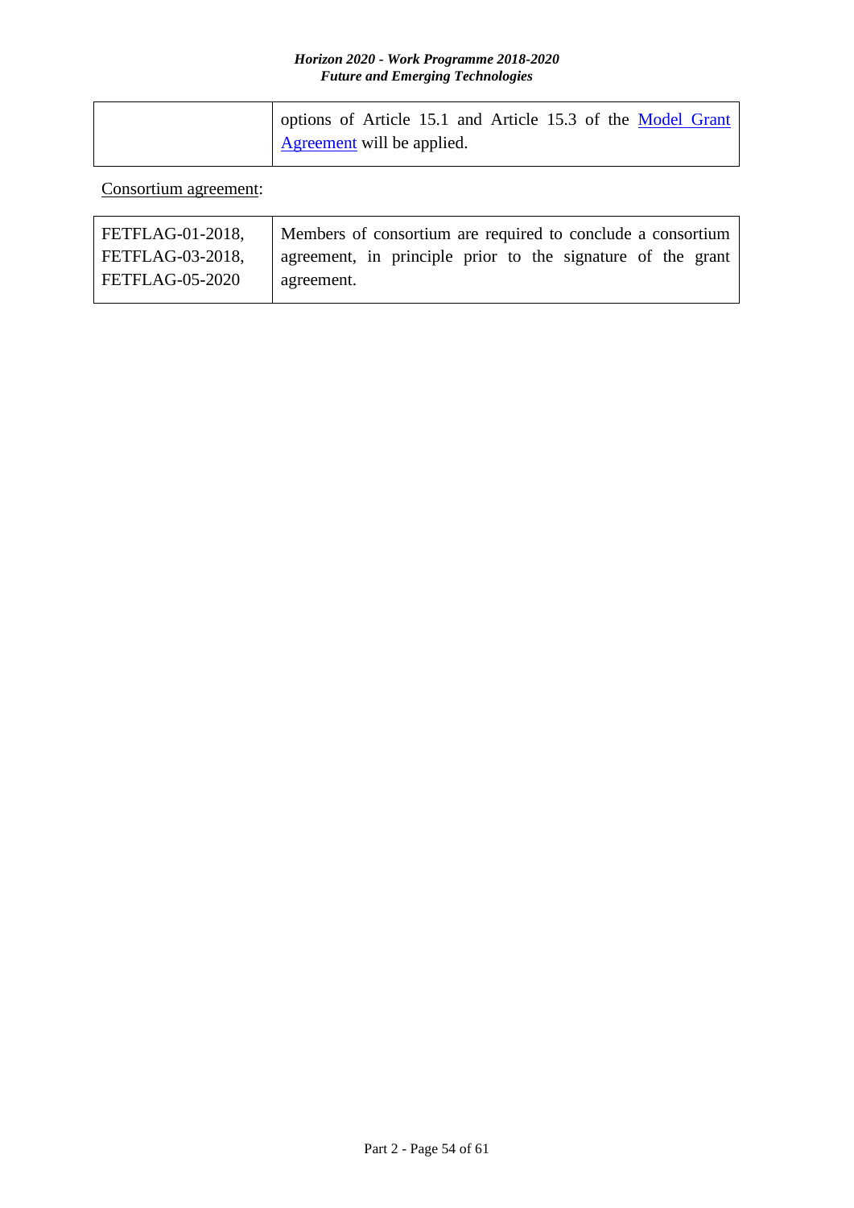| | options of Article 15.1 and Article 15.3 of the Model Grant Agreement will be applied. |
|---|---|

Consortium agreement:

| FETFLAG-01-2018, FETFLAG-03-2018, FETFLAG-05-2020 | Members of consortium are required to conclude a consortium agreement, in principle prior to the signature of the grant agreement. |
|---|---|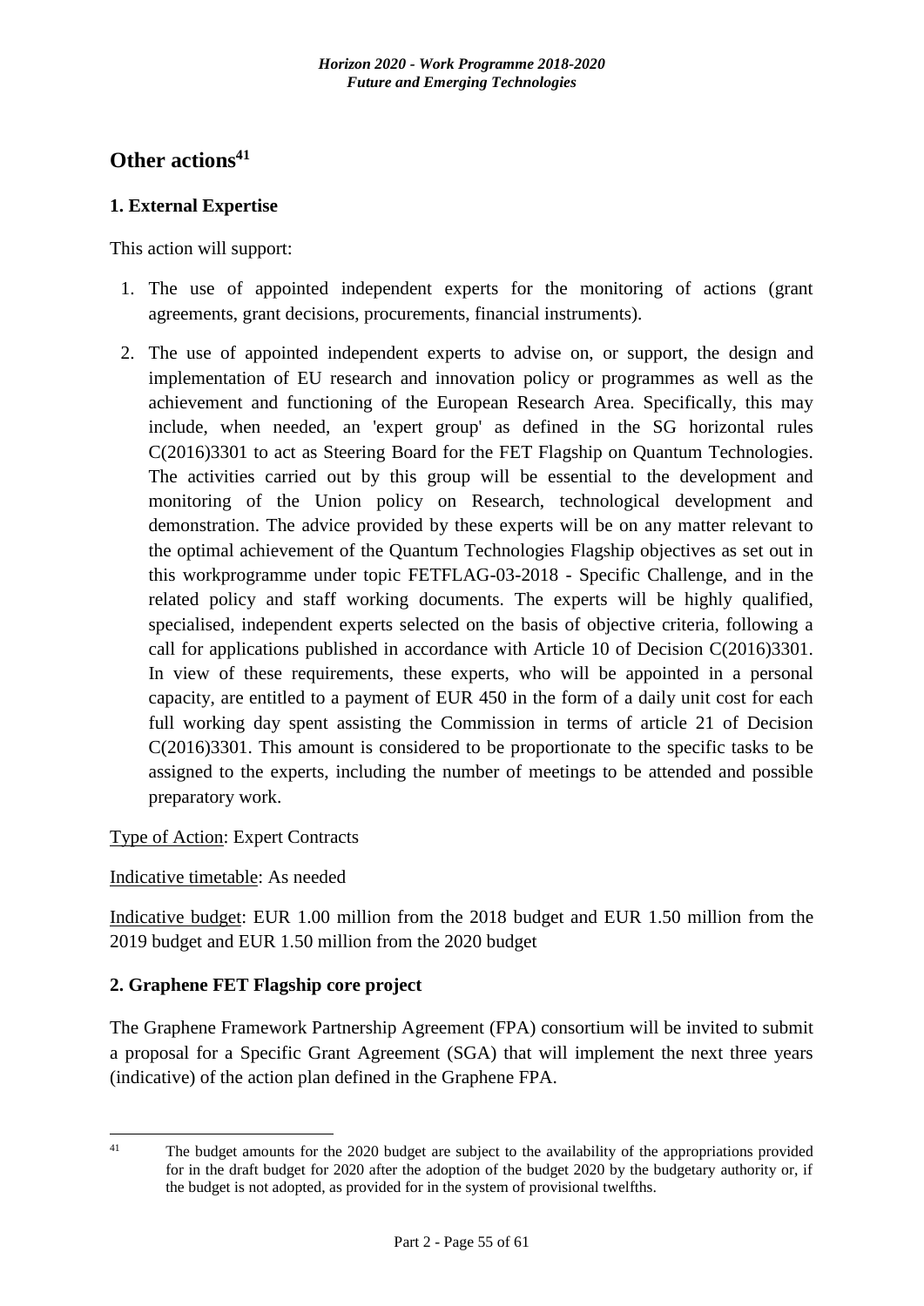## Other actions[41]

### 1. External Expertise

This action will support:

1. The use of appointed independent experts for the monitoring of actions (grant agreements, grant decisions, procurements, financial instruments).
2. The use of appointed independent experts to advise on, or support, the design and implementation of EU research and innovation policy or programmes as well as the achievement and functioning of the European Research Area. Specifically, this may include, when needed, an 'expert group' as defined in the SG horizontal rules C(2016)3301 to act as Steering Board for the FET Flagship on Quantum Technologies. The activities carried out by this group will be essential to the development and monitoring of the Union policy on Research, technological development and demonstration. The advice provided by these experts will be on any matter relevant to the optimal achievement of the Quantum Technologies Flagship objectives as set out in this workprogramme under topic FETFLAG-03-2018 - Specific Challenge, and in the related policy and staff working documents. The experts will be highly qualified, specialised, independent experts selected on the basis of objective criteria, following a call for applications published in accordance with Article 10 of Decision C(2016)3301. In view of these requirements, these experts, who will be appointed in a personal capacity, are entitled to a payment of EUR 450 in the form of a daily unit cost for each full working day spent assisting the Commission in terms of article 21 of Decision C(2016)3301. This amount is considered to be proportionate to the specific tasks to be assigned to the experts, including the number of meetings to be attended and possible preparatory work.

Type of Action: Expert Contracts

Indicative timetable: As needed

Indicative budget: EUR 1.00 million from the 2018 budget and EUR 1.50 million from the 2019 budget and EUR 1.50 million from the 2020 budget

### 2. Graphene FET Flagship core project

The Graphene Framework Partnership Agreement (FPA) consortium will be invited to submit a proposal for a Specific Grant Agreement (SGA) that will implement the next three years (indicative) of the action plan defined in the Graphene FPA.

---

[41] The budget amounts for the 2020 budget are subject to the availability of the appropriations provided for in the draft budget for 2020 after the adoption of the budget 2020 by the budgetary authority or, if the budget is not adopted, as provided for in the system of provisional twelfths.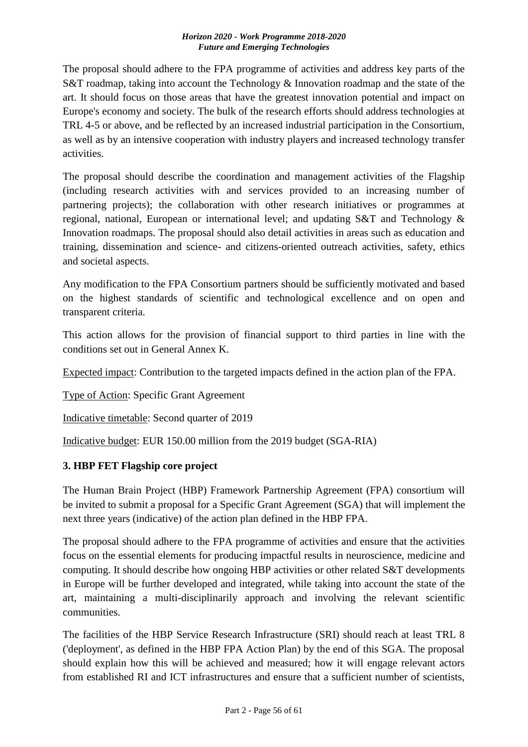The proposal should adhere to the FPA programme of activities and address key parts of the S&T roadmap, taking into account the Technology & Innovation roadmap and the state of the art. It should focus on those areas that have the greatest innovation potential and impact on Europe's economy and society. The bulk of the research efforts should address technologies at TRL 4-5 or above, and be reflected by an increased industrial participation in the Consortium, as well as by an intensive cooperation with industry players and increased technology transfer activities.

The proposal should describe the coordination and management activities of the Flagship (including research activities with and services provided to an increasing number of partnering projects); the collaboration with other research initiatives or programmes at regional, national, European or international level; and updating S&T and Technology & Innovation roadmaps. The proposal should also detail activities in areas such as education and training, dissemination and science- and citizens-oriented outreach activities, safety, ethics and societal aspects.

Any modification to the FPA Consortium partners should be sufficiently motivated and based on the highest standards of scientific and technological excellence and on open and transparent criteria.

This action allows for the provision of financial support to third parties in line with the conditions set out in General Annex K.

Expected impact: Contribution to the targeted impacts defined in the action plan of the FPA.

Type of Action: Specific Grant Agreement

Indicative timetable: Second quarter of 2019

Indicative budget: EUR 150.00 million from the 2019 budget (SGA-RIA)

### 3. HBP FET Flagship core project

The Human Brain Project (HBP) Framework Partnership Agreement (FPA) consortium will be invited to submit a proposal for a Specific Grant Agreement (SGA) that will implement the next three years (indicative) of the action plan defined in the HBP FPA.

The proposal should adhere to the FPA programme of activities and ensure that the activities focus on the essential elements for producing impactful results in neuroscience, medicine and computing. It should describe how ongoing HBP activities or other related S&T developments in Europe will be further developed and integrated, while taking into account the state of the art, maintaining a multi-disciplinarily approach and involving the relevant scientific communities.

The facilities of the HBP Service Research Infrastructure (SRI) should reach at least TRL 8 ('deployment', as defined in the HBP FPA Action Plan) by the end of this SGA. The proposal should explain how this will be achieved and measured; how it will engage relevant actors from established RI and ICT infrastructures and ensure that a sufficient number of scientists,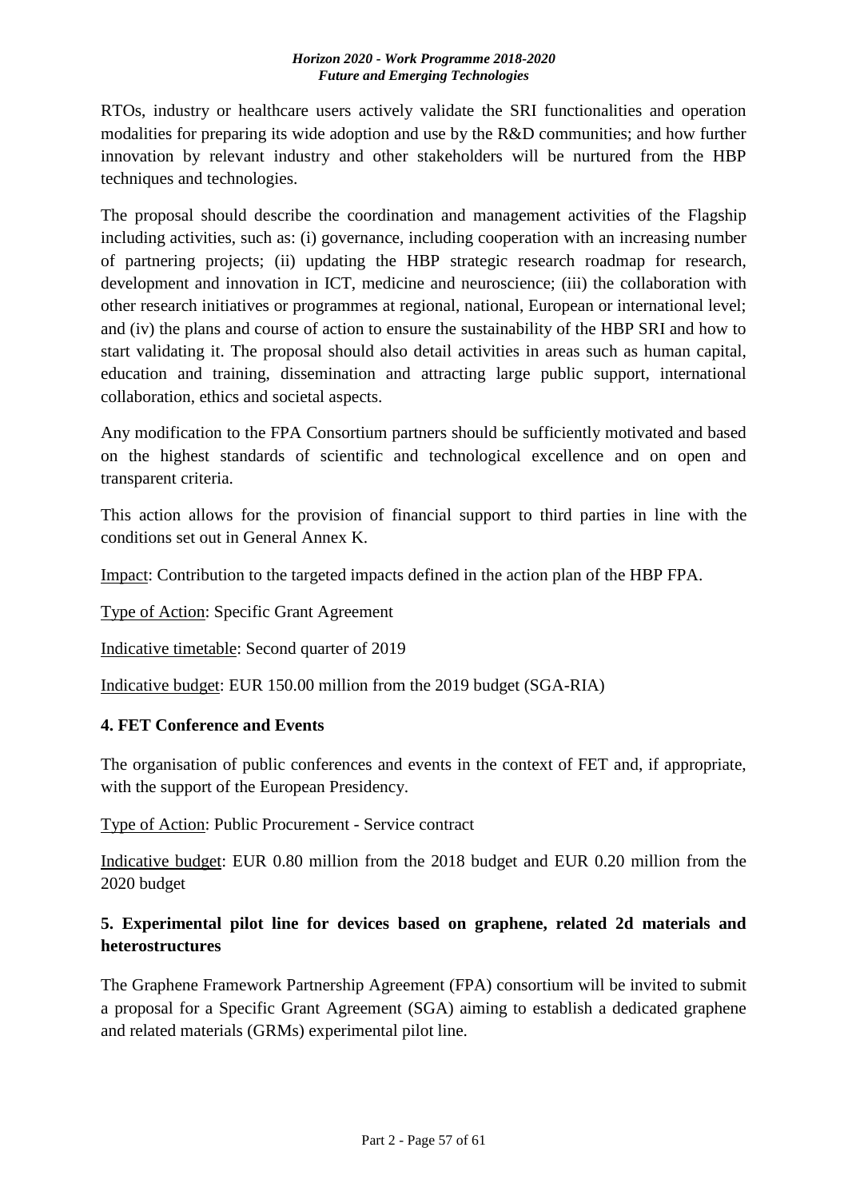RTOs, industry or healthcare users actively validate the SRI functionalities and operation modalities for preparing its wide adoption and use by the R&D communities; and how further innovation by relevant industry and other stakeholders will be nurtured from the HBP techniques and technologies.

The proposal should describe the coordination and management activities of the Flagship including activities, such as: (i) governance, including cooperation with an increasing number of partnering projects; (ii) updating the HBP strategic research roadmap for research, development and innovation in ICT, medicine and neuroscience; (iii) the collaboration with other research initiatives or programmes at regional, national, European or international level; and (iv) the plans and course of action to ensure the sustainability of the HBP SRI and how to start validating it. The proposal should also detail activities in areas such as human capital, education and training, dissemination and attracting large public support, international collaboration, ethics and societal aspects.

Any modification to the FPA Consortium partners should be sufficiently motivated and based on the highest standards of scientific and technological excellence and on open and transparent criteria.

This action allows for the provision of financial support to third parties in line with the conditions set out in General Annex K.

Impact: Contribution to the targeted impacts defined in the action plan of the HBP FPA.

Type of Action: Specific Grant Agreement

Indicative timetable: Second quarter of 2019

Indicative budget: EUR 150.00 million from the 2019 budget (SGA-RIA)

### 4. FET Conference and Events

The organisation of public conferences and events in the context of FET and, if appropriate, with the support of the European Presidency.

Type of Action: Public Procurement - Service contract

Indicative budget: EUR 0.80 million from the 2018 budget and EUR 0.20 million from the 2020 budget

### 5. Experimental pilot line for devices based on graphene, related 2d materials and heterostructures

The Graphene Framework Partnership Agreement (FPA) consortium will be invited to submit a proposal for a Specific Grant Agreement (SGA) aiming to establish a dedicated graphene and related materials (GRMs) experimental pilot line.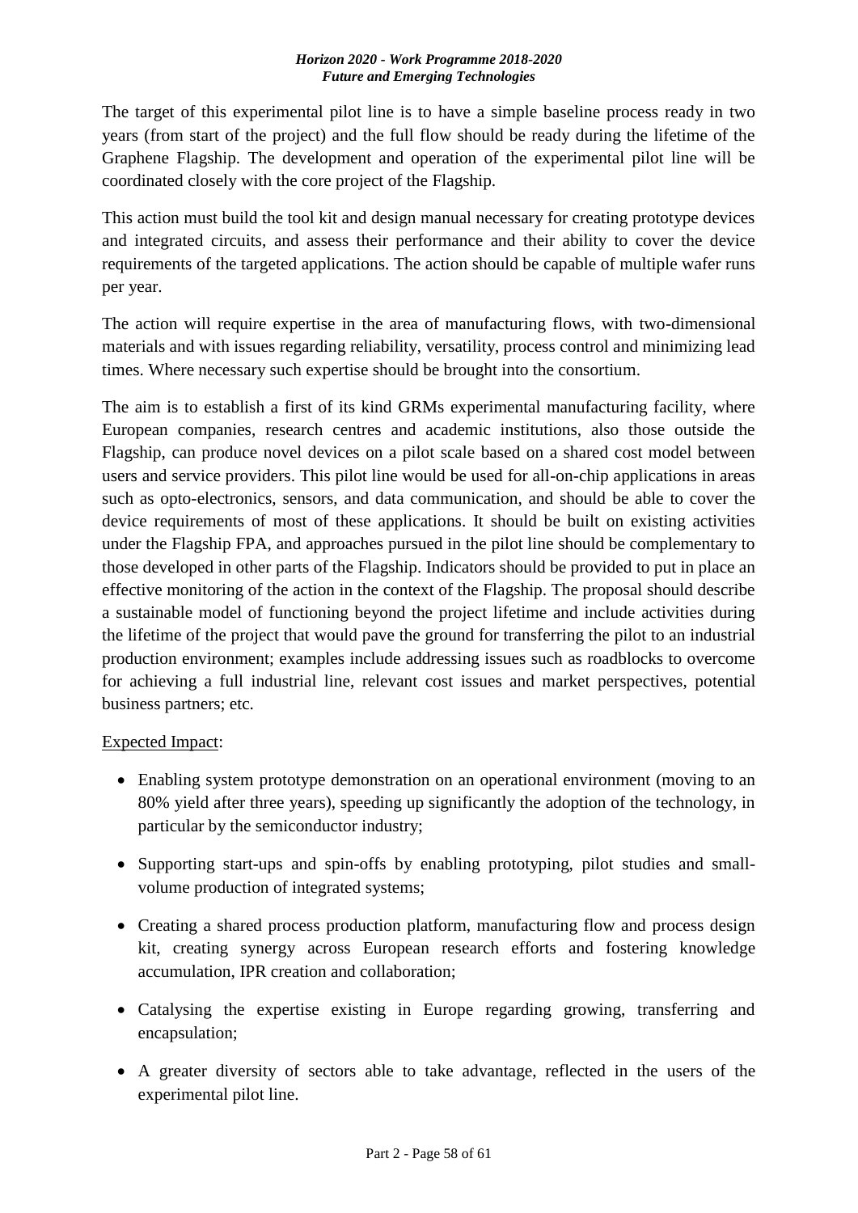The target of this experimental pilot line is to have a simple baseline process ready in two years (from start of the project) and the full flow should be ready during the lifetime of the Graphene Flagship. The development and operation of the experimental pilot line will be coordinated closely with the core project of the Flagship.

This action must build the tool kit and design manual necessary for creating prototype devices and integrated circuits, and assess their performance and their ability to cover the device requirements of the targeted applications. The action should be capable of multiple wafer runs per year.

The action will require expertise in the area of manufacturing flows, with two-dimensional materials and with issues regarding reliability, versatility, process control and minimizing lead times. Where necessary such expertise should be brought into the consortium.

The aim is to establish a first of its kind GRMs experimental manufacturing facility, where European companies, research centres and academic institutions, also those outside the Flagship, can produce novel devices on a pilot scale based on a shared cost model between users and service providers. This pilot line would be used for all-on-chip applications in areas such as opto-electronics, sensors, and data communication, and should be able to cover the device requirements of most of these applications. It should be built on existing activities under the Flagship FPA, and approaches pursued in the pilot line should be complementary to those developed in other parts of the Flagship. Indicators should be provided to put in place an effective monitoring of the action in the context of the Flagship. The proposal should describe a sustainable model of functioning beyond the project lifetime and include activities during the lifetime of the project that would pave the ground for transferring the pilot to an industrial production environment; examples include addressing issues such as roadblocks to overcome for achieving a full industrial line, relevant cost issues and market perspectives, potential business partners; etc.

Expected Impact:

- Enabling system prototype demonstration on an operational environment (moving to an 80% yield after three years), speeding up significantly the adoption of the technology, in particular by the semiconductor industry;
- Supporting start-ups and spin-offs by enabling prototyping, pilot studies and small-volume production of integrated systems;
- Creating a shared process production platform, manufacturing flow and process design kit, creating synergy across European research efforts and fostering knowledge accumulation, IPR creation and collaboration;
- Catalysing the expertise existing in Europe regarding growing, transferring and encapsulation;
- A greater diversity of sectors able to take advantage, reflected in the users of the experimental pilot line.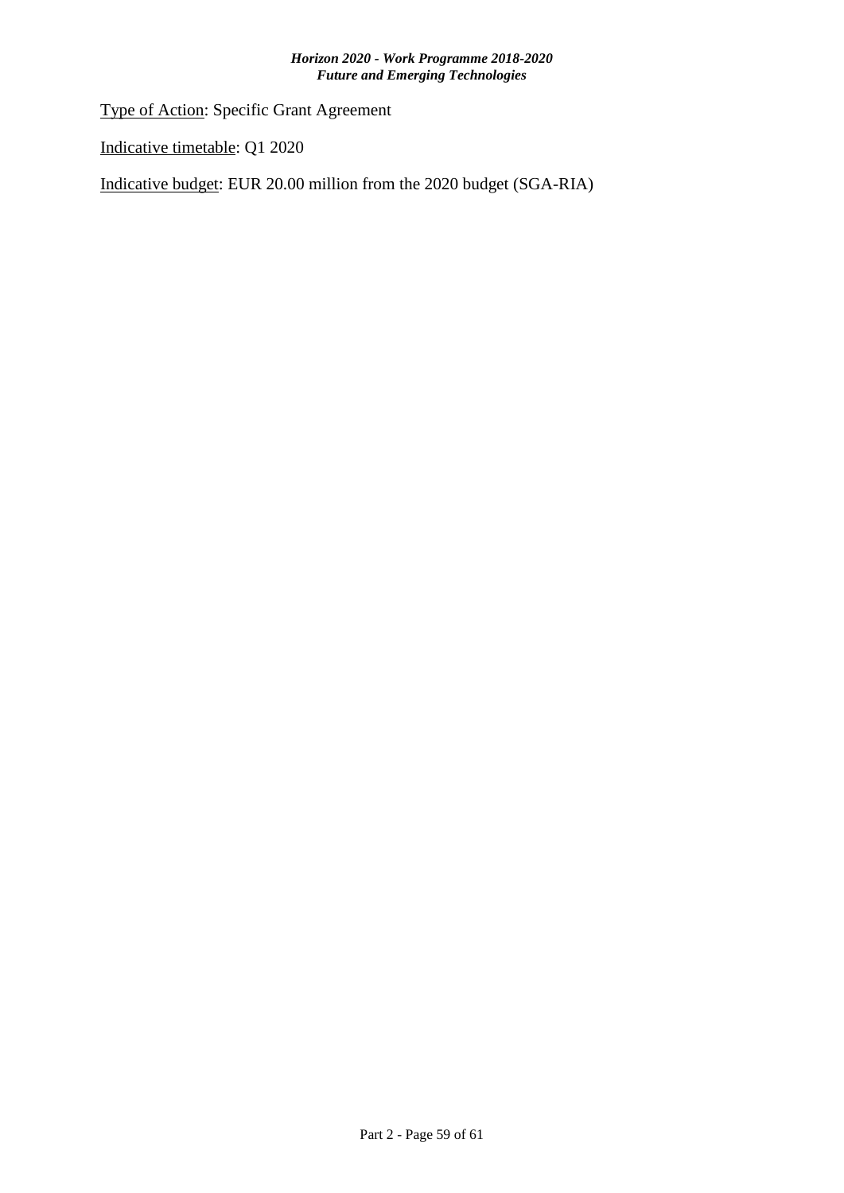Type of Action: Specific Grant Agreement

Indicative timetable: Q1 2020

Indicative budget: EUR 20.00 million from the 2020 budget (SGA-RIA)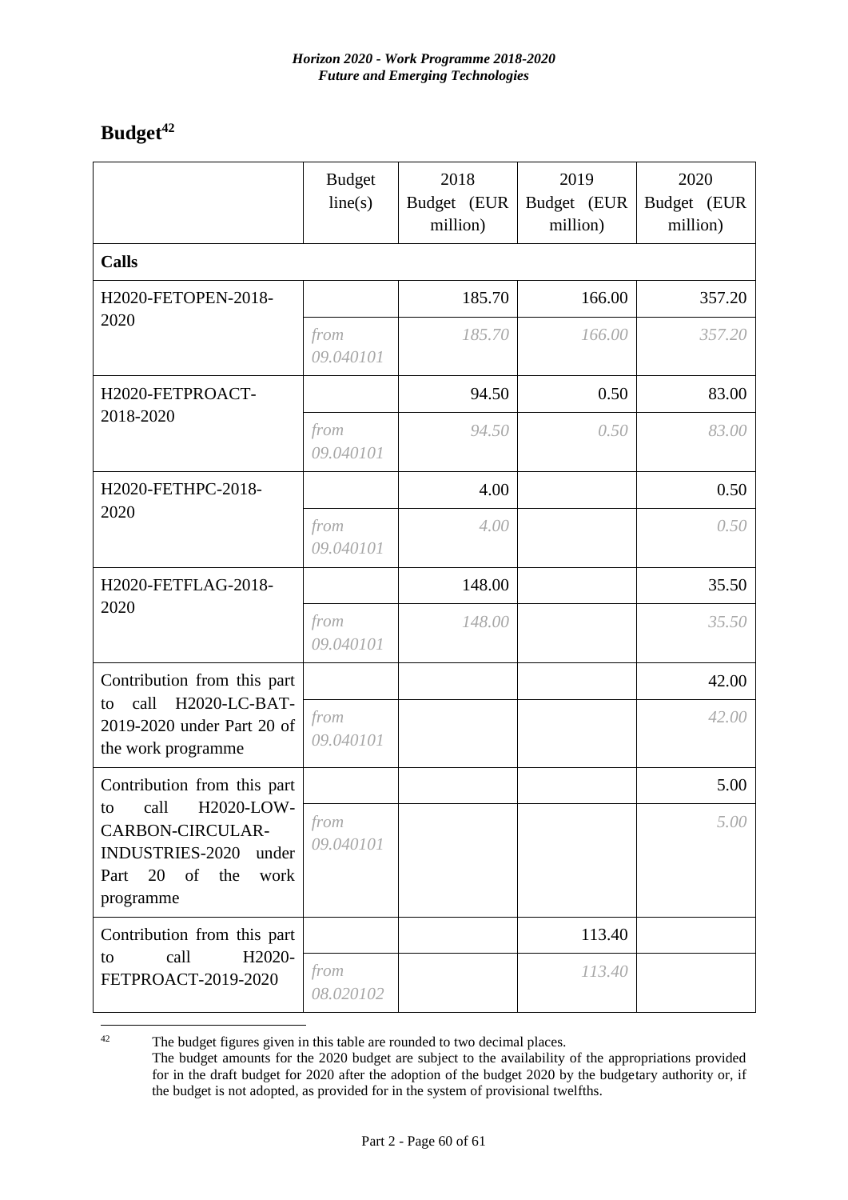# Budget[42]

| | Budget line(s) | 2018 Budget (EUR million) | 2019 Budget (EUR million) | 2020 Budget (EUR million) |
|---|---|---|---|---|
| **Calls** | | | | |
| H2020-FETOPEN-2018-2020 | | 185.70 | 166.00 | 357.20 |
| | *from 09.040101* | *185.70* | *166.00* | *357.20* |
| H2020-FETPROACT-2018-2020 | | 94.50 | 0.50 | 83.00 |
| | *from 09.040101* | *94.50* | *0.50* | *83.00* |
| H2020-FETHPC-2018-2020 | | 4.00 | | 0.50 |
| | *from 09.040101* | *4.00* | | *0.50* |
| H2020-FETFLAG-2018-2020 | | 148.00 | | 35.50 |
| | *from 09.040101* | *148.00* | | *35.50* |
| Contribution from this part to call H2020-LC-BAT-2019-2020 under Part 20 of the work programme | | | | 42.00 |
| | *from 09.040101* | | | *42.00* |
| Contribution from this part to call H2020-LOW-CARBON-CIRCULAR-INDUSTRIES-2020 under Part 20 of the work programme | | | | 5.00 |
| | *from 09.040101* | | | *5.00* |
| Contribution from this part to call H2020-FETPROACT-2019-2020 | | | 113.40 | |
| | *from 08.020102* | | *113.40* | |

[42] The budget figures given in this table are rounded to two decimal places.
The budget amounts for the 2020 budget are subject to the availability of the appropriations provided for in the draft budget for 2020 after the adoption of the budget 2020 by the budgetary authority or, if the budget is not adopted, as provided for in the system of provisional twelfths.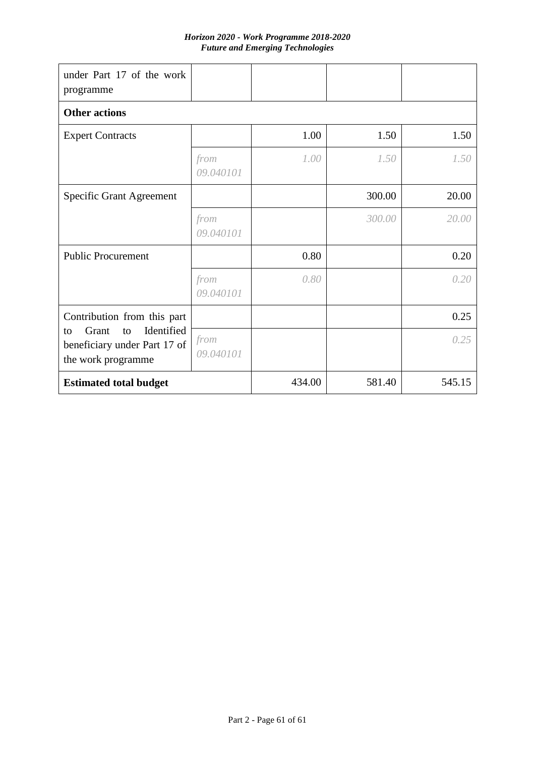| | | | | |
|---|---|---|---|---|
| under Part 17 of the work programme | | | | |
| **Other actions** | | | | |
| Expert Contracts | | 1.00 | 1.50 | 1.50 |
| | *from 09.040101* | *1.00* | *1.50* | *1.50* |
| Specific Grant Agreement | | | 300.00 | 20.00 |
| | *from 09.040101* | | *300.00* | *20.00* |
| Public Procurement | | 0.80 | | 0.20 |
| | *from 09.040101* | *0.80* | | *0.20* |
| Contribution from this part to Grant to Identified beneficiary under Part 17 of the work programme | | | | 0.25 |
| | *from 09.040101* | | | *0.25* |
| **Estimated total budget** | | 434.00 | 581.40 | 545.15 |